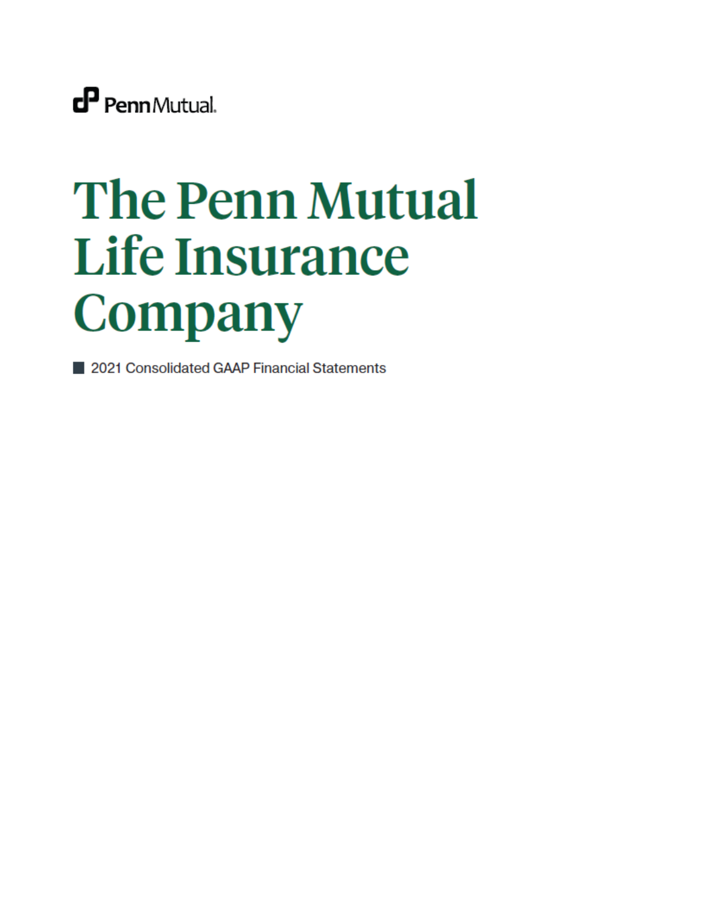PennMutual.

# The Penn Mutual Life Insurance Company

2021 Consolidated GAAP Financial Statements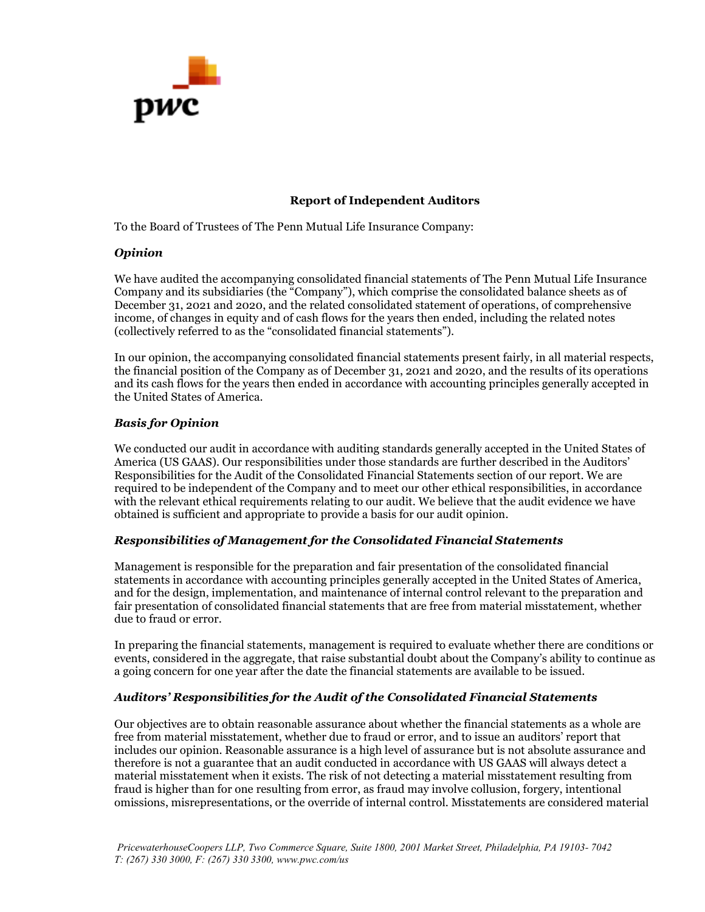pwc

## Report of Independent Auditors

To the Board of Trustees of The Penn Mutual Life Insurance Company:

### *Opinion*

We have audited the accompanying consolidated financial statements of The Penn Mutual Life Insurance Company and its subsidiaries (the "Company"), which comprise the consolidated balance sheets as of December 31, 2021 and 2020, and the related consolidated statement of operations, of comprehensive income, of changes in equity and of cash flows for the years then ended, including the related notes (collectively referred to as the "consolidated financial statements").

In our opinion, the accompanying consolidated financial statements present fairly, in all material respects, the financial position of the Company as of December 31, 2021 and 2020, and the results of its operations and its cash flows for the years then ended in accordance with accounting principles generally accepted in the United States of America.

### *Basis for Opinion*

We conducted our audit in accordance with auditing standards generally accepted in the United States of America (US GAAS). Our responsibilities under those standards are further described in the Auditors' Responsibilities for the Audit of the Consolidated Financial Statements section of our report. We are required to be independent of the Company and to meet our other ethical responsibilities, in accordance with the relevant ethical requirements relating to our audit. We believe that the audit evidence we have obtained is sufficient and appropriate to provide a basis for our audit opinion.

### *Responsibilities of Management for the Consolidated Financial Statements*

Management is responsible for the preparation and fair presentation of the consolidated financial statements in accordance with accounting principles generally accepted in the United States of America, and for the design, implementation, and maintenance of internal control relevant to the preparation and fair presentation of consolidated financial statements that are free from material misstatement, whether due to fraud or error.

In preparing the financial statements, management is required to evaluate whether there are conditions or events, considered in the aggregate, that raise substantial doubt about the Company's ability to continue as a going concern for one year after the date the financial statements are available to be issued.

### *Auditors' Responsibilities for the Audit of the Consolidated Financial Statements*

Our objectives are to obtain reasonable assurance about whether the financial statements as a whole are free from material misstatement, whether due to fraud or error, and to issue an auditors' report that includes our opinion. Reasonable assurance is a high level of assurance but is not absolute assurance and therefore is not a guarantee that an audit conducted in accordance with US GAAS will always detect a material misstatement when it exists. The risk of not detecting a material misstatement resulting from fraud is higher than for one resulting from error, as fraud may involve collusion, forgery, intentional omissions, misrepresentations, or the override of internal control. Misstatements are considered material

*PricewaterhouseCoopers LLP, Two Commerce Square, Suite 1800, 2001 Market Street, Philadelphia, PA 19103- 7042*
*T: (267) 330 3000, F: (267) 330 3300, www.pwc.com/us*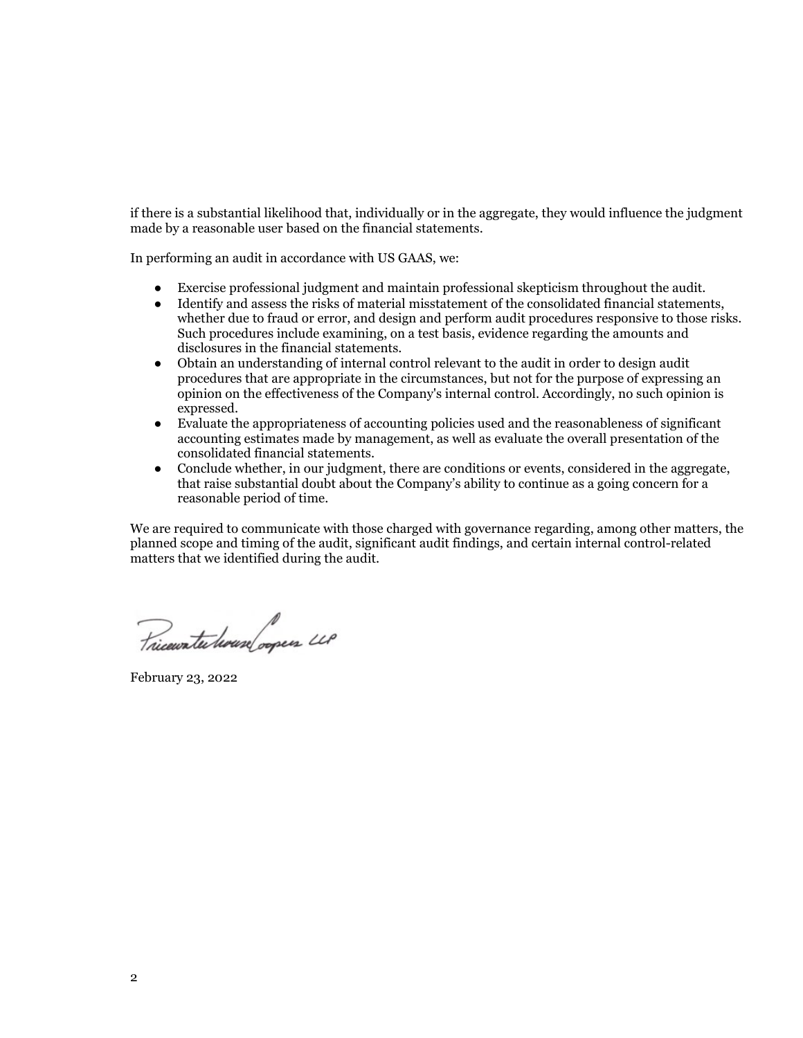if there is a substantial likelihood that, individually or in the aggregate, they would influence the judgment made by a reasonable user based on the financial statements.

In performing an audit in accordance with US GAAS, we:

- Exercise professional judgment and maintain professional skepticism throughout the audit.
- Identify and assess the risks of material misstatement of the consolidated financial statements, whether due to fraud or error, and design and perform audit procedures responsive to those risks. Such procedures include examining, on a test basis, evidence regarding the amounts and disclosures in the financial statements.
- Obtain an understanding of internal control relevant to the audit in order to design audit procedures that are appropriate in the circumstances, but not for the purpose of expressing an opinion on the effectiveness of the Company's internal control. Accordingly, no such opinion is expressed.
- Evaluate the appropriateness of accounting policies used and the reasonableness of significant accounting estimates made by management, as well as evaluate the overall presentation of the consolidated financial statements.
- Conclude whether, in our judgment, there are conditions or events, considered in the aggregate, that raise substantial doubt about the Company's ability to continue as a going concern for a reasonable period of time.

We are required to communicate with those charged with governance regarding, among other matters, the planned scope and timing of the audit, significant audit findings, and certain internal control-related matters that we identified during the audit.

PricewaterhouseCoopers LLP

February 23, 2022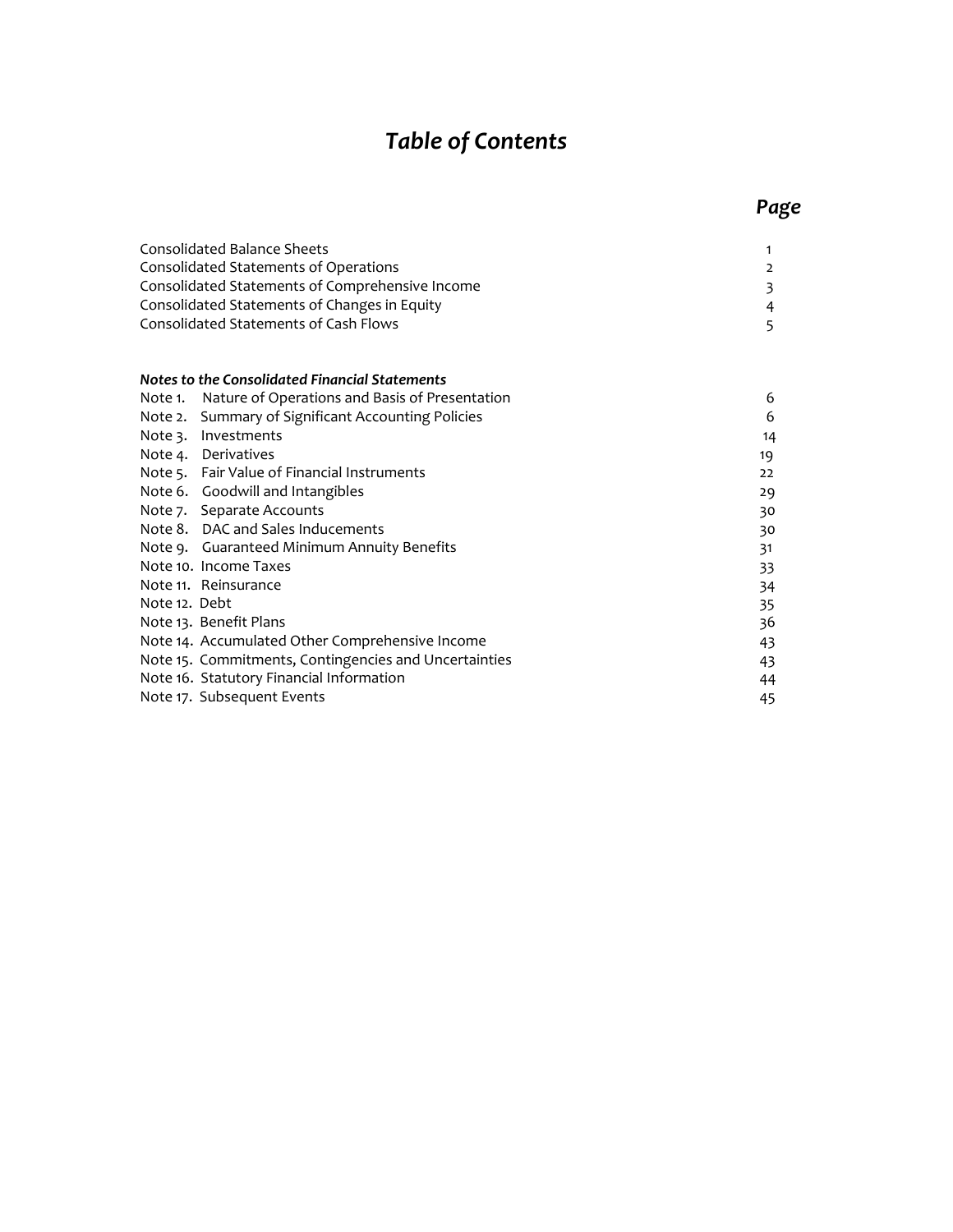# *Table of Contents*

| | Page |
|---|---|
| Consolidated Balance Sheets | 1 |
| Consolidated Statements of Operations | 2 |
| Consolidated Statements of Comprehensive Income | 3 |
| Consolidated Statements of Changes in Equity | 4 |
| Consolidated Statements of Cash Flows | 5 |
| | |
| ***Notes to the Consolidated Financial Statements*** | |
| Note 1. Nature of Operations and Basis of Presentation | 6 |
| Note 2. Summary of Significant Accounting Policies | 6 |
| Note 3. Investments | 14 |
| Note 4. Derivatives | 19 |
| Note 5. Fair Value of Financial Instruments | 22 |
| Note 6. Goodwill and Intangibles | 29 |
| Note 7. Separate Accounts | 30 |
| Note 8. DAC and Sales Inducements | 30 |
| Note 9. Guaranteed Minimum Annuity Benefits | 31 |
| Note 10. Income Taxes | 33 |
| Note 11. Reinsurance | 34 |
| Note 12. Debt | 35 |
| Note 13. Benefit Plans | 36 |
| Note 14. Accumulated Other Comprehensive Income | 43 |
| Note 15. Commitments, Contingencies and Uncertainties | 43 |
| Note 16. Statutory Financial Information | 44 |
| Note 17. Subsequent Events | 45 |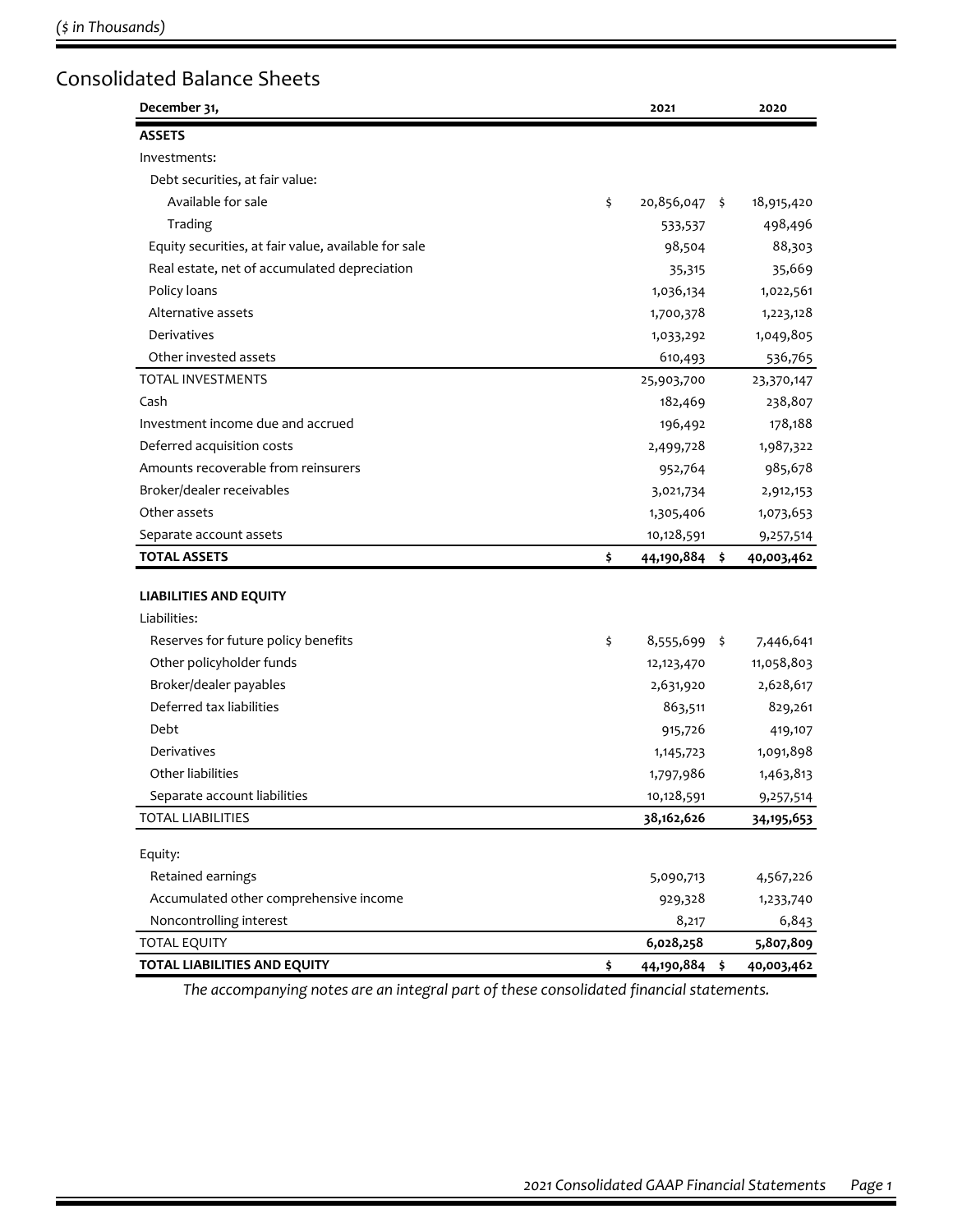*($ in Thousands)*

## Consolidated Balance Sheets

| December 31, | 2021 | 2020 |
|---|---|---|
| **ASSETS** | | |
| Investments: | | |
| Debt securities, at fair value: | | |
| Available for sale | $ 20,856,047 | $ 18,915,420 |
| Trading | 533,537 | 498,496 |
| Equity securities, at fair value, available for sale | 98,504 | 88,303 |
| Real estate, net of accumulated depreciation | 35,315 | 35,669 |
| Policy loans | 1,036,134 | 1,022,561 |
| Alternative assets | 1,700,378 | 1,223,128 |
| Derivatives | 1,033,292 | 1,049,805 |
| Other invested assets | 610,493 | 536,765 |
| TOTAL INVESTMENTS | 25,903,700 | 23,370,147 |
| Cash | 182,469 | 238,807 |
| Investment income due and accrued | 196,492 | 178,188 |
| Deferred acquisition costs | 2,499,728 | 1,987,322 |
| Amounts recoverable from reinsurers | 952,764 | 985,678 |
| Broker/dealer receivables | 3,021,734 | 2,912,153 |
| Other assets | 1,305,406 | 1,073,653 |
| Separate account assets | 10,128,591 | 9,257,514 |
| **TOTAL ASSETS** | **$ 44,190,884** | **$ 40,003,462** |
| | | |
| **LIABILITIES AND EQUITY** | | |
| Liabilities: | | |
| Reserves for future policy benefits | $ 8,555,699 | $ 7,446,641 |
| Other policyholder funds | 12,123,470 | 11,058,803 |
| Broker/dealer payables | 2,631,920 | 2,628,617 |
| Deferred tax liabilities | 863,511 | 829,261 |
| Debt | 915,726 | 419,107 |
| Derivatives | 1,145,723 | 1,091,898 |
| Other liabilities | 1,797,986 | 1,463,813 |
| Separate account liabilities | 10,128,591 | 9,257,514 |
| TOTAL LIABILITIES | **38,162,626** | **34,195,653** |
| | | |
| Equity: | | |
| Retained earnings | 5,090,713 | 4,567,226 |
| Accumulated other comprehensive income | 929,328 | 1,233,740 |
| Noncontrolling interest | 8,217 | 6,843 |
| TOTAL EQUITY | **6,028,258** | **5,807,809** |
| **TOTAL LIABILITIES AND EQUITY** | **$ 44,190,884** | **$ 40,003,462** |

*The accompanying notes are an integral part of these consolidated financial statements.*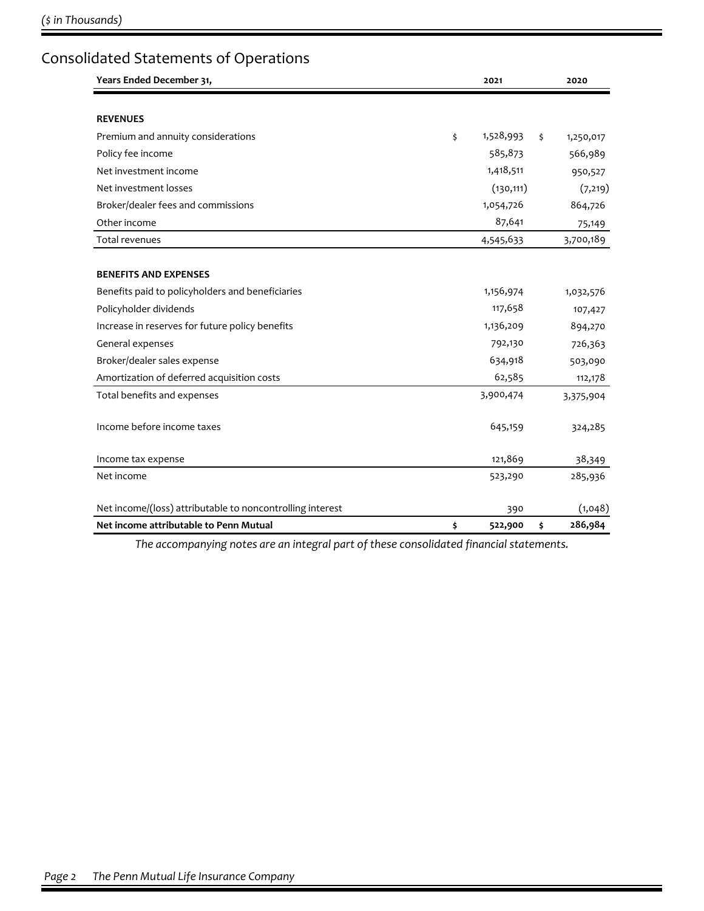*($ in Thousands)*

## Consolidated Statements of Operations

| Years Ended December 31, | 2021 | 2020 |
|---|---|---|
| **REVENUES** | | |
| Premium and annuity considerations | $ 1,528,993 | $ 1,250,017 |
| Policy fee income | 585,873 | 566,989 |
| Net investment income | 1,418,511 | 950,527 |
| Net investment losses | (130,111) | (7,219) |
| Broker/dealer fees and commissions | 1,054,726 | 864,726 |
| Other income | 87,641 | 75,149 |
| Total revenues | 4,545,633 | 3,700,189 |
| **BENEFITS AND EXPENSES** | | |
| Benefits paid to policyholders and beneficiaries | 1,156,974 | 1,032,576 |
| Policyholder dividends | 117,658 | 107,427 |
| Increase in reserves for future policy benefits | 1,136,209 | 894,270 |
| General expenses | 792,130 | 726,363 |
| Broker/dealer sales expense | 634,918 | 503,090 |
| Amortization of deferred acquisition costs | 62,585 | 112,178 |
| Total benefits and expenses | 3,900,474 | 3,375,904 |
| Income before income taxes | 645,159 | 324,285 |
| Income tax expense | 121,869 | 38,349 |
| Net income | 523,290 | 285,936 |
| Net income/(loss) attributable to noncontrolling interest | 390 | (1,048) |
| **Net income attributable to Penn Mutual** | **$ 522,900** | **$ 286,984** |

*The accompanying notes are an integral part of these consolidated financial statements.*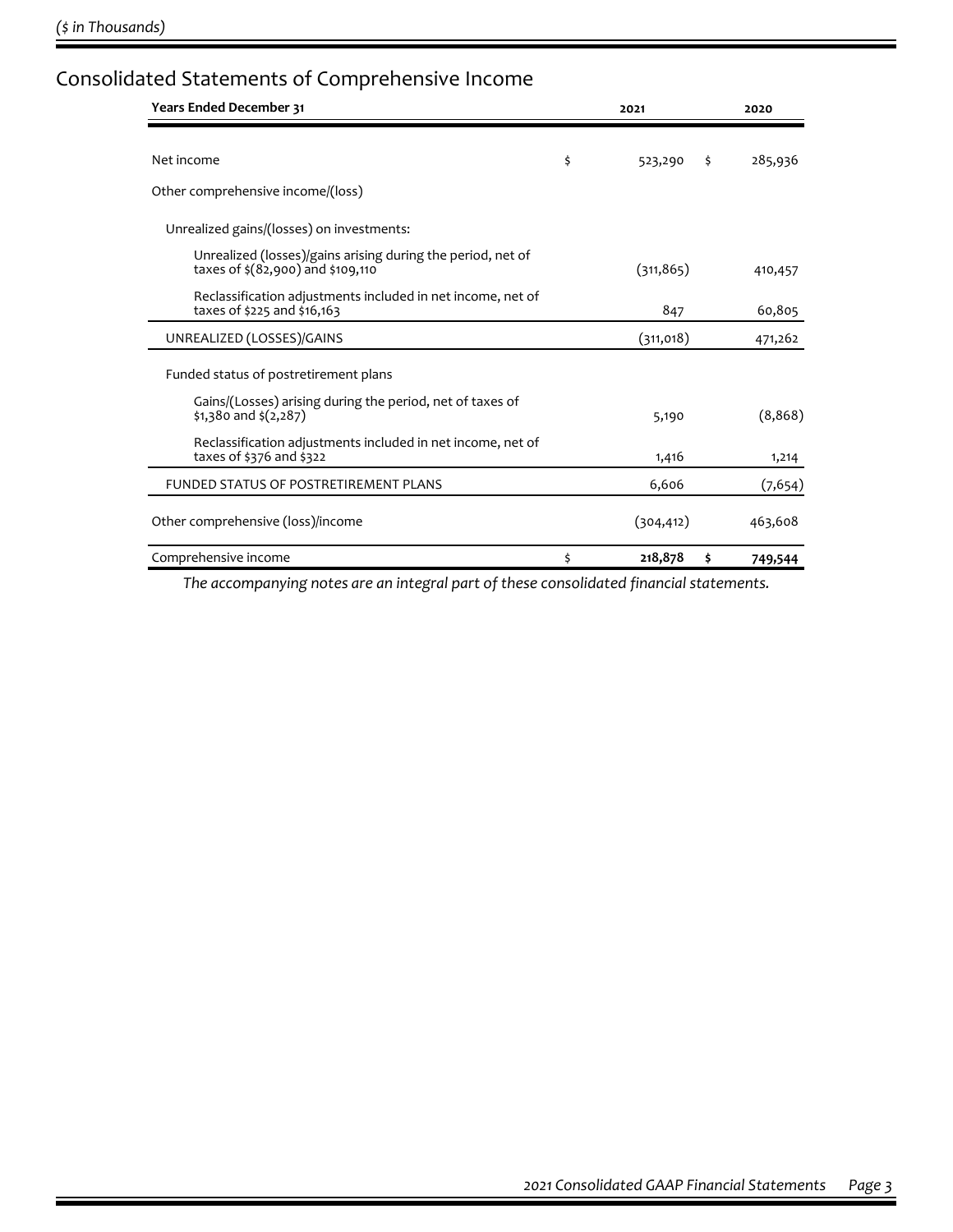*($ in Thousands)*

## Consolidated Statements of Comprehensive Income

| Years Ended December 31 | 2021 | 2020 |
|---|---|---|
| Net income | $ 523,290 | $ 285,936 |
| Other comprehensive income/(loss) | | |
| Unrealized gains/(losses) on investments: | | |
| Unrealized (losses)/gains arising during the period, net of taxes of $(82,900) and $109,110 | (311,865) | 410,457 |
| Reclassification adjustments included in net income, net of taxes of $225 and $16,163 | 847 | 60,805 |
| UNREALIZED (LOSSES)/GAINS | (311,018) | 471,262 |
| Funded status of postretirement plans | | |
| Gains/(Losses) arising during the period, net of taxes of $1,380 and $(2,287) | 5,190 | (8,868) |
| Reclassification adjustments included in net income, net of taxes of $376 and $322 | 1,416 | 1,214 |
| FUNDED STATUS OF POSTRETIREMENT PLANS | 6,606 | (7,654) |
| Other comprehensive (loss)/income | (304,412) | 463,608 |
| Comprehensive income | **$ 218,878** | **$ 749,544** |

*The accompanying notes are an integral part of these consolidated financial statements.*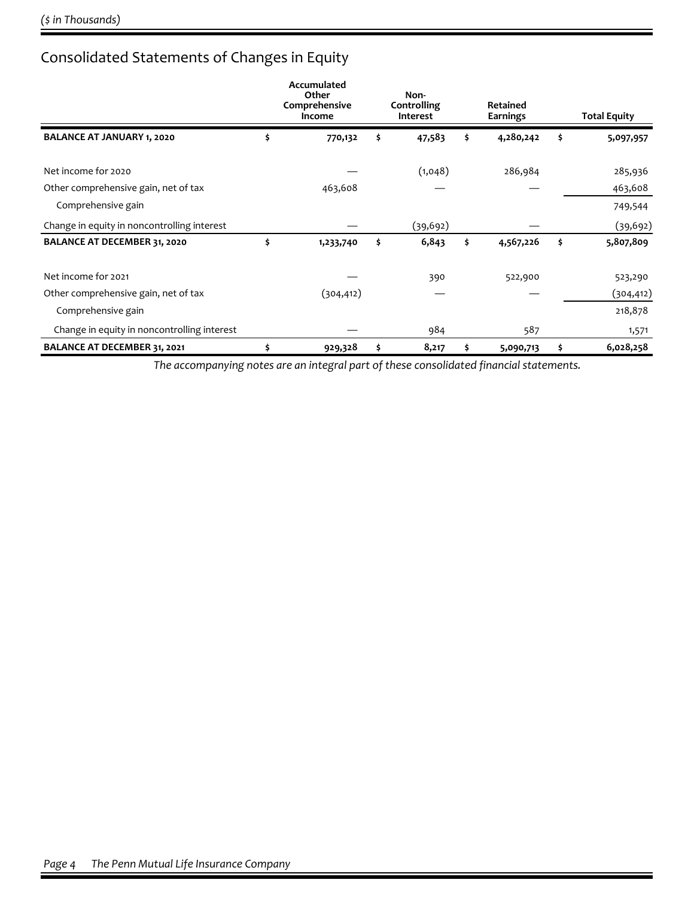*($ in Thousands)*

## Consolidated Statements of Changes in Equity

| | Accumulated Other Comprehensive Income | Non-Controlling Interest | Retained Earnings | Total Equity |
|---|---|---|---|---|
| **BALANCE AT JANUARY 1, 2020** | **$ 770,132** | **$ 47,583** | **$ 4,280,242** | **$ 5,097,957** |
| Net income for 2020 | — | (1,048) | 286,984 | 285,936 |
| Other comprehensive gain, net of tax | 463,608 | — | — | 463,608 |
| Comprehensive gain | | | | 749,544 |
| Change in equity in noncontrolling interest | — | (39,692) | — | (39,692) |
| **BALANCE AT DECEMBER 31, 2020** | **$ 1,233,740** | **$ 6,843** | **$ 4,567,226** | **$ 5,807,809** |
| Net income for 2021 | — | 390 | 522,900 | 523,290 |
| Other comprehensive gain, net of tax | (304,412) | — | — | (304,412) |
| Comprehensive gain | | | | 218,878 |
| Change in equity in noncontrolling interest | — | 984 | 587 | 1,571 |
| **BALANCE AT DECEMBER 31, 2021** | **$ 929,328** | **$ 8,217** | **$ 5,090,713** | **$ 6,028,258** |

*The accompanying notes are an integral part of these consolidated financial statements.*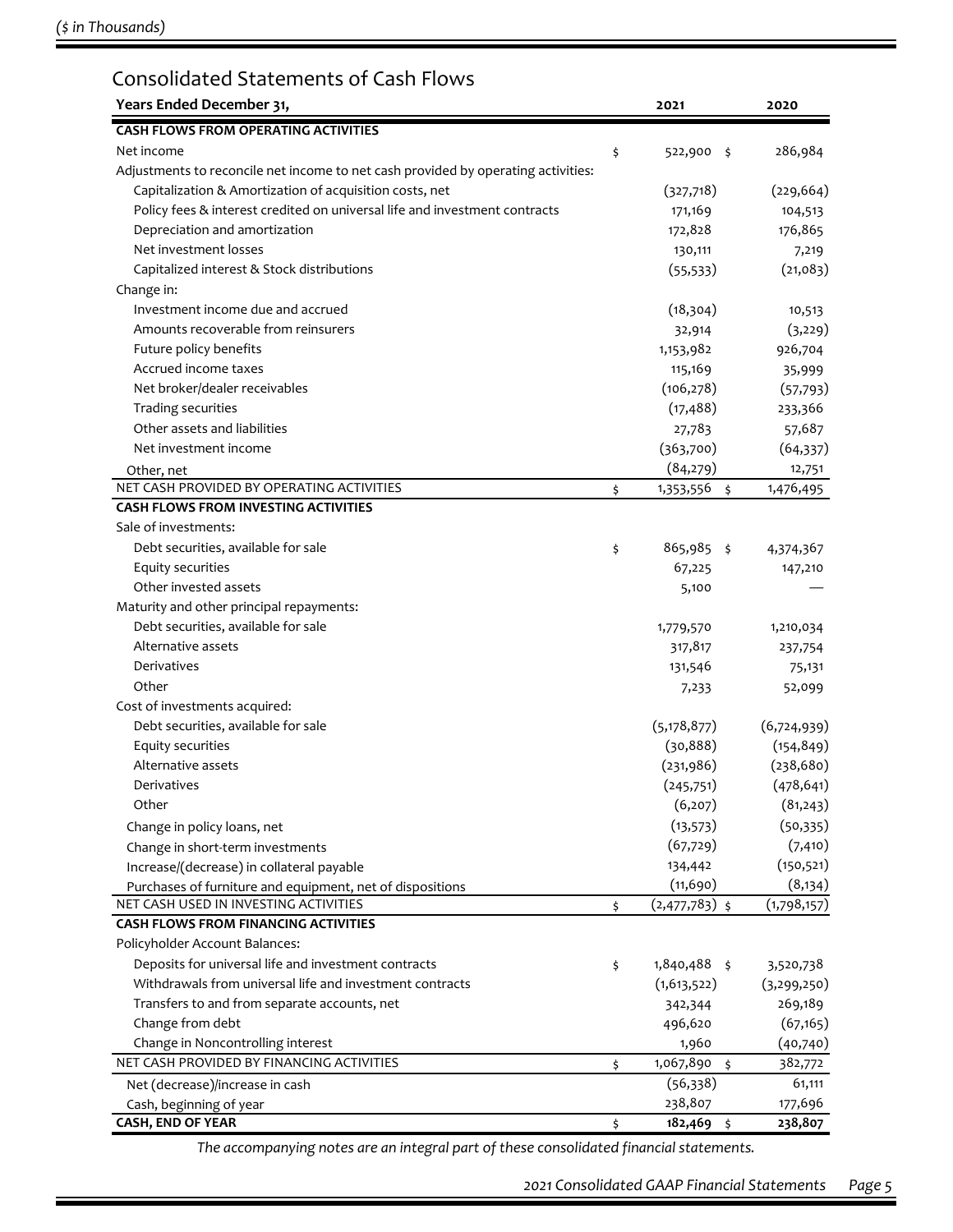*($ in Thousands)*

## Consolidated Statements of Cash Flows

| Years Ended December 31, | 2021 | 2020 |
|---|---|---|
| **CASH FLOWS FROM OPERATING ACTIVITIES** | | |
| Net income | $ 522,900 | $ 286,984 |
| Adjustments to reconcile net income to net cash provided by operating activities: | | |
| Capitalization & Amortization of acquisition costs, net | (327,718) | (229,664) |
| Policy fees & interest credited on universal life and investment contracts | 171,169 | 104,513 |
| Depreciation and amortization | 172,828 | 176,865 |
| Net investment losses | 130,111 | 7,219 |
| Capitalized interest & Stock distributions | (55,533) | (21,083) |
| Change in: | | |
| Investment income due and accrued | (18,304) | 10,513 |
| Amounts recoverable from reinsurers | 32,914 | (3,229) |
| Future policy benefits | 1,153,982 | 926,704 |
| Accrued income taxes | 115,169 | 35,999 |
| Net broker/dealer receivables | (106,278) | (57,793) |
| Trading securities | (17,488) | 233,366 |
| Other assets and liabilities | 27,783 | 57,687 |
| Net investment income | (363,700) | (64,337) |
| Other, net | (84,279) | 12,751 |
| NET CASH PROVIDED BY OPERATING ACTIVITIES | $ 1,353,556 | $ 1,476,495 |
| **CASH FLOWS FROM INVESTING ACTIVITIES** | | |
| Sale of investments: | | |
| Debt securities, available for sale | $ 865,985 | $ 4,374,367 |
| Equity securities | 67,225 | 147,210 |
| Other invested assets | 5,100 | — |
| Maturity and other principal repayments: | | |
| Debt securities, available for sale | 1,779,570 | 1,210,034 |
| Alternative assets | 317,817 | 237,754 |
| Derivatives | 131,546 | 75,131 |
| Other | 7,233 | 52,099 |
| Cost of investments acquired: | | |
| Debt securities, available for sale | (5,178,877) | (6,724,939) |
| Equity securities | (30,888) | (154,849) |
| Alternative assets | (231,986) | (238,680) |
| Derivatives | (245,751) | (478,641) |
| Other | (6,207) | (81,243) |
| Change in policy loans, net | (13,573) | (50,335) |
| Change in short-term investments | (67,729) | (7,410) |
| Increase/(decrease) in collateral payable | 134,442 | (150,521) |
| Purchases of furniture and equipment, net of dispositions | (11,690) | (8,134) |
| NET CASH USED IN INVESTING ACTIVITIES | $ (2,477,783) | $ (1,798,157) |
| **CASH FLOWS FROM FINANCING ACTIVITIES** | | |
| Policyholder Account Balances: | | |
| Deposits for universal life and investment contracts | $ 1,840,488 | $ 3,520,738 |
| Withdrawals from universal life and investment contracts | (1,613,522) | (3,299,250) |
| Transfers to and from separate accounts, net | 342,344 | 269,189 |
| Change from debt | 496,620 | (67,165) |
| Change in Noncontrolling interest | 1,960 | (40,740) |
| NET CASH PROVIDED BY FINANCING ACTIVITIES | $ 1,067,890 | $ 382,772 |
| Net (decrease)/increase in cash | (56,338) | 61,111 |
| Cash, beginning of year | 238,807 | 177,696 |
| **CASH, END OF YEAR** | **$ 182,469** | **$ 238,807** |

*The accompanying notes are an integral part of these consolidated financial statements.*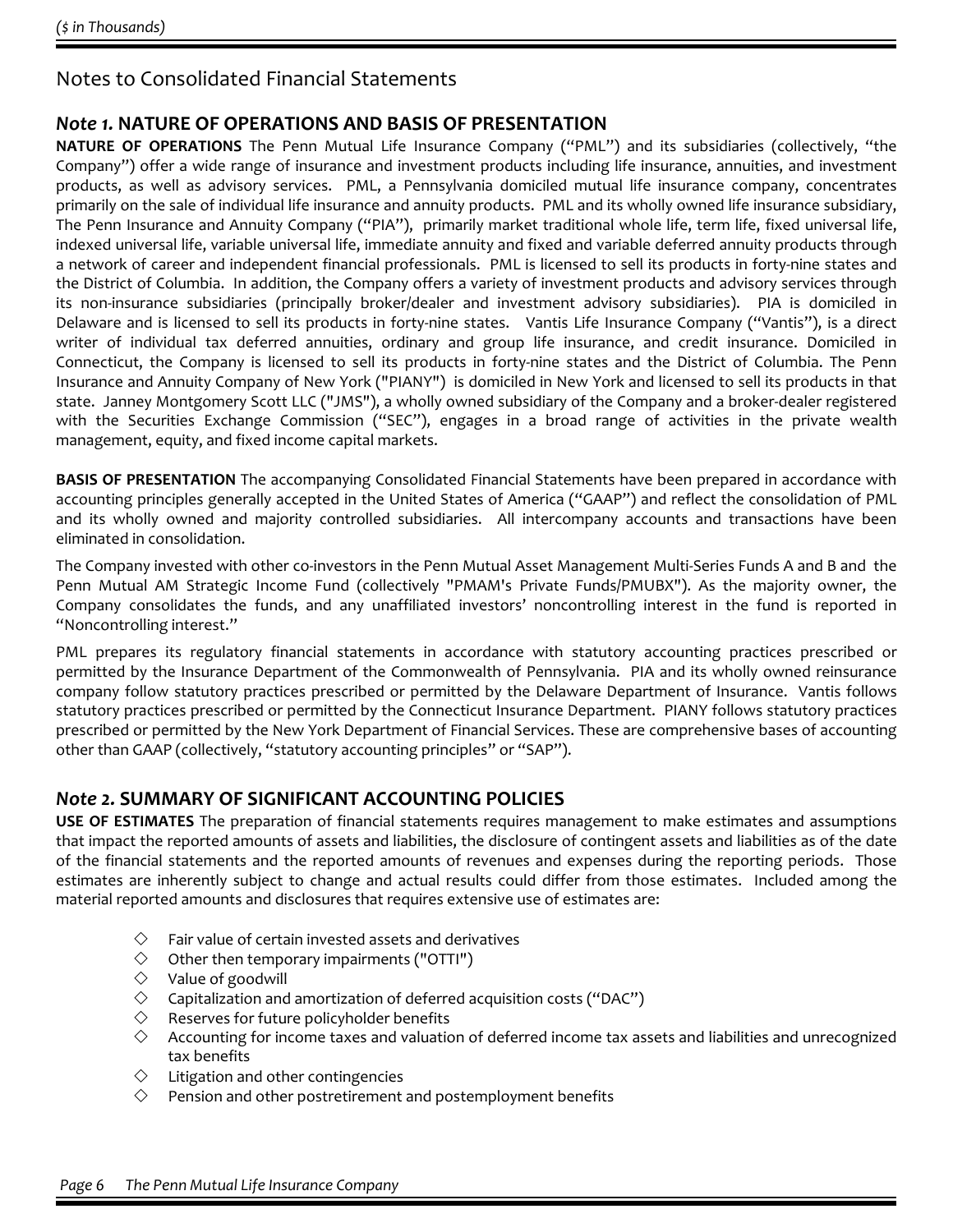# Notes to Consolidated Financial Statements

## *Note 1.* NATURE OF OPERATIONS AND BASIS OF PRESENTATION

**NATURE OF OPERATIONS** The Penn Mutual Life Insurance Company ("PML") and its subsidiaries (collectively, "the Company") offer a wide range of insurance and investment products including life insurance, annuities, and investment products, as well as advisory services. PML, a Pennsylvania domiciled mutual life insurance company, concentrates primarily on the sale of individual life insurance and annuity products. PML and its wholly owned life insurance subsidiary, The Penn Insurance and Annuity Company ("PIA"), primarily market traditional whole life, term life, fixed universal life, indexed universal life, variable universal life, immediate annuity and fixed and variable deferred annuity products through a network of career and independent financial professionals. PML is licensed to sell its products in forty-nine states and the District of Columbia. In addition, the Company offers a variety of investment products and advisory services through its non-insurance subsidiaries (principally broker/dealer and investment advisory subsidiaries). PIA is domiciled in Delaware and is licensed to sell its products in forty-nine states. Vantis Life Insurance Company ("Vantis"), is a direct writer of individual tax deferred annuities, ordinary and group life insurance, and credit insurance. Domiciled in Connecticut, the Company is licensed to sell its products in forty-nine states and the District of Columbia. The Penn Insurance and Annuity Company of New York ("PIANY") is domiciled in New York and licensed to sell its products in that state. Janney Montgomery Scott LLC ("JMS"), a wholly owned subsidiary of the Company and a broker-dealer registered with the Securities Exchange Commission ("SEC"), engages in a broad range of activities in the private wealth management, equity, and fixed income capital markets.

**BASIS OF PRESENTATION** The accompanying Consolidated Financial Statements have been prepared in accordance with accounting principles generally accepted in the United States of America ("GAAP") and reflect the consolidation of PML and its wholly owned and majority controlled subsidiaries. All intercompany accounts and transactions have been eliminated in consolidation.

The Company invested with other co-investors in the Penn Mutual Asset Management Multi-Series Funds A and B and the Penn Mutual AM Strategic Income Fund (collectively "PMAM's Private Funds/PMUBX"). As the majority owner, the Company consolidates the funds, and any unaffiliated investors' noncontrolling interest in the fund is reported in "Noncontrolling interest."

PML prepares its regulatory financial statements in accordance with statutory accounting practices prescribed or permitted by the Insurance Department of the Commonwealth of Pennsylvania. PIA and its wholly owned reinsurance company follow statutory practices prescribed or permitted by the Delaware Department of Insurance. Vantis follows statutory practices prescribed or permitted by the Connecticut Insurance Department. PIANY follows statutory practices prescribed or permitted by the New York Department of Financial Services. These are comprehensive bases of accounting other than GAAP (collectively, "statutory accounting principles" or "SAP").

## *Note 2.* SUMMARY OF SIGNIFICANT ACCOUNTING POLICIES

**USE OF ESTIMATES** The preparation of financial statements requires management to make estimates and assumptions that impact the reported amounts of assets and liabilities, the disclosure of contingent assets and liabilities as of the date of the financial statements and the reported amounts of revenues and expenses during the reporting periods. Those estimates are inherently subject to change and actual results could differ from those estimates. Included among the material reported amounts and disclosures that requires extensive use of estimates are:

- ◇ Fair value of certain invested assets and derivatives
- ◇ Other then temporary impairments ("OTTI")
- ◇ Value of goodwill
- ◇ Capitalization and amortization of deferred acquisition costs ("DAC")
- ◇ Reserves for future policyholder benefits
- ◇ Accounting for income taxes and valuation of deferred income tax assets and liabilities and unrecognized tax benefits
- ◇ Litigation and other contingencies
- ◇ Pension and other postretirement and postemployment benefits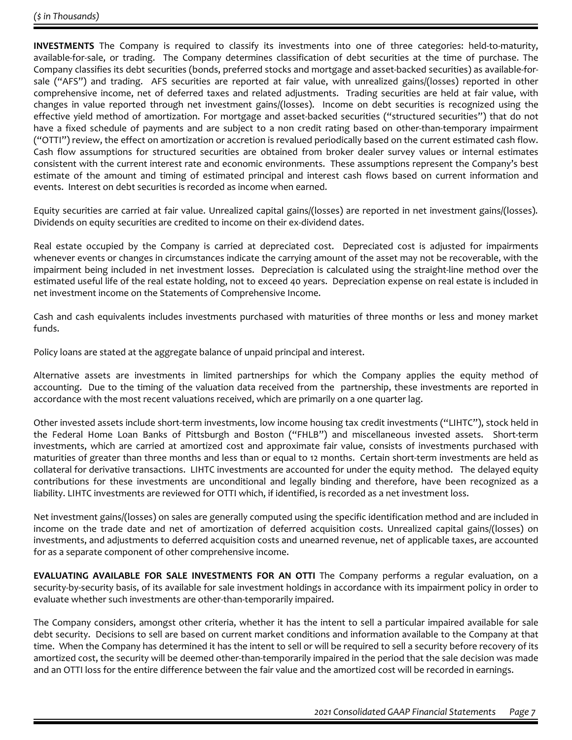**INVESTMENTS** The Company is required to classify its investments into one of three categories: held-to-maturity, available-for-sale, or trading. The Company determines classification of debt securities at the time of purchase. The Company classifies its debt securities (bonds, preferred stocks and mortgage and asset-backed securities) as available-for-sale ("AFS") and trading. AFS securities are reported at fair value, with unrealized gains/(losses) reported in other comprehensive income, net of deferred taxes and related adjustments. Trading securities are held at fair value, with changes in value reported through net investment gains/(losses). Income on debt securities is recognized using the effective yield method of amortization. For mortgage and asset-backed securities ("structured securities") that do not have a fixed schedule of payments and are subject to a non credit rating based on other-than-temporary impairment ("OTTI") review, the effect on amortization or accretion is revalued periodically based on the current estimated cash flow. Cash flow assumptions for structured securities are obtained from broker dealer survey values or internal estimates consistent with the current interest rate and economic environments. These assumptions represent the Company's best estimate of the amount and timing of estimated principal and interest cash flows based on current information and events. Interest on debt securities is recorded as income when earned.

Equity securities are carried at fair value. Unrealized capital gains/(losses) are reported in net investment gains/(losses). Dividends on equity securities are credited to income on their ex-dividend dates.

Real estate occupied by the Company is carried at depreciated cost. Depreciated cost is adjusted for impairments whenever events or changes in circumstances indicate the carrying amount of the asset may not be recoverable, with the impairment being included in net investment losses. Depreciation is calculated using the straight-line method over the estimated useful life of the real estate holding, not to exceed 40 years. Depreciation expense on real estate is included in net investment income on the Statements of Comprehensive Income.

Cash and cash equivalents includes investments purchased with maturities of three months or less and money market funds.

Policy loans are stated at the aggregate balance of unpaid principal and interest.

Alternative assets are investments in limited partnerships for which the Company applies the equity method of accounting. Due to the timing of the valuation data received from the partnership, these investments are reported in accordance with the most recent valuations received, which are primarily on a one quarter lag.

Other invested assets include short-term investments, low income housing tax credit investments ("LIHTC"), stock held in the Federal Home Loan Banks of Pittsburgh and Boston ("FHLB") and miscellaneous invested assets. Short-term investments, which are carried at amortized cost and approximate fair value, consists of investments purchased with maturities of greater than three months and less than or equal to 12 months. Certain short-term investments are held as collateral for derivative transactions. LIHTC investments are accounted for under the equity method. The delayed equity contributions for these investments are unconditional and legally binding and therefore, have been recognized as a liability. LIHTC investments are reviewed for OTTI which, if identified, is recorded as a net investment loss.

Net investment gains/(losses) on sales are generally computed using the specific identification method and are included in income on the trade date and net of amortization of deferred acquisition costs. Unrealized capital gains/(losses) on investments, and adjustments to deferred acquisition costs and unearned revenue, net of applicable taxes, are accounted for as a separate component of other comprehensive income.

**EVALUATING AVAILABLE FOR SALE INVESTMENTS FOR AN OTTI** The Company performs a regular evaluation, on a security-by-security basis, of its available for sale investment holdings in accordance with its impairment policy in order to evaluate whether such investments are other-than-temporarily impaired.

The Company considers, amongst other criteria, whether it has the intent to sell a particular impaired available for sale debt security. Decisions to sell are based on current market conditions and information available to the Company at that time. When the Company has determined it has the intent to sell or will be required to sell a security before recovery of its amortized cost, the security will be deemed other-than-temporarily impaired in the period that the sale decision was made and an OTTI loss for the entire difference between the fair value and the amortized cost will be recorded in earnings.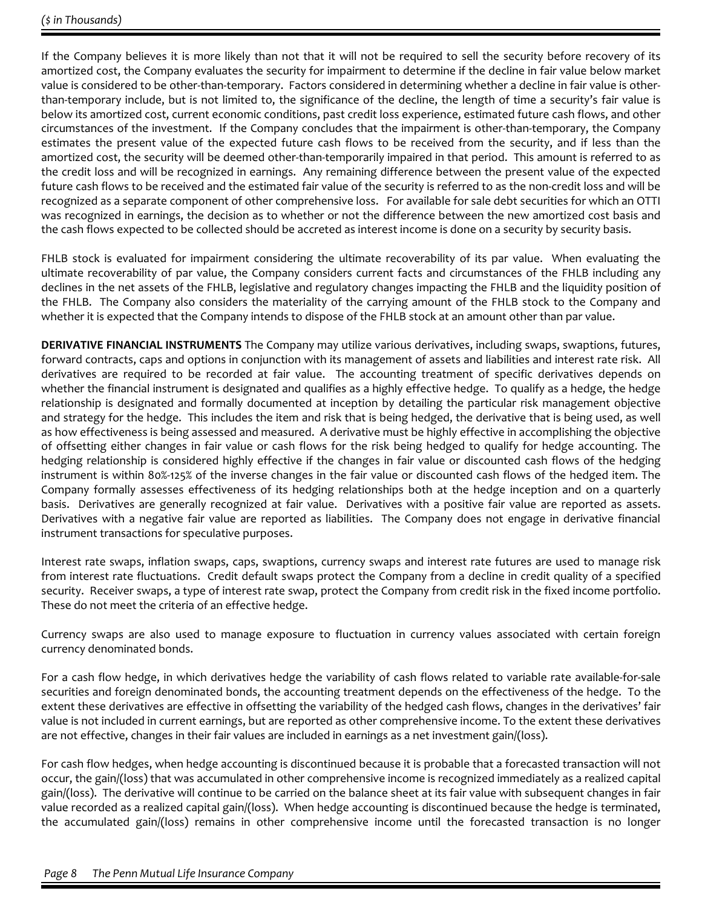If the Company believes it is more likely than not that it will not be required to sell the security before recovery of its amortized cost, the Company evaluates the security for impairment to determine if the decline in fair value below market value is considered to be other-than-temporary. Factors considered in determining whether a decline in fair value is other-than-temporary include, but is not limited to, the significance of the decline, the length of time a security's fair value is below its amortized cost, current economic conditions, past credit loss experience, estimated future cash flows, and other circumstances of the investment. If the Company concludes that the impairment is other-than-temporary, the Company estimates the present value of the expected future cash flows to be received from the security, and if less than the amortized cost, the security will be deemed other-than-temporarily impaired in that period. This amount is referred to as the credit loss and will be recognized in earnings. Any remaining difference between the present value of the expected future cash flows to be received and the estimated fair value of the security is referred to as the non-credit loss and will be recognized as a separate component of other comprehensive loss. For available for sale debt securities for which an OTTI was recognized in earnings, the decision as to whether or not the difference between the new amortized cost basis and the cash flows expected to be collected should be accreted as interest income is done on a security by security basis.

FHLB stock is evaluated for impairment considering the ultimate recoverability of its par value. When evaluating the ultimate recoverability of par value, the Company considers current facts and circumstances of the FHLB including any declines in the net assets of the FHLB, legislative and regulatory changes impacting the FHLB and the liquidity position of the FHLB. The Company also considers the materiality of the carrying amount of the FHLB stock to the Company and whether it is expected that the Company intends to dispose of the FHLB stock at an amount other than par value.

**DERIVATIVE FINANCIAL INSTRUMENTS** The Company may utilize various derivatives, including swaps, swaptions, futures, forward contracts, caps and options in conjunction with its management of assets and liabilities and interest rate risk. All derivatives are required to be recorded at fair value. The accounting treatment of specific derivatives depends on whether the financial instrument is designated and qualifies as a highly effective hedge. To qualify as a hedge, the hedge relationship is designated and formally documented at inception by detailing the particular risk management objective and strategy for the hedge. This includes the item and risk that is being hedged, the derivative that is being used, as well as how effectiveness is being assessed and measured. A derivative must be highly effective in accomplishing the objective of offsetting either changes in fair value or cash flows for the risk being hedged to qualify for hedge accounting. The hedging relationship is considered highly effective if the changes in fair value or discounted cash flows of the hedging instrument is within 80%-125% of the inverse changes in the fair value or discounted cash flows of the hedged item. The Company formally assesses effectiveness of its hedging relationships both at the hedge inception and on a quarterly basis. Derivatives are generally recognized at fair value. Derivatives with a positive fair value are reported as assets. Derivatives with a negative fair value are reported as liabilities. The Company does not engage in derivative financial instrument transactions for speculative purposes.

Interest rate swaps, inflation swaps, caps, swaptions, currency swaps and interest rate futures are used to manage risk from interest rate fluctuations. Credit default swaps protect the Company from a decline in credit quality of a specified security. Receiver swaps, a type of interest rate swap, protect the Company from credit risk in the fixed income portfolio. These do not meet the criteria of an effective hedge.

Currency swaps are also used to manage exposure to fluctuation in currency values associated with certain foreign currency denominated bonds.

For a cash flow hedge, in which derivatives hedge the variability of cash flows related to variable rate available-for-sale securities and foreign denominated bonds, the accounting treatment depends on the effectiveness of the hedge. To the extent these derivatives are effective in offsetting the variability of the hedged cash flows, changes in the derivatives' fair value is not included in current earnings, but are reported as other comprehensive income. To the extent these derivatives are not effective, changes in their fair values are included in earnings as a net investment gain/(loss).

For cash flow hedges, when hedge accounting is discontinued because it is probable that a forecasted transaction will not occur, the gain/(loss) that was accumulated in other comprehensive income is recognized immediately as a realized capital gain/(loss). The derivative will continue to be carried on the balance sheet at its fair value with subsequent changes in fair value recorded as a realized capital gain/(loss). When hedge accounting is discontinued because the hedge is terminated, the accumulated gain/(loss) remains in other comprehensive income until the forecasted transaction is no longer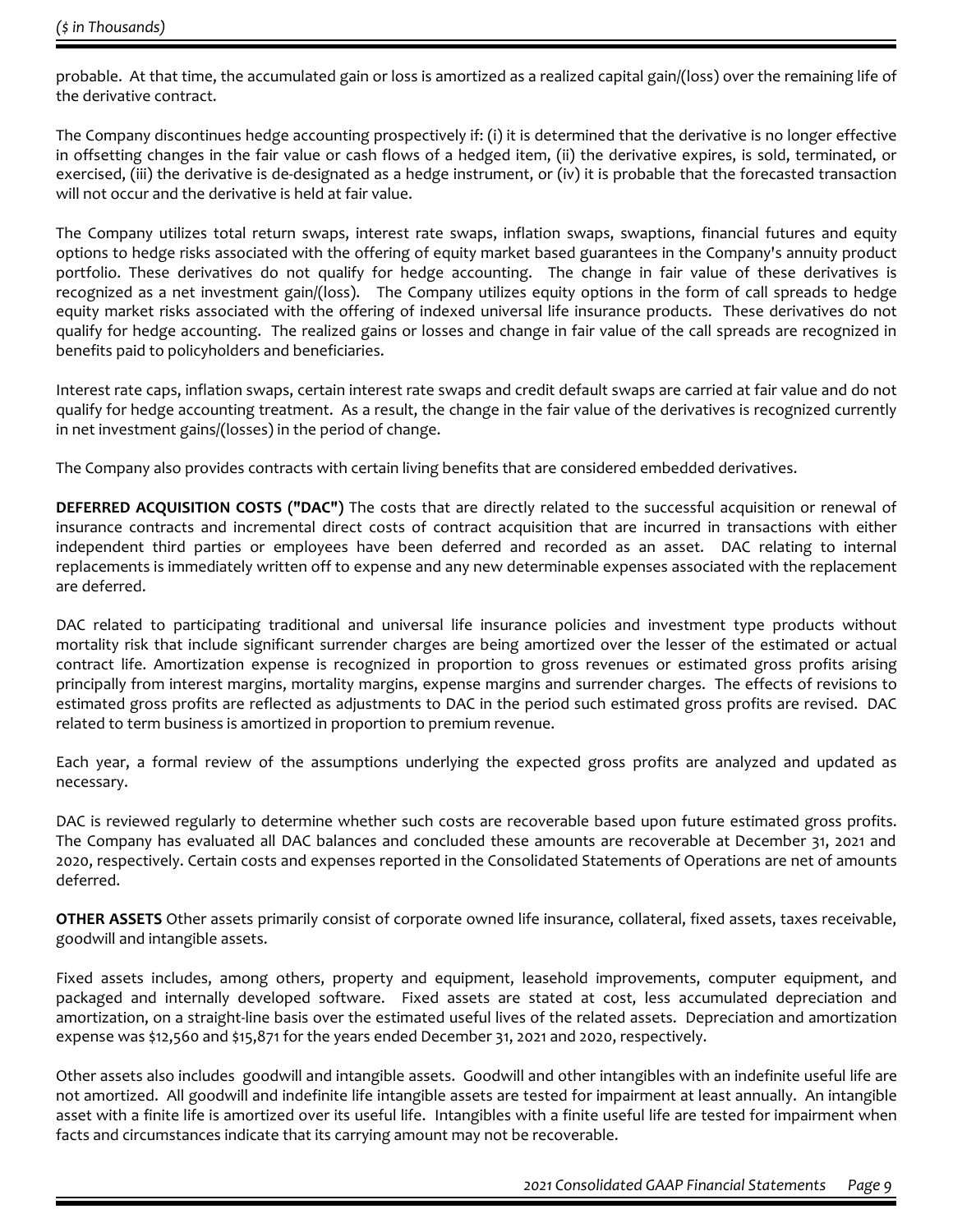probable. At that time, the accumulated gain or loss is amortized as a realized capital gain/(loss) over the remaining life of the derivative contract.

The Company discontinues hedge accounting prospectively if: (i) it is determined that the derivative is no longer effective in offsetting changes in the fair value or cash flows of a hedged item, (ii) the derivative expires, is sold, terminated, or exercised, (iii) the derivative is de-designated as a hedge instrument, or (iv) it is probable that the forecasted transaction will not occur and the derivative is held at fair value.

The Company utilizes total return swaps, interest rate swaps, inflation swaps, swaptions, financial futures and equity options to hedge risks associated with the offering of equity market based guarantees in the Company's annuity product portfolio. These derivatives do not qualify for hedge accounting. The change in fair value of these derivatives is recognized as a net investment gain/(loss). The Company utilizes equity options in the form of call spreads to hedge equity market risks associated with the offering of indexed universal life insurance products. These derivatives do not qualify for hedge accounting. The realized gains or losses and change in fair value of the call spreads are recognized in benefits paid to policyholders and beneficiaries.

Interest rate caps, inflation swaps, certain interest rate swaps and credit default swaps are carried at fair value and do not qualify for hedge accounting treatment. As a result, the change in the fair value of the derivatives is recognized currently in net investment gains/(losses) in the period of change.

The Company also provides contracts with certain living benefits that are considered embedded derivatives.

**DEFERRED ACQUISITION COSTS ("DAC")** The costs that are directly related to the successful acquisition or renewal of insurance contracts and incremental direct costs of contract acquisition that are incurred in transactions with either independent third parties or employees have been deferred and recorded as an asset. DAC relating to internal replacements is immediately written off to expense and any new determinable expenses associated with the replacement are deferred.

DAC related to participating traditional and universal life insurance policies and investment type products without mortality risk that include significant surrender charges are being amortized over the lesser of the estimated or actual contract life. Amortization expense is recognized in proportion to gross revenues or estimated gross profits arising principally from interest margins, mortality margins, expense margins and surrender charges. The effects of revisions to estimated gross profits are reflected as adjustments to DAC in the period such estimated gross profits are revised. DAC related to term business is amortized in proportion to premium revenue.

Each year, a formal review of the assumptions underlying the expected gross profits are analyzed and updated as necessary.

DAC is reviewed regularly to determine whether such costs are recoverable based upon future estimated gross profits. The Company has evaluated all DAC balances and concluded these amounts are recoverable at December 31, 2021 and 2020, respectively. Certain costs and expenses reported in the Consolidated Statements of Operations are net of amounts deferred.

**OTHER ASSETS** Other assets primarily consist of corporate owned life insurance, collateral, fixed assets, taxes receivable, goodwill and intangible assets.

Fixed assets includes, among others, property and equipment, leasehold improvements, computer equipment, and packaged and internally developed software. Fixed assets are stated at cost, less accumulated depreciation and amortization, on a straight-line basis over the estimated useful lives of the related assets. Depreciation and amortization expense was $12,560 and $15,871 for the years ended December 31, 2021 and 2020, respectively.

Other assets also includes goodwill and intangible assets. Goodwill and other intangibles with an indefinite useful life are not amortized. All goodwill and indefinite life intangible assets are tested for impairment at least annually. An intangible asset with a finite life is amortized over its useful life. Intangibles with a finite useful life are tested for impairment when facts and circumstances indicate that its carrying amount may not be recoverable.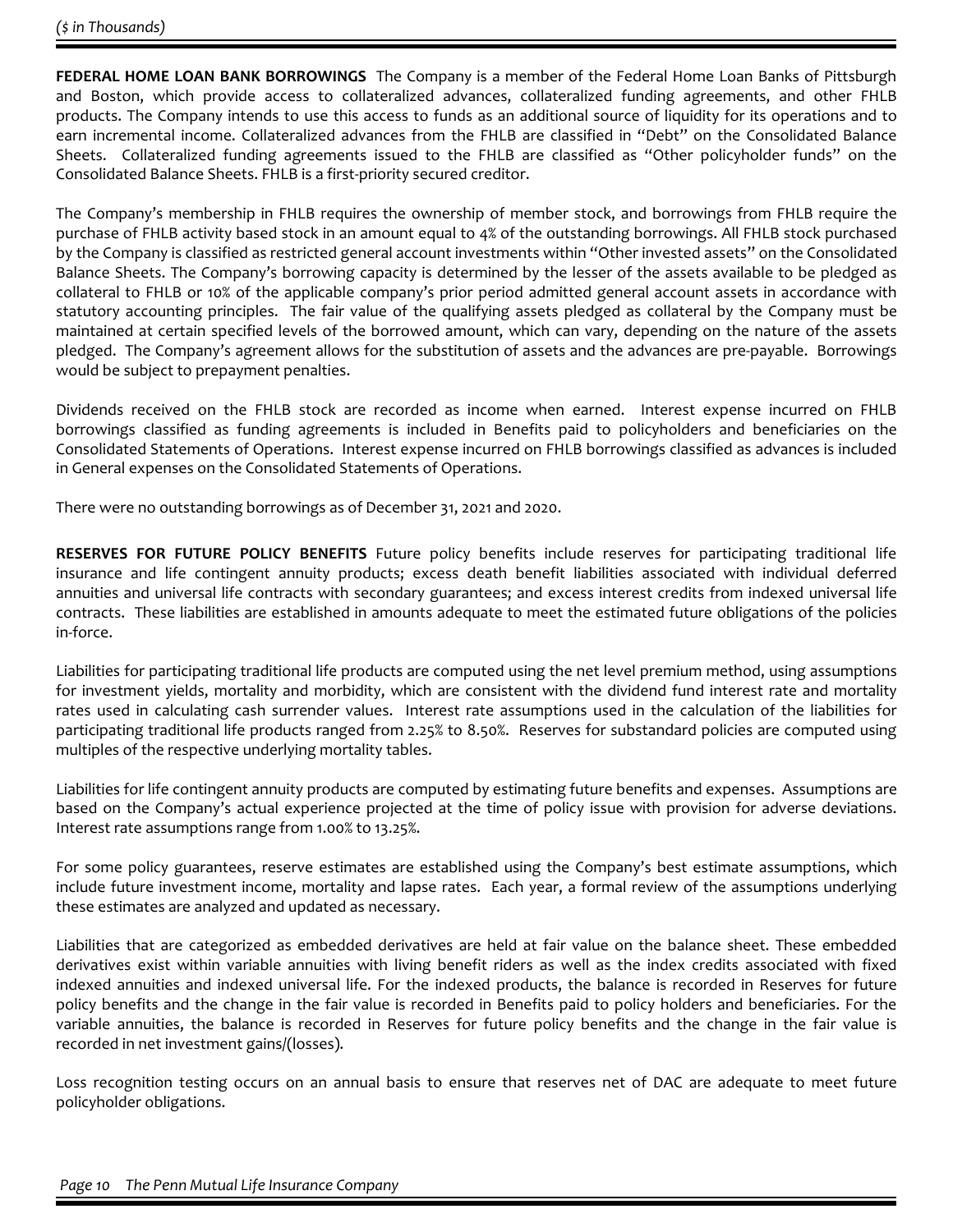**FEDERAL HOME LOAN BANK BORROWINGS** The Company is a member of the Federal Home Loan Banks of Pittsburgh and Boston, which provide access to collateralized advances, collateralized funding agreements, and other FHLB products. The Company intends to use this access to funds as an additional source of liquidity for its operations and to earn incremental income. Collateralized advances from the FHLB are classified in "Debt" on the Consolidated Balance Sheets. Collateralized funding agreements issued to the FHLB are classified as "Other policyholder funds" on the Consolidated Balance Sheets. FHLB is a first-priority secured creditor.

The Company's membership in FHLB requires the ownership of member stock, and borrowings from FHLB require the purchase of FHLB activity based stock in an amount equal to 4% of the outstanding borrowings. All FHLB stock purchased by the Company is classified as restricted general account investments within "Other invested assets" on the Consolidated Balance Sheets. The Company's borrowing capacity is determined by the lesser of the assets available to be pledged as collateral to FHLB or 10% of the applicable company's prior period admitted general account assets in accordance with statutory accounting principles. The fair value of the qualifying assets pledged as collateral by the Company must be maintained at certain specified levels of the borrowed amount, which can vary, depending on the nature of the assets pledged. The Company's agreement allows for the substitution of assets and the advances are pre-payable. Borrowings would be subject to prepayment penalties.

Dividends received on the FHLB stock are recorded as income when earned. Interest expense incurred on FHLB borrowings classified as funding agreements is included in Benefits paid to policyholders and beneficiaries on the Consolidated Statements of Operations. Interest expense incurred on FHLB borrowings classified as advances is included in General expenses on the Consolidated Statements of Operations.

There were no outstanding borrowings as of December 31, 2021 and 2020.

**RESERVES FOR FUTURE POLICY BENEFITS** Future policy benefits include reserves for participating traditional life insurance and life contingent annuity products; excess death benefit liabilities associated with individual deferred annuities and universal life contracts with secondary guarantees; and excess interest credits from indexed universal life contracts. These liabilities are established in amounts adequate to meet the estimated future obligations of the policies in-force.

Liabilities for participating traditional life products are computed using the net level premium method, using assumptions for investment yields, mortality and morbidity, which are consistent with the dividend fund interest rate and mortality rates used in calculating cash surrender values. Interest rate assumptions used in the calculation of the liabilities for participating traditional life products ranged from 2.25% to 8.50%. Reserves for substandard policies are computed using multiples of the respective underlying mortality tables.

Liabilities for life contingent annuity products are computed by estimating future benefits and expenses. Assumptions are based on the Company's actual experience projected at the time of policy issue with provision for adverse deviations. Interest rate assumptions range from 1.00% to 13.25%.

For some policy guarantees, reserve estimates are established using the Company's best estimate assumptions, which include future investment income, mortality and lapse rates. Each year, a formal review of the assumptions underlying these estimates are analyzed and updated as necessary.

Liabilities that are categorized as embedded derivatives are held at fair value on the balance sheet. These embedded derivatives exist within variable annuities with living benefit riders as well as the index credits associated with fixed indexed annuities and indexed universal life. For the indexed products, the balance is recorded in Reserves for future policy benefits and the change in the fair value is recorded in Benefits paid to policy holders and beneficiaries. For the variable annuities, the balance is recorded in Reserves for future policy benefits and the change in the fair value is recorded in net investment gains/(losses).

Loss recognition testing occurs on an annual basis to ensure that reserves net of DAC are adequate to meet future policyholder obligations.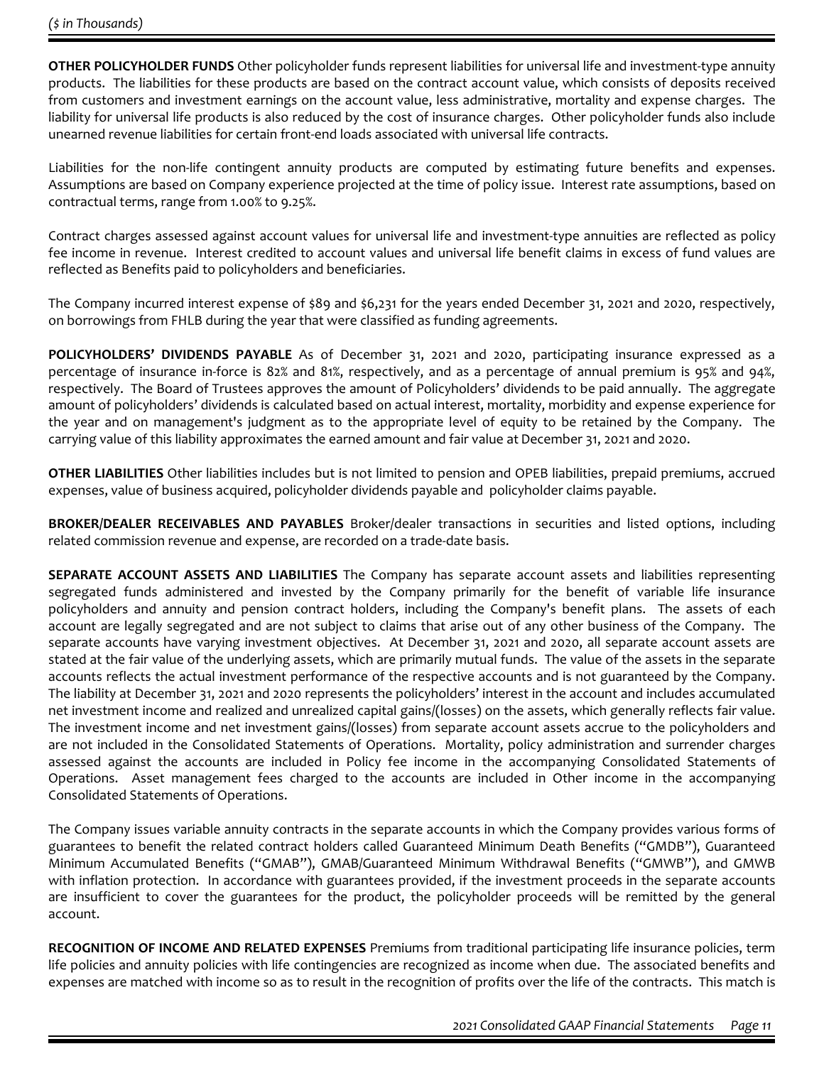*($ in Thousands)*

**OTHER POLICYHOLDER FUNDS** Other policyholder funds represent liabilities for universal life and investment-type annuity products. The liabilities for these products are based on the contract account value, which consists of deposits received from customers and investment earnings on the account value, less administrative, mortality and expense charges. The liability for universal life products is also reduced by the cost of insurance charges. Other policyholder funds also include unearned revenue liabilities for certain front-end loads associated with universal life contracts.

Liabilities for the non-life contingent annuity products are computed by estimating future benefits and expenses. Assumptions are based on Company experience projected at the time of policy issue. Interest rate assumptions, based on contractual terms, range from 1.00% to 9.25%.

Contract charges assessed against account values for universal life and investment-type annuities are reflected as policy fee income in revenue. Interest credited to account values and universal life benefit claims in excess of fund values are reflected as Benefits paid to policyholders and beneficiaries.

The Company incurred interest expense of $89 and $6,231 for the years ended December 31, 2021 and 2020, respectively, on borrowings from FHLB during the year that were classified as funding agreements.

**POLICYHOLDERS' DIVIDENDS PAYABLE** As of December 31, 2021 and 2020, participating insurance expressed as a percentage of insurance in-force is 82% and 81%, respectively, and as a percentage of annual premium is 95% and 94%, respectively. The Board of Trustees approves the amount of Policyholders' dividends to be paid annually. The aggregate amount of policyholders' dividends is calculated based on actual interest, mortality, morbidity and expense experience for the year and on management's judgment as to the appropriate level of equity to be retained by the Company. The carrying value of this liability approximates the earned amount and fair value at December 31, 2021 and 2020.

**OTHER LIABILITIES** Other liabilities includes but is not limited to pension and OPEB liabilities, prepaid premiums, accrued expenses, value of business acquired, policyholder dividends payable and policyholder claims payable.

**BROKER/DEALER RECEIVABLES AND PAYABLES** Broker/dealer transactions in securities and listed options, including related commission revenue and expense, are recorded on a trade-date basis.

**SEPARATE ACCOUNT ASSETS AND LIABILITIES** The Company has separate account assets and liabilities representing segregated funds administered and invested by the Company primarily for the benefit of variable life insurance policyholders and annuity and pension contract holders, including the Company's benefit plans. The assets of each account are legally segregated and are not subject to claims that arise out of any other business of the Company. The separate accounts have varying investment objectives. At December 31, 2021 and 2020, all separate account assets are stated at the fair value of the underlying assets, which are primarily mutual funds. The value of the assets in the separate accounts reflects the actual investment performance of the respective accounts and is not guaranteed by the Company. The liability at December 31, 2021 and 2020 represents the policyholders' interest in the account and includes accumulated net investment income and realized and unrealized capital gains/(losses) on the assets, which generally reflects fair value. The investment income and net investment gains/(losses) from separate account assets accrue to the policyholders and are not included in the Consolidated Statements of Operations. Mortality, policy administration and surrender charges assessed against the accounts are included in Policy fee income in the accompanying Consolidated Statements of Operations. Asset management fees charged to the accounts are included in Other income in the accompanying Consolidated Statements of Operations.

The Company issues variable annuity contracts in the separate accounts in which the Company provides various forms of guarantees to benefit the related contract holders called Guaranteed Minimum Death Benefits ("GMDB"), Guaranteed Minimum Accumulated Benefits ("GMAB"), GMAB/Guaranteed Minimum Withdrawal Benefits ("GMWB"), and GMWB with inflation protection. In accordance with guarantees provided, if the investment proceeds in the separate accounts are insufficient to cover the guarantees for the product, the policyholder proceeds will be remitted by the general account.

**RECOGNITION OF INCOME AND RELATED EXPENSES** Premiums from traditional participating life insurance policies, term life policies and annuity policies with life contingencies are recognized as income when due. The associated benefits and expenses are matched with income so as to result in the recognition of profits over the life of the contracts. This match is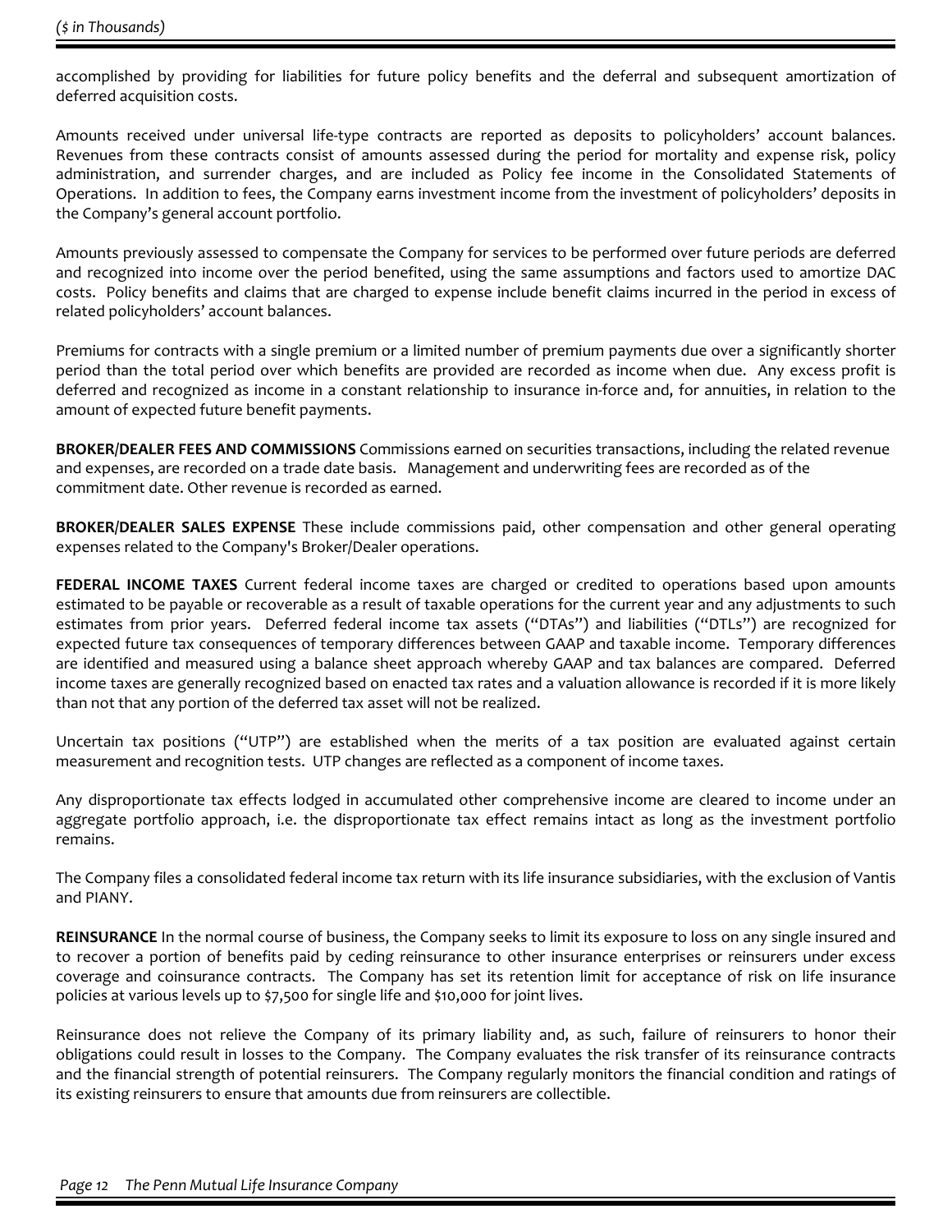accomplished by providing for liabilities for future policy benefits and the deferral and subsequent amortization of deferred acquisition costs.

Amounts received under universal life-type contracts are reported as deposits to policyholders' account balances. Revenues from these contracts consist of amounts assessed during the period for mortality and expense risk, policy administration, and surrender charges, and are included as Policy fee income in the Consolidated Statements of Operations. In addition to fees, the Company earns investment income from the investment of policyholders' deposits in the Company's general account portfolio.

Amounts previously assessed to compensate the Company for services to be performed over future periods are deferred and recognized into income over the period benefited, using the same assumptions and factors used to amortize DAC costs. Policy benefits and claims that are charged to expense include benefit claims incurred in the period in excess of related policyholders' account balances.

Premiums for contracts with a single premium or a limited number of premium payments due over a significantly shorter period than the total period over which benefits are provided are recorded as income when due. Any excess profit is deferred and recognized as income in a constant relationship to insurance in-force and, for annuities, in relation to the amount of expected future benefit payments.

**BROKER/DEALER FEES AND COMMISSIONS** Commissions earned on securities transactions, including the related revenue and expenses, are recorded on a trade date basis. Management and underwriting fees are recorded as of the commitment date. Other revenue is recorded as earned.

**BROKER/DEALER SALES EXPENSE** These include commissions paid, other compensation and other general operating expenses related to the Company's Broker/Dealer operations.

**FEDERAL INCOME TAXES** Current federal income taxes are charged or credited to operations based upon amounts estimated to be payable or recoverable as a result of taxable operations for the current year and any adjustments to such estimates from prior years. Deferred federal income tax assets ("DTAs") and liabilities ("DTLs") are recognized for expected future tax consequences of temporary differences between GAAP and taxable income. Temporary differences are identified and measured using a balance sheet approach whereby GAAP and tax balances are compared. Deferred income taxes are generally recognized based on enacted tax rates and a valuation allowance is recorded if it is more likely than not that any portion of the deferred tax asset will not be realized.

Uncertain tax positions ("UTP") are established when the merits of a tax position are evaluated against certain measurement and recognition tests. UTP changes are reflected as a component of income taxes.

Any disproportionate tax effects lodged in accumulated other comprehensive income are cleared to income under an aggregate portfolio approach, i.e. the disproportionate tax effect remains intact as long as the investment portfolio remains.

The Company files a consolidated federal income tax return with its life insurance subsidiaries, with the exclusion of Vantis and PIANY.

**REINSURANCE** In the normal course of business, the Company seeks to limit its exposure to loss on any single insured and to recover a portion of benefits paid by ceding reinsurance to other insurance enterprises or reinsurers under excess coverage and coinsurance contracts. The Company has set its retention limit for acceptance of risk on life insurance policies at various levels up to $7,500 for single life and $10,000 for joint lives.

Reinsurance does not relieve the Company of its primary liability and, as such, failure of reinsurers to honor their obligations could result in losses to the Company. The Company evaluates the risk transfer of its reinsurance contracts and the financial strength of potential reinsurers. The Company regularly monitors the financial condition and ratings of its existing reinsurers to ensure that amounts due from reinsurers are collectible.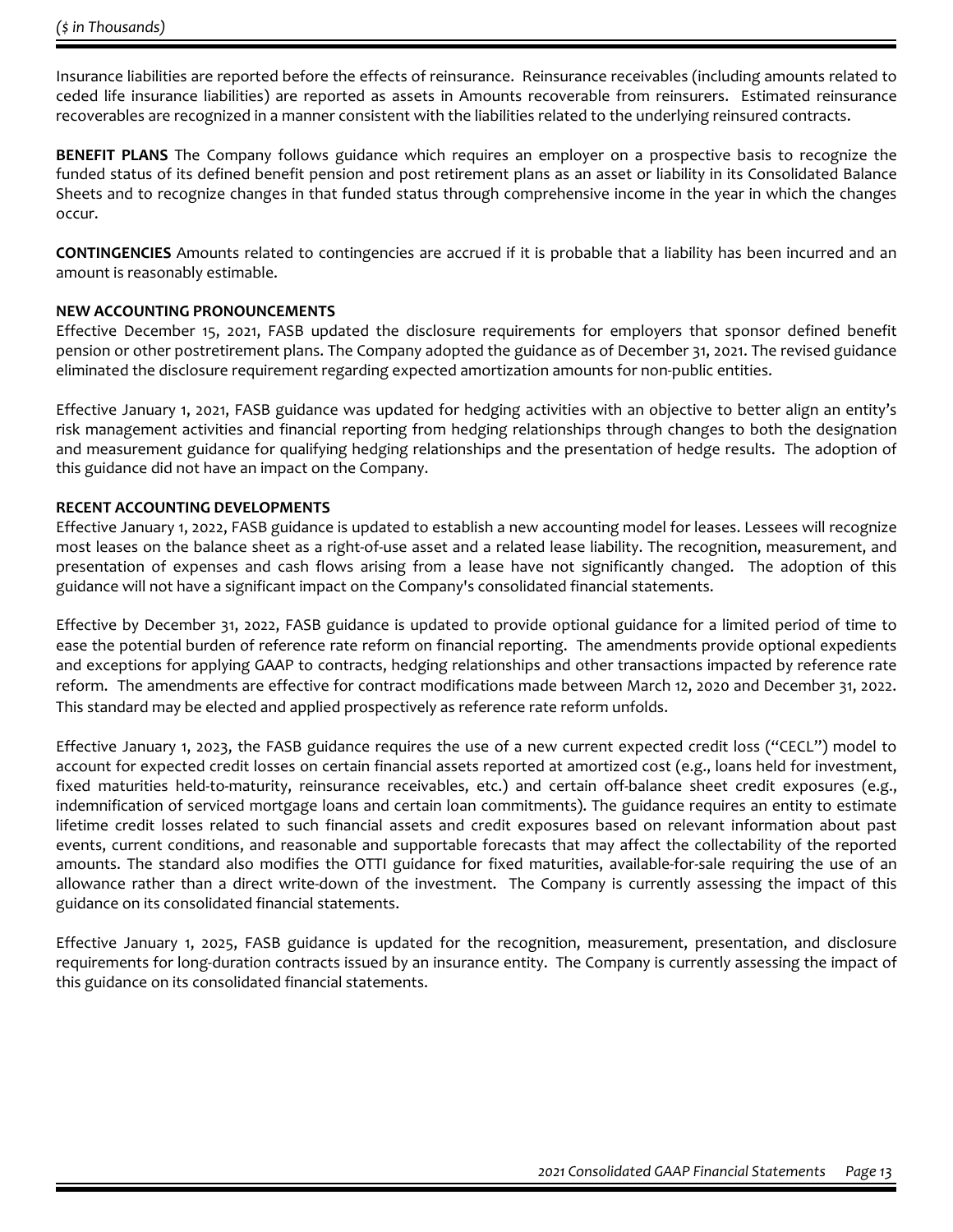Insurance liabilities are reported before the effects of reinsurance. Reinsurance receivables (including amounts related to ceded life insurance liabilities) are reported as assets in Amounts recoverable from reinsurers. Estimated reinsurance recoverables are recognized in a manner consistent with the liabilities related to the underlying reinsured contracts.

**BENEFIT PLANS** The Company follows guidance which requires an employer on a prospective basis to recognize the funded status of its defined benefit pension and post retirement plans as an asset or liability in its Consolidated Balance Sheets and to recognize changes in that funded status through comprehensive income in the year in which the changes occur.

**CONTINGENCIES** Amounts related to contingencies are accrued if it is probable that a liability has been incurred and an amount is reasonably estimable.

**NEW ACCOUNTING PRONOUNCEMENTS**

Effective December 15, 2021, FASB updated the disclosure requirements for employers that sponsor defined benefit pension or other postretirement plans. The Company adopted the guidance as of December 31, 2021. The revised guidance eliminated the disclosure requirement regarding expected amortization amounts for non-public entities.

Effective January 1, 2021, FASB guidance was updated for hedging activities with an objective to better align an entity's risk management activities and financial reporting from hedging relationships through changes to both the designation and measurement guidance for qualifying hedging relationships and the presentation of hedge results. The adoption of this guidance did not have an impact on the Company.

**RECENT ACCOUNTING DEVELOPMENTS**

Effective January 1, 2022, FASB guidance is updated to establish a new accounting model for leases. Lessees will recognize most leases on the balance sheet as a right-of-use asset and a related lease liability. The recognition, measurement, and presentation of expenses and cash flows arising from a lease have not significantly changed. The adoption of this guidance will not have a significant impact on the Company's consolidated financial statements.

Effective by December 31, 2022, FASB guidance is updated to provide optional guidance for a limited period of time to ease the potential burden of reference rate reform on financial reporting. The amendments provide optional expedients and exceptions for applying GAAP to contracts, hedging relationships and other transactions impacted by reference rate reform. The amendments are effective for contract modifications made between March 12, 2020 and December 31, 2022. This standard may be elected and applied prospectively as reference rate reform unfolds.

Effective January 1, 2023, the FASB guidance requires the use of a new current expected credit loss ("CECL") model to account for expected credit losses on certain financial assets reported at amortized cost (e.g., loans held for investment, fixed maturities held-to-maturity, reinsurance receivables, etc.) and certain off-balance sheet credit exposures (e.g., indemnification of serviced mortgage loans and certain loan commitments). The guidance requires an entity to estimate lifetime credit losses related to such financial assets and credit exposures based on relevant information about past events, current conditions, and reasonable and supportable forecasts that may affect the collectability of the reported amounts. The standard also modifies the OTTI guidance for fixed maturities, available-for-sale requiring the use of an allowance rather than a direct write-down of the investment. The Company is currently assessing the impact of this guidance on its consolidated financial statements.

Effective January 1, 2025, FASB guidance is updated for the recognition, measurement, presentation, and disclosure requirements for long-duration contracts issued by an insurance entity. The Company is currently assessing the impact of this guidance on its consolidated financial statements.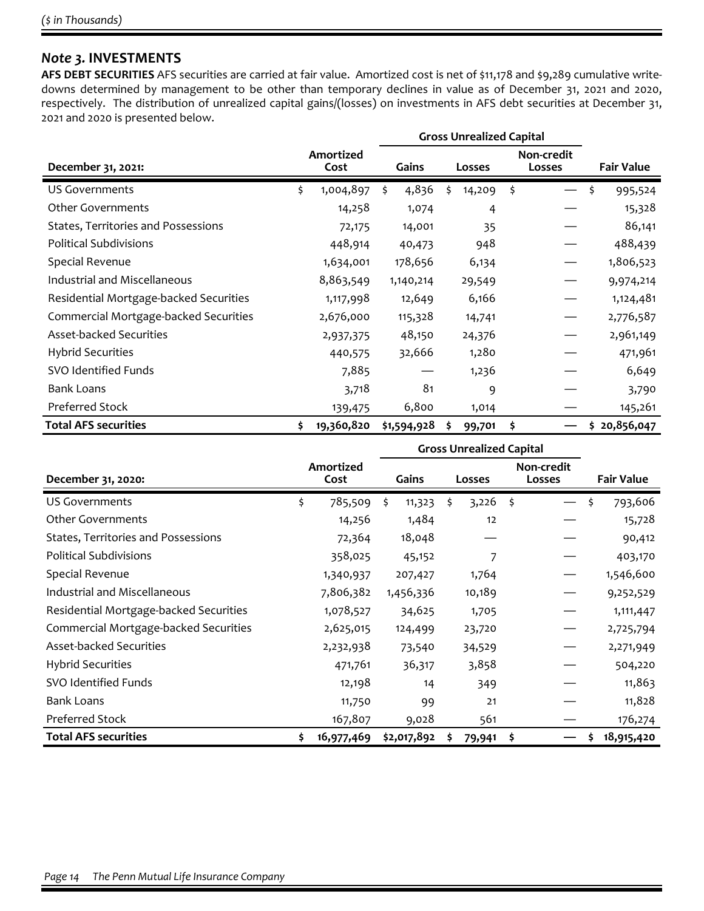($ in Thousands)

## *Note 3.* INVESTMENTS

**AFS DEBT SECURITIES** AFS securities are carried at fair value. Amortized cost is net of $11,178 and $9,289 cumulative write-downs determined by management to be other than temporary declines in value as of December 31, 2021 and 2020, respectively. The distribution of unrealized capital gains/(losses) on investments in AFS debt securities at December 31, 2021 and 2020 is presented below.

| | | Gross Unrealized Capital | | | |
|---|---|---|---|---|---|
| **December 31, 2021:** | **Amortized Cost** | **Gains** | **Losses** | **Non-credit Losses** | **Fair Value** |
| US Governments | $ 1,004,897 | $ 4,836 | $ 14,209 | $ — | $ 995,524 |
| Other Governments | 14,258 | 1,074 | 4 | — | 15,328 |
| States, Territories and Possessions | 72,175 | 14,001 | 35 | — | 86,141 |
| Political Subdivisions | 448,914 | 40,473 | 948 | — | 488,439 |
| Special Revenue | 1,634,001 | 178,656 | 6,134 | — | 1,806,523 |
| Industrial and Miscellaneous | 8,863,549 | 1,140,214 | 29,549 | — | 9,974,214 |
| Residential Mortgage-backed Securities | 1,117,998 | 12,649 | 6,166 | — | 1,124,481 |
| Commercial Mortgage-backed Securities | 2,676,000 | 115,328 | 14,741 | — | 2,776,587 |
| Asset-backed Securities | 2,937,375 | 48,150 | 24,376 | — | 2,961,149 |
| Hybrid Securities | 440,575 | 32,666 | 1,280 | — | 471,961 |
| SVO Identified Funds | 7,885 | — | 1,236 | — | 6,649 |
| Bank Loans | 3,718 | 81 | 9 | — | 3,790 |
| Preferred Stock | 139,475 | 6,800 | 1,014 | — | 145,261 |
| **Total AFS securities** | **$ 19,360,820** | **$1,594,928** | **$ 99,701** | **$ —** | **$ 20,856,047** |

| | | Gross Unrealized Capital | | | |
|---|---|---|---|---|---|
| **December 31, 2020:** | **Amortized Cost** | **Gains** | **Losses** | **Non-credit Losses** | **Fair Value** |
| US Governments | $ 785,509 | $ 11,323 | $ 3,226 | $ — | $ 793,606 |
| Other Governments | 14,256 | 1,484 | 12 | — | 15,728 |
| States, Territories and Possessions | 72,364 | 18,048 | — | — | 90,412 |
| Political Subdivisions | 358,025 | 45,152 | 7 | — | 403,170 |
| Special Revenue | 1,340,937 | 207,427 | 1,764 | — | 1,546,600 |
| Industrial and Miscellaneous | 7,806,382 | 1,456,336 | 10,189 | — | 9,252,529 |
| Residential Mortgage-backed Securities | 1,078,527 | 34,625 | 1,705 | — | 1,111,447 |
| Commercial Mortgage-backed Securities | 2,625,015 | 124,499 | 23,720 | — | 2,725,794 |
| Asset-backed Securities | 2,232,938 | 73,540 | 34,529 | — | 2,271,949 |
| Hybrid Securities | 471,761 | 36,317 | 3,858 | — | 504,220 |
| SVO Identified Funds | 12,198 | 14 | 349 | — | 11,863 |
| Bank Loans | 11,750 | 99 | 21 | — | 11,828 |
| Preferred Stock | 167,807 | 9,028 | 561 | — | 176,274 |
| **Total AFS securities** | **$ 16,977,469** | **$2,017,892** | **$ 79,941** | **$ —** | **$ 18,915,420** |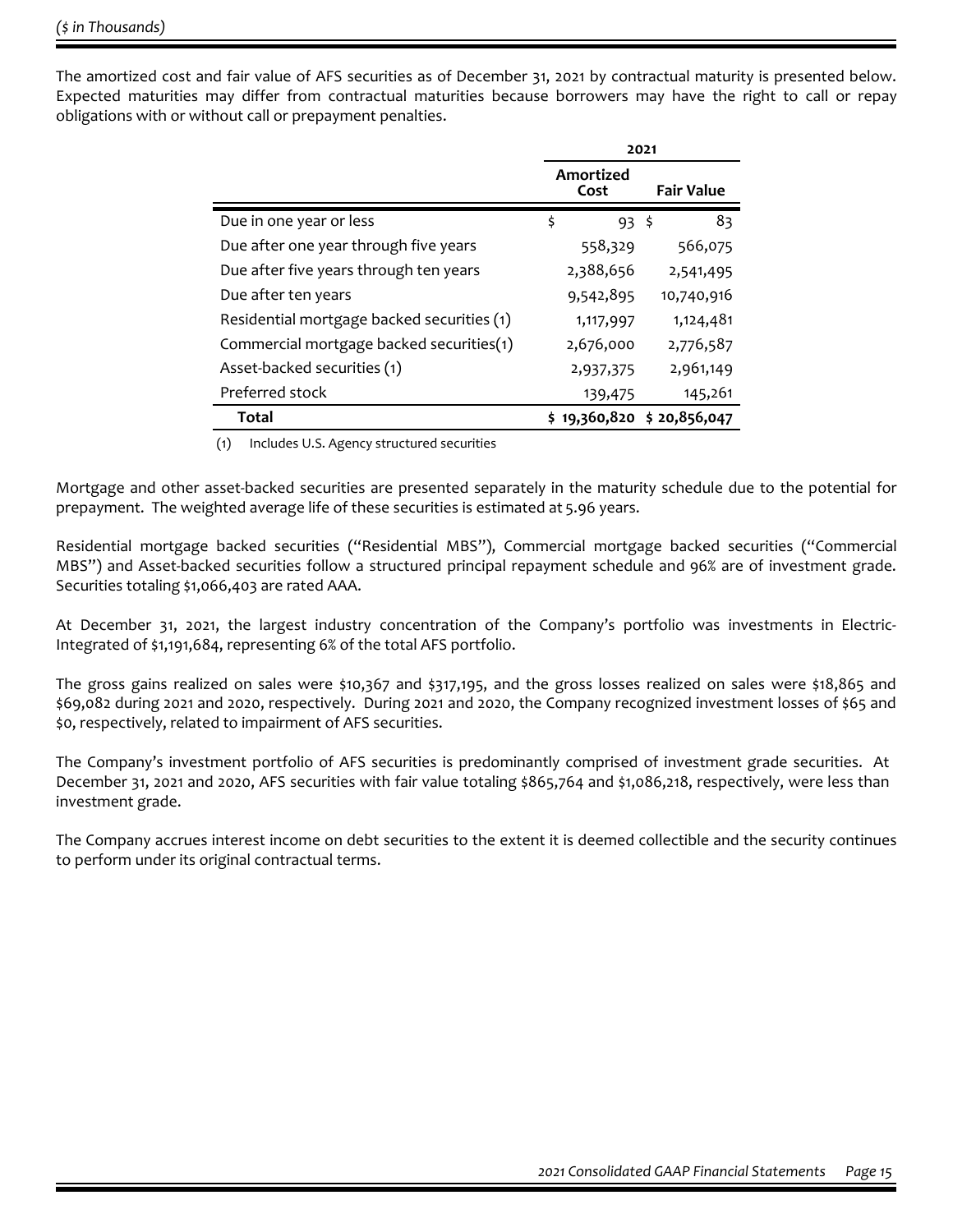*($ in Thousands)*

The amortized cost and fair value of AFS securities as of December 31, 2021 by contractual maturity is presented below. Expected maturities may differ from contractual maturities because borrowers may have the right to call or repay obligations with or without call or prepayment penalties.

| | 2021 | |
|---|---|---|
| | Amortized Cost | Fair Value |
| Due in one year or less | $ 93 | $ 83 |
| Due after one year through five years | 558,329 | 566,075 |
| Due after five years through ten years | 2,388,656 | 2,541,495 |
| Due after ten years | 9,542,895 | 10,740,916 |
| Residential mortgage backed securities (1) | 1,117,997 | 1,124,481 |
| Commercial mortgage backed securities(1) | 2,676,000 | 2,776,587 |
| Asset-backed securities (1) | 2,937,375 | 2,961,149 |
| Preferred stock | 139,475 | 145,261 |
| **Total** | **$ 19,360,820** | **$ 20,856,047** |

(1) Includes U.S. Agency structured securities

Mortgage and other asset-backed securities are presented separately in the maturity schedule due to the potential for prepayment. The weighted average life of these securities is estimated at 5.96 years.

Residential mortgage backed securities ("Residential MBS"), Commercial mortgage backed securities ("Commercial MBS") and Asset-backed securities follow a structured principal repayment schedule and 96% are of investment grade. Securities totaling $1,066,403 are rated AAA.

At December 31, 2021, the largest industry concentration of the Company's portfolio was investments in Electric-Integrated of $1,191,684, representing 6% of the total AFS portfolio.

The gross gains realized on sales were $10,367 and $317,195, and the gross losses realized on sales were $18,865 and $69,082 during 2021 and 2020, respectively. During 2021 and 2020, the Company recognized investment losses of $65 and $0, respectively, related to impairment of AFS securities.

The Company's investment portfolio of AFS securities is predominantly comprised of investment grade securities. At December 31, 2021 and 2020, AFS securities with fair value totaling $865,764 and $1,086,218, respectively, were less than investment grade.

The Company accrues interest income on debt securities to the extent it is deemed collectible and the security continues to perform under its original contractual terms.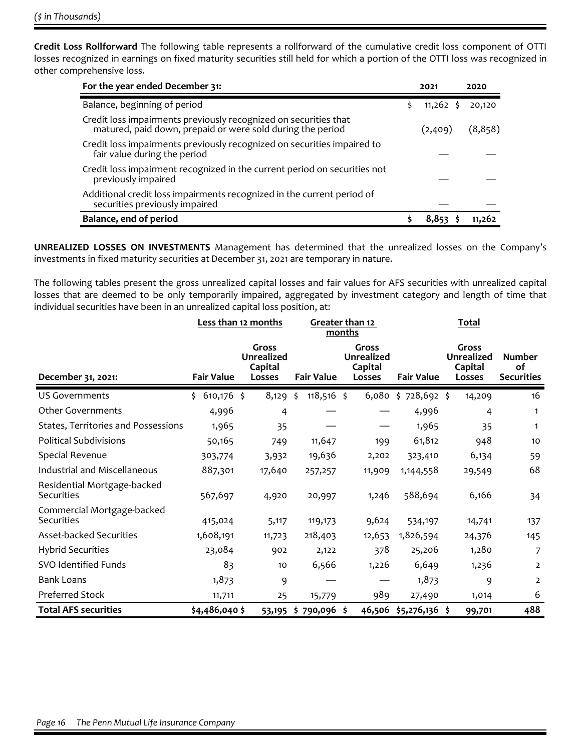*($ in Thousands)*

**Credit Loss Rollforward** The following table represents a rollforward of the cumulative credit loss component of OTTI losses recognized in earnings on fixed maturity securities still held for which a portion of the OTTI loss was recognized in other comprehensive loss.

| For the year ended December 31: | 2021 | 2020 |
|---|---|---|
| Balance, beginning of period | $ 11,262 | $ 20,120 |
| Credit loss impairments previously recognized on securities that matured, paid down, prepaid or were sold during the period | (2,409) | (8,858) |
| Credit loss impairments previously recognized on securities impaired to fair value during the period | — | — |
| Credit loss impairment recognized in the current period on securities not previously impaired | — | — |
| Additional credit loss impairments recognized in the current period of securities previously impaired | — | — |
| **Balance, end of period** | **$ 8,853** | **$ 11,262** |

**UNREALIZED LOSSES ON INVESTMENTS** Management has determined that the unrealized losses on the Company's investments in fixed maturity securities at December 31, 2021 are temporary in nature.

The following tables present the gross unrealized capital losses and fair values for AFS securities with unrealized capital losses that are deemed to be only temporarily impaired, aggregated by investment category and length of time that individual securities have been in an unrealized capital loss position, at:

| | Less than 12 months | | Greater than 12 months | | Total | | |
|---|---|---|---|---|---|---|---|
| **December 31, 2021:** | **Fair Value** | **Gross Unrealized Capital Losses** | **Fair Value** | **Gross Unrealized Capital Losses** | **Fair Value** | **Gross Unrealized Capital Losses** | **Number of Securities** |
| US Governments | $ 610,176 | $ 8,129 | $ 118,516 | $ 6,080 | $ 728,692 | $ 14,209 | 16 |
| Other Governments | 4,996 | 4 | — | — | 4,996 | 4 | 1 |
| States, Territories and Possessions | 1,965 | 35 | — | — | 1,965 | 35 | 1 |
| Political Subdivisions | 50,165 | 749 | 11,647 | 199 | 61,812 | 948 | 10 |
| Special Revenue | 303,774 | 3,932 | 19,636 | 2,202 | 323,410 | 6,134 | 59 |
| Industrial and Miscellaneous | 887,301 | 17,640 | 257,257 | 11,909 | 1,144,558 | 29,549 | 68 |
| Residential Mortgage-backed Securities | 567,697 | 4,920 | 20,997 | 1,246 | 588,694 | 6,166 | 34 |
| Commercial Mortgage-backed Securities | 415,024 | 5,117 | 119,173 | 9,624 | 534,197 | 14,741 | 137 |
| Asset-backed Securities | 1,608,191 | 11,723 | 218,403 | 12,653 | 1,826,594 | 24,376 | 145 |
| Hybrid Securities | 23,084 | 902 | 2,122 | 378 | 25,206 | 1,280 | 7 |
| SVO Identified Funds | 83 | 10 | 6,566 | 1,226 | 6,649 | 1,236 | 2 |
| Bank Loans | 1,873 | 9 | — | — | 1,873 | 9 | 2 |
| Preferred Stock | 11,711 | 25 | 15,779 | 989 | 27,490 | 1,014 | 6 |
| **Total AFS securities** | **$4,486,040** | **$ 53,195** | **$ 790,096** | **$ 46,506** | **$5,276,136** | **$ 99,701** | **488** |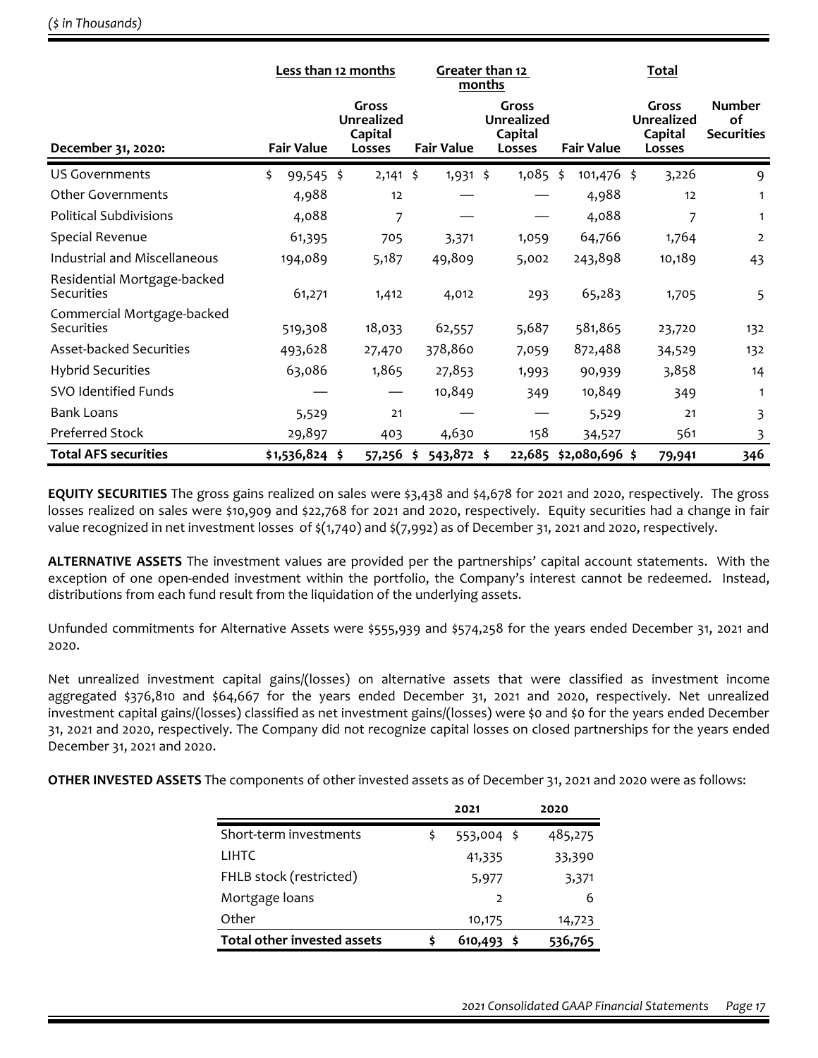*($ in Thousands)*

| December 31, 2020: | Less than 12 months | | Greater than 12 months | | Total | | |
|---|---|---|---|---|---|---|---|
| | Fair Value | Gross Unrealized Capital Losses | Fair Value | Gross Unrealized Capital Losses | Fair Value | Gross Unrealized Capital Losses | Number of Securities |
| US Governments | $ 99,545 | $ 2,141 | $ 1,931 | $ 1,085 | $ 101,476 | $ 3,226 | 9 |
| Other Governments | 4,988 | 12 | — | — | 4,988 | 12 | 1 |
| Political Subdivisions | 4,088 | 7 | — | — | 4,088 | 7 | 1 |
| Special Revenue | 61,395 | 705 | 3,371 | 1,059 | 64,766 | 1,764 | 2 |
| Industrial and Miscellaneous | 194,089 | 5,187 | 49,809 | 5,002 | 243,898 | 10,189 | 43 |
| Residential Mortgage-backed Securities | 61,271 | 1,412 | 4,012 | 293 | 65,283 | 1,705 | 5 |
| Commercial Mortgage-backed Securities | 519,308 | 18,033 | 62,557 | 5,687 | 581,865 | 23,720 | 132 |
| Asset-backed Securities | 493,628 | 27,470 | 378,860 | 7,059 | 872,488 | 34,529 | 132 |
| Hybrid Securities | 63,086 | 1,865 | 27,853 | 1,993 | 90,939 | 3,858 | 14 |
| SVO Identified Funds | — | — | 10,849 | 349 | 10,849 | 349 | 1 |
| Bank Loans | 5,529 | 21 | — | — | 5,529 | 21 | 3 |
| Preferred Stock | 29,897 | 403 | 4,630 | 158 | 34,527 | 561 | 3 |
| **Total AFS securities** | **$1,536,824** | **$ 57,256** | **$ 543,872** | **$ 22,685** | **$2,080,696** | **$ 79,941** | **346** |

**EQUITY SECURITIES** The gross gains realized on sales were $3,438 and $4,678 for 2021 and 2020, respectively. The gross losses realized on sales were $10,909 and $22,768 for 2021 and 2020, respectively. Equity securities had a change in fair value recognized in net investment losses of $(1,740) and $(7,992) as of December 31, 2021 and 2020, respectively.

**ALTERNATIVE ASSETS** The investment values are provided per the partnerships' capital account statements. With the exception of one open-ended investment within the portfolio, the Company's interest cannot be redeemed. Instead, distributions from each fund result from the liquidation of the underlying assets.

Unfunded commitments for Alternative Assets were $555,939 and $574,258 for the years ended December 31, 2021 and 2020.

Net unrealized investment capital gains/(losses) on alternative assets that were classified as investment income aggregated $376,810 and $64,667 for the years ended December 31, 2021 and 2020, respectively. Net unrealized investment capital gains/(losses) classified as net investment gains/(losses) were $0 and $0 for the years ended December 31, 2021 and 2020, respectively. The Company did not recognize capital losses on closed partnerships for the years ended December 31, 2021 and 2020.

**OTHER INVESTED ASSETS** The components of other invested assets as of December 31, 2021 and 2020 were as follows:

| | 2021 | 2020 |
|---|---|---|
| Short-term investments | $ 553,004 | $ 485,275 |
| LIHTC | 41,335 | 33,390 |
| FHLB stock (restricted) | 5,977 | 3,371 |
| Mortgage loans | 2 | 6 |
| Other | 10,175 | 14,723 |
| **Total other invested assets** | **$ 610,493** | **$ 536,765** |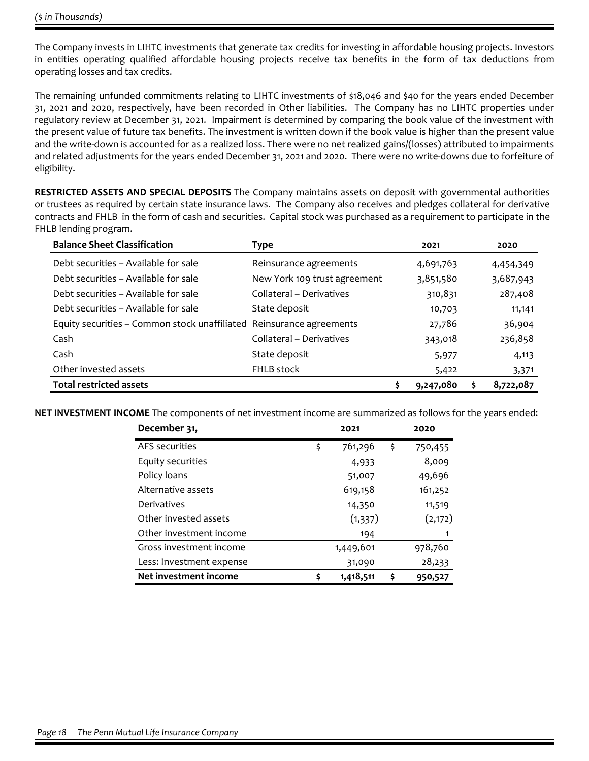*($ in Thousands)*

The Company invests in LIHTC investments that generate tax credits for investing in affordable housing projects. Investors in entities operating qualified affordable housing projects receive tax benefits in the form of tax deductions from operating losses and tax credits.

The remaining unfunded commitments relating to LIHTC investments of $18,046 and $40 for the years ended December 31, 2021 and 2020, respectively, have been recorded in Other liabilities. The Company has no LIHTC properties under regulatory review at December 31, 2021. Impairment is determined by comparing the book value of the investment with the present value of future tax benefits. The investment is written down if the book value is higher than the present value and the write-down is accounted for as a realized loss. There were no net realized gains/(losses) attributed to impairments and related adjustments for the years ended December 31, 2021 and 2020. There were no write-downs due to forfeiture of eligibility.

**RESTRICTED ASSETS AND SPECIAL DEPOSITS** The Company maintains assets on deposit with governmental authorities or trustees as required by certain state insurance laws. The Company also receives and pledges collateral for derivative contracts and FHLB in the form of cash and securities. Capital stock was purchased as a requirement to participate in the FHLB lending program.

| Balance Sheet Classification | Type | 2021 | 2020 |
|---|---|---|---|
| Debt securities – Available for sale | Reinsurance agreements | 4,691,763 | 4,454,349 |
| Debt securities – Available for sale | New York 109 trust agreement | 3,851,580 | 3,687,943 |
| Debt securities – Available for sale | Collateral – Derivatives | 310,831 | 287,408 |
| Debt securities – Available for sale | State deposit | 10,703 | 11,141 |
| Equity securities – Common stock unaffiliated | Reinsurance agreements | 27,786 | 36,904 |
| Cash | Collateral – Derivatives | 343,018 | 236,858 |
| Cash | State deposit | 5,977 | 4,113 |
| Other invested assets | FHLB stock | 5,422 | 3,371 |
| **Total restricted assets** | | **$ 9,247,080** | **$ 8,722,087** |

**NET INVESTMENT INCOME** The components of net investment income are summarized as follows for the years ended:

| December 31, | 2021 | 2020 |
|---|---|---|
| AFS securities | $ 761,296 | $ 750,455 |
| Equity securities | 4,933 | 8,009 |
| Policy loans | 51,007 | 49,696 |
| Alternative assets | 619,158 | 161,252 |
| Derivatives | 14,350 | 11,519 |
| Other invested assets | (1,337) | (2,172) |
| Other investment income | 194 | 1 |
| Gross investment income | 1,449,601 | 978,760 |
| Less: Investment expense | 31,090 | 28,233 |
| **Net investment income** | **$ 1,418,511** | **$ 950,527** |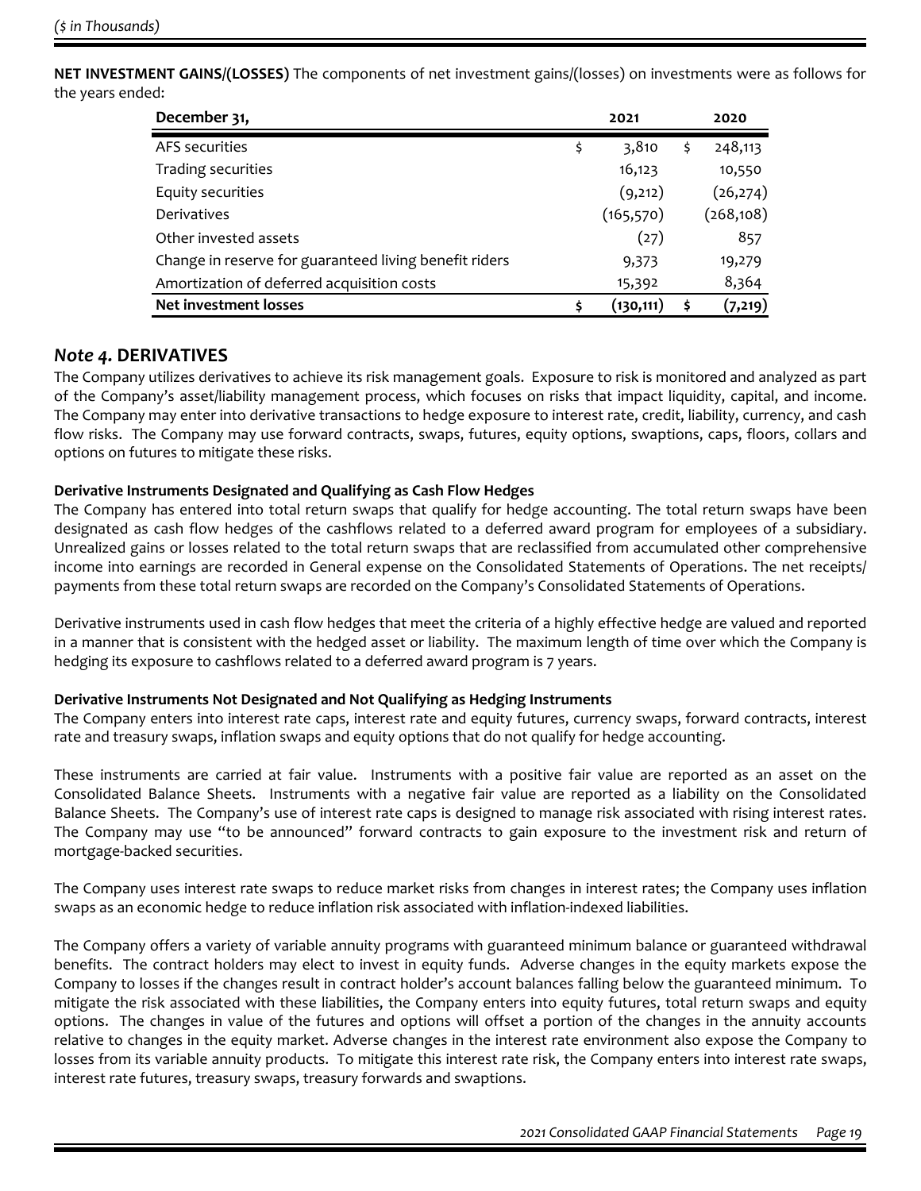*($ in Thousands)*

**NET INVESTMENT GAINS/(LOSSES)** The components of net investment gains/(losses) on investments were as follows for the years ended:

| December 31, | 2021 | 2020 |
|---|---|---|
| AFS securities | $ 3,810 | $ 248,113 |
| Trading securities | 16,123 | 10,550 |
| Equity securities | (9,212) | (26,274) |
| Derivatives | (165,570) | (268,108) |
| Other invested assets | (27) | 857 |
| Change in reserve for guaranteed living benefit riders | 9,373 | 19,279 |
| Amortization of deferred acquisition costs | 15,392 | 8,364 |
| **Net investment losses** | **$ (130,111)** | **$ (7,219)** |

## *Note 4.* DERIVATIVES

The Company utilizes derivatives to achieve its risk management goals. Exposure to risk is monitored and analyzed as part of the Company's asset/liability management process, which focuses on risks that impact liquidity, capital, and income. The Company may enter into derivative transactions to hedge exposure to interest rate, credit, liability, currency, and cash flow risks. The Company may use forward contracts, swaps, futures, equity options, swaptions, caps, floors, collars and options on futures to mitigate these risks.

**Derivative Instruments Designated and Qualifying as Cash Flow Hedges**

The Company has entered into total return swaps that qualify for hedge accounting. The total return swaps have been designated as cash flow hedges of the cashflows related to a deferred award program for employees of a subsidiary. Unrealized gains or losses related to the total return swaps that are reclassified from accumulated other comprehensive income into earnings are recorded in General expense on the Consolidated Statements of Operations. The net receipts/payments from these total return swaps are recorded on the Company's Consolidated Statements of Operations.

Derivative instruments used in cash flow hedges that meet the criteria of a highly effective hedge are valued and reported in a manner that is consistent with the hedged asset or liability. The maximum length of time over which the Company is hedging its exposure to cashflows related to a deferred award program is 7 years.

**Derivative Instruments Not Designated and Not Qualifying as Hedging Instruments**

The Company enters into interest rate caps, interest rate and equity futures, currency swaps, forward contracts, interest rate and treasury swaps, inflation swaps and equity options that do not qualify for hedge accounting.

These instruments are carried at fair value. Instruments with a positive fair value are reported as an asset on the Consolidated Balance Sheets. Instruments with a negative fair value are reported as a liability on the Consolidated Balance Sheets. The Company's use of interest rate caps is designed to manage risk associated with rising interest rates. The Company may use "to be announced" forward contracts to gain exposure to the investment risk and return of mortgage-backed securities.

The Company uses interest rate swaps to reduce market risks from changes in interest rates; the Company uses inflation swaps as an economic hedge to reduce inflation risk associated with inflation-indexed liabilities.

The Company offers a variety of variable annuity programs with guaranteed minimum balance or guaranteed withdrawal benefits. The contract holders may elect to invest in equity funds. Adverse changes in the equity markets expose the Company to losses if the changes result in contract holder's account balances falling below the guaranteed minimum. To mitigate the risk associated with these liabilities, the Company enters into equity futures, total return swaps and equity options. The changes in value of the futures and options will offset a portion of the changes in the annuity accounts relative to changes in the equity market. Adverse changes in the interest rate environment also expose the Company to losses from its variable annuity products. To mitigate this interest rate risk, the Company enters into interest rate swaps, interest rate futures, treasury swaps, treasury forwards and swaptions.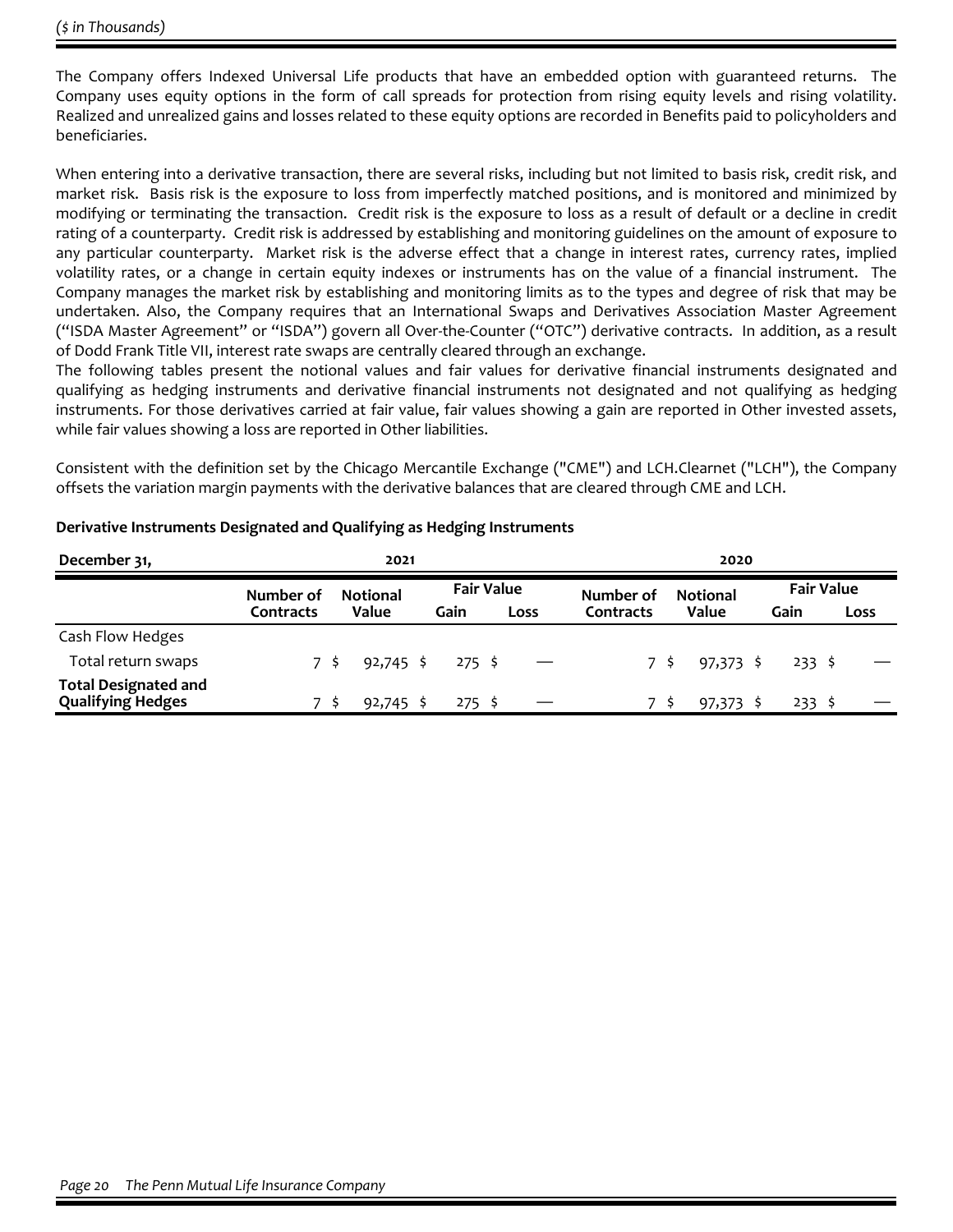*($ in Thousands)*

The Company offers Indexed Universal Life products that have an embedded option with guaranteed returns. The Company uses equity options in the form of call spreads for protection from rising equity levels and rising volatility. Realized and unrealized gains and losses related to these equity options are recorded in Benefits paid to policyholders and beneficiaries.

When entering into a derivative transaction, there are several risks, including but not limited to basis risk, credit risk, and market risk. Basis risk is the exposure to loss from imperfectly matched positions, and is monitored and minimized by modifying or terminating the transaction. Credit risk is the exposure to loss as a result of default or a decline in credit rating of a counterparty. Credit risk is addressed by establishing and monitoring guidelines on the amount of exposure to any particular counterparty. Market risk is the adverse effect that a change in interest rates, currency rates, implied volatility rates, or a change in certain equity indexes or instruments has on the value of a financial instrument. The Company manages the market risk by establishing and monitoring limits as to the types and degree of risk that may be undertaken. Also, the Company requires that an International Swaps and Derivatives Association Master Agreement ("ISDA Master Agreement" or "ISDA") govern all Over-the-Counter ("OTC") derivative contracts. In addition, as a result of Dodd Frank Title VII, interest rate swaps are centrally cleared through an exchange.
The following tables present the notional values and fair values for derivative financial instruments designated and qualifying as hedging instruments and derivative financial instruments not designated and not qualifying as hedging instruments. For those derivatives carried at fair value, fair values showing a gain are reported in Other invested assets, while fair values showing a loss are reported in Other liabilities.

Consistent with the definition set by the Chicago Mercantile Exchange ("CME") and LCH.Clearnet ("LCH"), the Company offsets the variation margin payments with the derivative balances that are cleared through CME and LCH.

**Derivative Instruments Designated and Qualifying as Hedging Instruments**

| December 31, | 2021 | | | | 2020 | | | |
|---|---|---|---|---|---|---|---|---|
| | Number of Contracts | Notional Value | Fair Value | | Number of Contracts | Notional Value | Fair Value | |
| | | | Gain | Loss | | | Gain | Loss |
| Cash Flow Hedges | | | | | | | | |
| Total return swaps | 7 | $ 92,745 | $ 275 | $ — | 7 | $ 97,373 | $ 233 | $ — |
| **Total Designated and Qualifying Hedges** | 7 | $ 92,745 | $ 275 | $ — | 7 | $ 97,373 | $ 233 | $ — |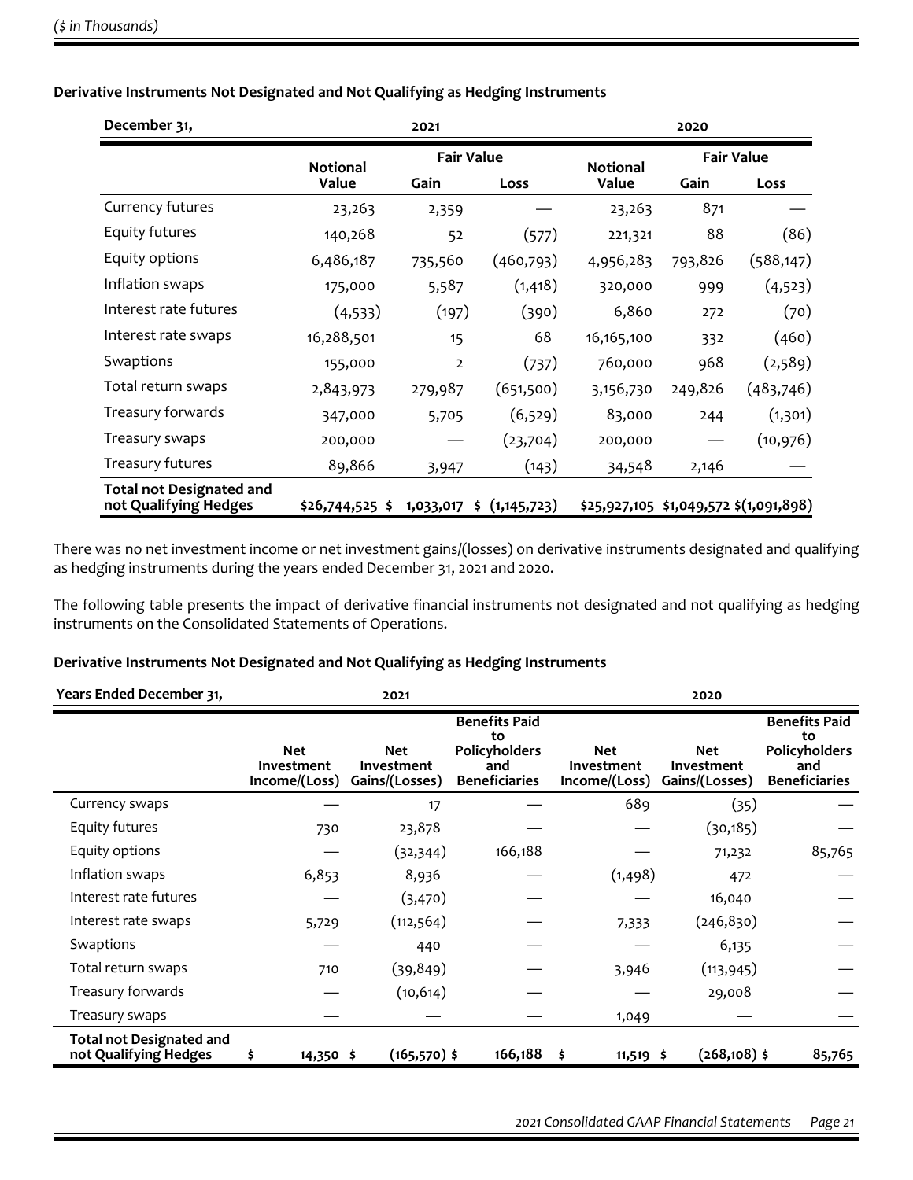*($ in Thousands)*

**Derivative Instruments Not Designated and Not Qualifying as Hedging Instruments**

| December 31, | 2021 | | | 2020 | | |
|---|---|---|---|---|---|---|
| | Notional Value | Fair Value | | Notional Value | Fair Value | |
| | | Gain | Loss | | Gain | Loss |
| Currency futures | 23,263 | 2,359 | — | 23,263 | 871 | — |
| Equity futures | 140,268 | 52 | (577) | 221,321 | 88 | (86) |
| Equity options | 6,486,187 | 735,560 | (460,793) | 4,956,283 | 793,826 | (588,147) |
| Inflation swaps | 175,000 | 5,587 | (1,418) | 320,000 | 999 | (4,523) |
| Interest rate futures | (4,533) | (197) | (390) | 6,860 | 272 | (70) |
| Interest rate swaps | 16,288,501 | 15 | 68 | 16,165,100 | 332 | (460) |
| Swaptions | 155,000 | 2 | (737) | 760,000 | 968 | (2,589) |
| Total return swaps | 2,843,973 | 279,987 | (651,500) | 3,156,730 | 249,826 | (483,746) |
| Treasury forwards | 347,000 | 5,705 | (6,529) | 83,000 | 244 | (1,301) |
| Treasury swaps | 200,000 | — | (23,704) | 200,000 | — | (10,976) |
| Treasury futures | 89,866 | 3,947 | (143) | 34,548 | 2,146 | — |
| **Total not Designated and not Qualifying Hedges** | **$26,744,525** | **$ 1,033,017** | **$ (1,145,723)** | **$25,927,105** | **$1,049,572** | **$(1,091,898)** |

There was no net investment income or net investment gains/(losses) on derivative instruments designated and qualifying as hedging instruments during the years ended December 31, 2021 and 2020.

The following table presents the impact of derivative financial instruments not designated and not qualifying as hedging instruments on the Consolidated Statements of Operations.

**Derivative Instruments Not Designated and Not Qualifying as Hedging Instruments**

| Years Ended December 31, | 2021 | | | 2020 | | |
|---|---|---|---|---|---|---|
| | Net Investment Income/(Loss) | Net Investment Gains/(Losses) | Benefits Paid to Policyholders and Beneficiaries | Net Investment Income/(Loss) | Net Investment Gains/(Losses) | Benefits Paid to Policyholders and Beneficiaries |
| Currency swaps | — | 17 | — | 689 | (35) | — |
| Equity futures | 730 | 23,878 | — | — | (30,185) | — |
| Equity options | — | (32,344) | 166,188 | — | 71,232 | 85,765 |
| Inflation swaps | 6,853 | 8,936 | — | (1,498) | 472 | — |
| Interest rate futures | — | (3,470) | — | — | 16,040 | — |
| Interest rate swaps | 5,729 | (112,564) | — | 7,333 | (246,830) | — |
| Swaptions | — | 440 | — | — | 6,135 | — |
| Total return swaps | 710 | (39,849) | — | 3,946 | (113,945) | — |
| Treasury forwards | — | (10,614) | — | — | 29,008 | — |
| Treasury swaps | — | — | — | 1,049 | — | — |
| **Total not Designated and not Qualifying Hedges** | **$ 14,350** | **$ (165,570)** | **$ 166,188** | **$ 11,519** | **$ (268,108)** | **$ 85,765** |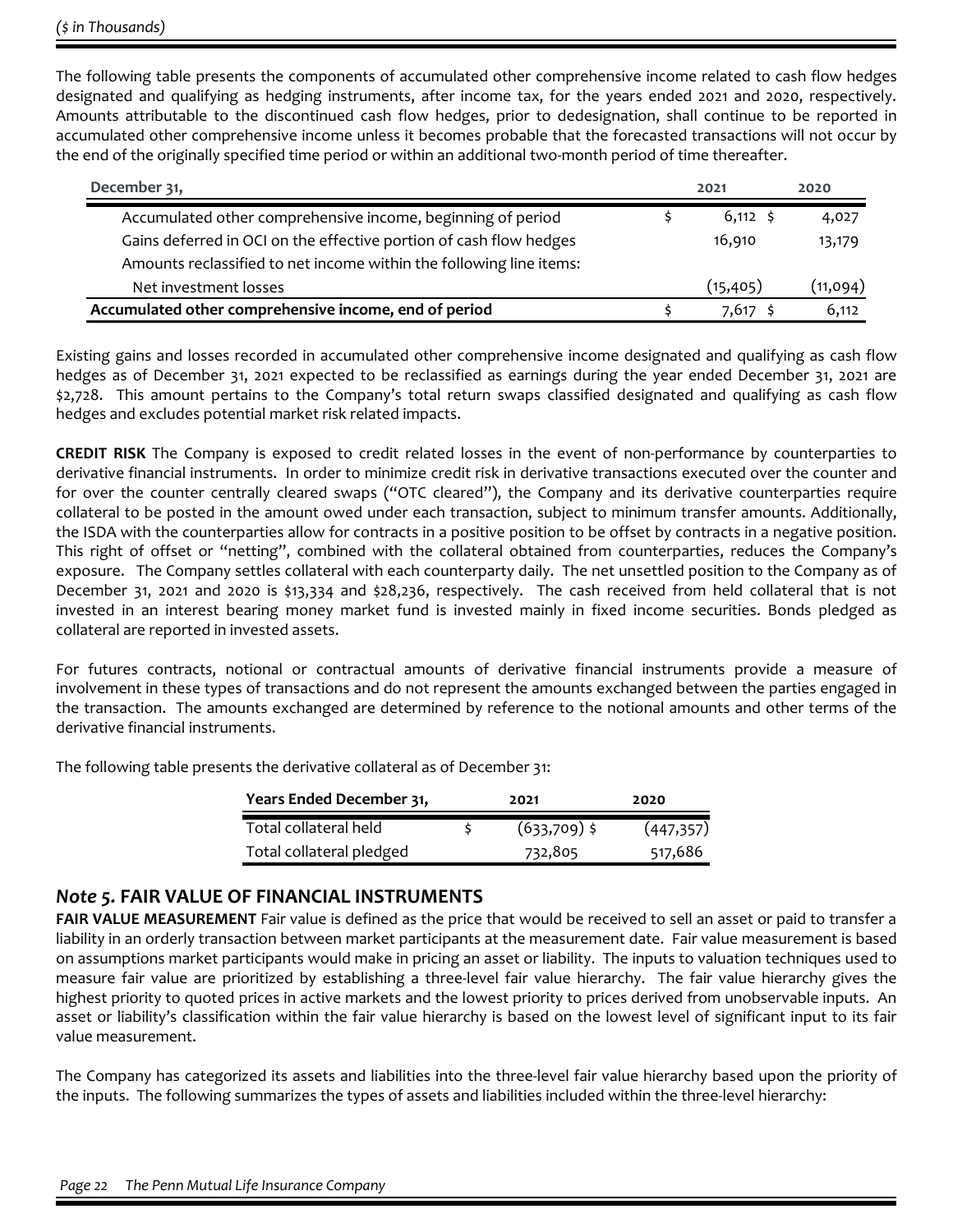($ in Thousands)

The following table presents the components of accumulated other comprehensive income related to cash flow hedges designated and qualifying as hedging instruments, after income tax, for the years ended 2021 and 2020, respectively. Amounts attributable to the discontinued cash flow hedges, prior to dedesignation, shall continue to be reported in accumulated other comprehensive income unless it becomes probable that the forecasted transactions will not occur by the end of the originally specified time period or within an additional two-month period of time thereafter.

| December 31, | 2021 | 2020 |
|---|---|---|
| Accumulated other comprehensive income, beginning of period | $ 6,112 | $ 4,027 |
| Gains deferred in OCI on the effective portion of cash flow hedges | 16,910 | 13,179 |
| Amounts reclassified to net income within the following line items: | | |
| Net investment losses | (15,405) | (11,094) |
| **Accumulated other comprehensive income, end of period** | $ 7,617 | $ 6,112 |

Existing gains and losses recorded in accumulated other comprehensive income designated and qualifying as cash flow hedges as of December 31, 2021 expected to be reclassified as earnings during the year ended December 31, 2021 are $2,728. This amount pertains to the Company's total return swaps classified designated and qualifying as cash flow hedges and excludes potential market risk related impacts.

**CREDIT RISK** The Company is exposed to credit related losses in the event of non-performance by counterparties to derivative financial instruments. In order to minimize credit risk in derivative transactions executed over the counter and for over the counter centrally cleared swaps ("OTC cleared"), the Company and its derivative counterparties require collateral to be posted in the amount owed under each transaction, subject to minimum transfer amounts. Additionally, the ISDA with the counterparties allow for contracts in a positive position to be offset by contracts in a negative position. This right of offset or "netting", combined with the collateral obtained from counterparties, reduces the Company's exposure. The Company settles collateral with each counterparty daily. The net unsettled position to the Company as of December 31, 2021 and 2020 is $13,334 and $28,236, respectively. The cash received from held collateral that is not invested in an interest bearing money market fund is invested mainly in fixed income securities. Bonds pledged as collateral are reported in invested assets.

For futures contracts, notional or contractual amounts of derivative financial instruments provide a measure of involvement in these types of transactions and do not represent the amounts exchanged between the parties engaged in the transaction. The amounts exchanged are determined by reference to the notional amounts and other terms of the derivative financial instruments.

The following table presents the derivative collateral as of December 31:

| Years Ended December 31, | 2021 | 2020 |
|---|---|---|
| Total collateral held | $ (633,709) | $ (447,357) |
| Total collateral pledged | 732,805 | 517,686 |

## *Note 5.* FAIR VALUE OF FINANCIAL INSTRUMENTS

**FAIR VALUE MEASUREMENT** Fair value is defined as the price that would be received to sell an asset or paid to transfer a liability in an orderly transaction between market participants at the measurement date. Fair value measurement is based on assumptions market participants would make in pricing an asset or liability. The inputs to valuation techniques used to measure fair value are prioritized by establishing a three-level fair value hierarchy. The fair value hierarchy gives the highest priority to quoted prices in active markets and the lowest priority to prices derived from unobservable inputs. An asset or liability's classification within the fair value hierarchy is based on the lowest level of significant input to its fair value measurement.

The Company has categorized its assets and liabilities into the three-level fair value hierarchy based upon the priority of the inputs. The following summarizes the types of assets and liabilities included within the three-level hierarchy: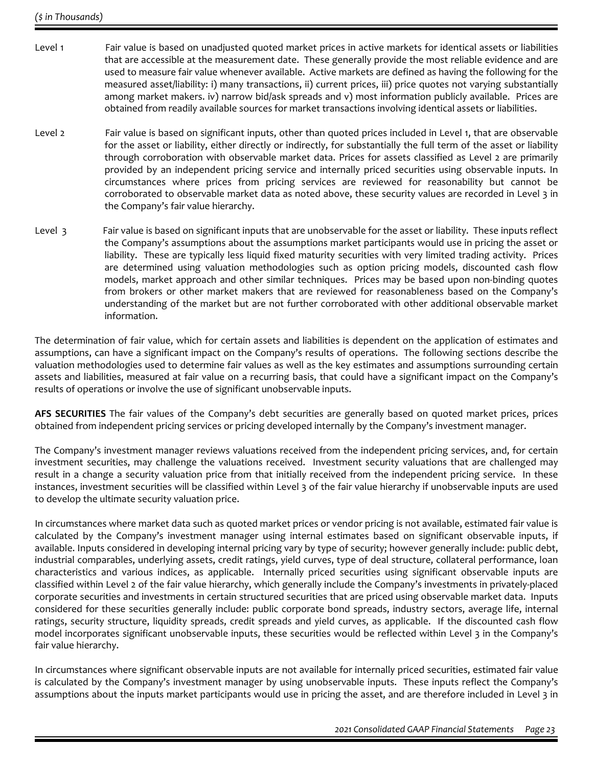Level 1 Fair value is based on unadjusted quoted market prices in active markets for identical assets or liabilities that are accessible at the measurement date. These generally provide the most reliable evidence and are used to measure fair value whenever available. Active markets are defined as having the following for the measured asset/liability: i) many transactions, ii) current prices, iii) price quotes not varying substantially among market makers. iv) narrow bid/ask spreads and v) most information publicly available. Prices are obtained from readily available sources for market transactions involving identical assets or liabilities.

Level 2 Fair value is based on significant inputs, other than quoted prices included in Level 1, that are observable for the asset or liability, either directly or indirectly, for substantially the full term of the asset or liability through corroboration with observable market data. Prices for assets classified as Level 2 are primarily provided by an independent pricing service and internally priced securities using observable inputs. In circumstances where prices from pricing services are reviewed for reasonability but cannot be corroborated to observable market data as noted above, these security values are recorded in Level 3 in the Company's fair value hierarchy.

Level 3 Fair value is based on significant inputs that are unobservable for the asset or liability. These inputs reflect the Company's assumptions about the assumptions market participants would use in pricing the asset or liability. These are typically less liquid fixed maturity securities with very limited trading activity. Prices are determined using valuation methodologies such as option pricing models, discounted cash flow models, market approach and other similar techniques. Prices may be based upon non-binding quotes from brokers or other market makers that are reviewed for reasonableness based on the Company's understanding of the market but are not further corroborated with other additional observable market information.

The determination of fair value, which for certain assets and liabilities is dependent on the application of estimates and assumptions, can have a significant impact on the Company's results of operations. The following sections describe the valuation methodologies used to determine fair values as well as the key estimates and assumptions surrounding certain assets and liabilities, measured at fair value on a recurring basis, that could have a significant impact on the Company's results of operations or involve the use of significant unobservable inputs.

**AFS SECURITIES** The fair values of the Company's debt securities are generally based on quoted market prices, prices obtained from independent pricing services or pricing developed internally by the Company's investment manager.

The Company's investment manager reviews valuations received from the independent pricing services, and, for certain investment securities, may challenge the valuations received. Investment security valuations that are challenged may result in a change a security valuation price from that initially received from the independent pricing service. In these instances, investment securities will be classified within Level 3 of the fair value hierarchy if unobservable inputs are used to develop the ultimate security valuation price.

In circumstances where market data such as quoted market prices or vendor pricing is not available, estimated fair value is calculated by the Company's investment manager using internal estimates based on significant observable inputs, if available. Inputs considered in developing internal pricing vary by type of security; however generally include: public debt, industrial comparables, underlying assets, credit ratings, yield curves, type of deal structure, collateral performance, loan characteristics and various indices, as applicable. Internally priced securities using significant observable inputs are classified within Level 2 of the fair value hierarchy, which generally include the Company's investments in privately-placed corporate securities and investments in certain structured securities that are priced using observable market data. Inputs considered for these securities generally include: public corporate bond spreads, industry sectors, average life, internal ratings, security structure, liquidity spreads, credit spreads and yield curves, as applicable. If the discounted cash flow model incorporates significant unobservable inputs, these securities would be reflected within Level 3 in the Company's fair value hierarchy.

In circumstances where significant observable inputs are not available for internally priced securities, estimated fair value is calculated by the Company's investment manager by using unobservable inputs. These inputs reflect the Company's assumptions about the inputs market participants would use in pricing the asset, and are therefore included in Level 3 in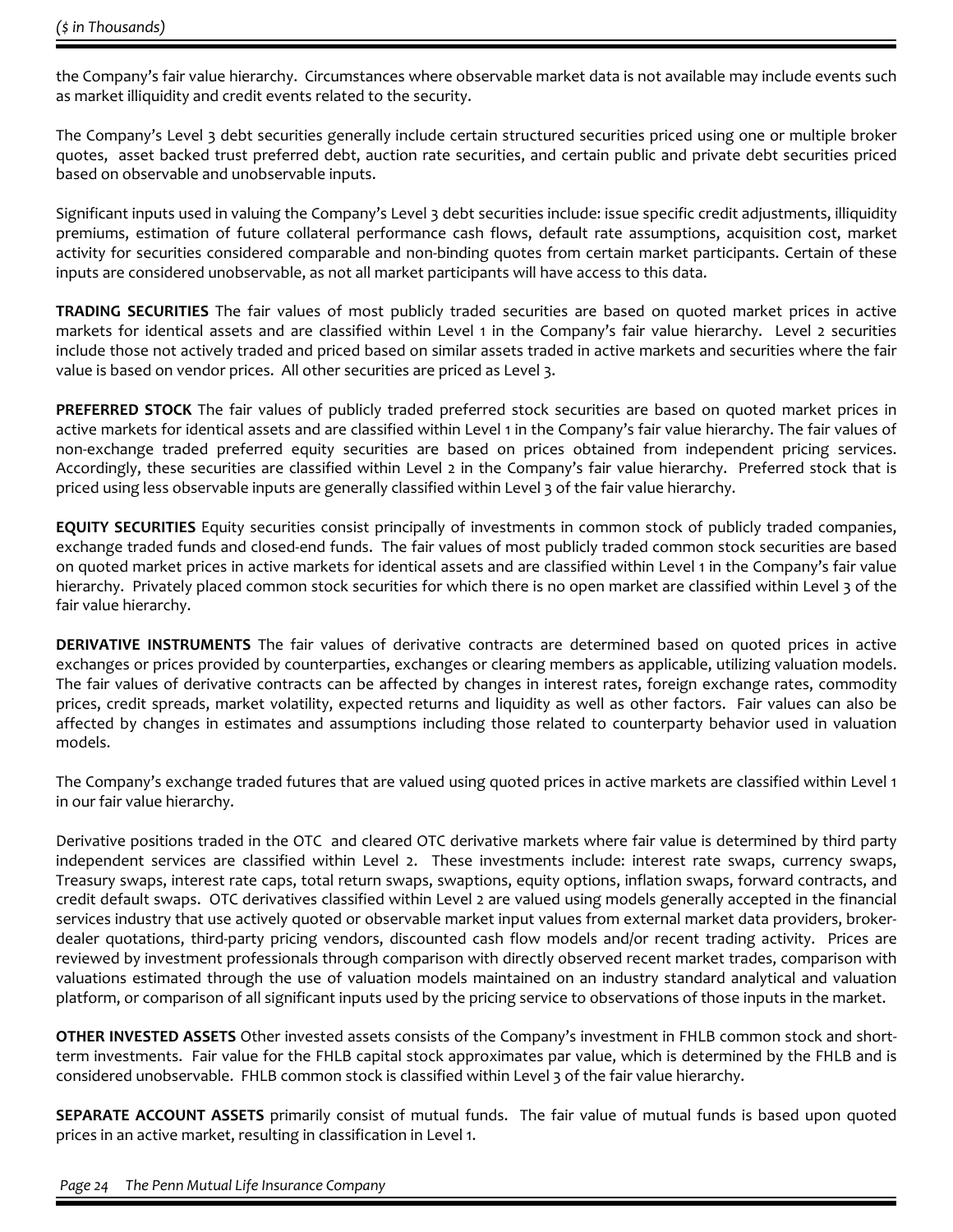the Company's fair value hierarchy. Circumstances where observable market data is not available may include events such as market illiquidity and credit events related to the security.

The Company's Level 3 debt securities generally include certain structured securities priced using one or multiple broker quotes, asset backed trust preferred debt, auction rate securities, and certain public and private debt securities priced based on observable and unobservable inputs.

Significant inputs used in valuing the Company's Level 3 debt securities include: issue specific credit adjustments, illiquidity premiums, estimation of future collateral performance cash flows, default rate assumptions, acquisition cost, market activity for securities considered comparable and non-binding quotes from certain market participants. Certain of these inputs are considered unobservable, as not all market participants will have access to this data.

**TRADING SECURITIES** The fair values of most publicly traded securities are based on quoted market prices in active markets for identical assets and are classified within Level 1 in the Company's fair value hierarchy. Level 2 securities include those not actively traded and priced based on similar assets traded in active markets and securities where the fair value is based on vendor prices. All other securities are priced as Level 3.

**PREFERRED STOCK** The fair values of publicly traded preferred stock securities are based on quoted market prices in active markets for identical assets and are classified within Level 1 in the Company's fair value hierarchy. The fair values of non-exchange traded preferred equity securities are based on prices obtained from independent pricing services. Accordingly, these securities are classified within Level 2 in the Company's fair value hierarchy. Preferred stock that is priced using less observable inputs are generally classified within Level 3 of the fair value hierarchy.

**EQUITY SECURITIES** Equity securities consist principally of investments in common stock of publicly traded companies, exchange traded funds and closed-end funds. The fair values of most publicly traded common stock securities are based on quoted market prices in active markets for identical assets and are classified within Level 1 in the Company's fair value hierarchy. Privately placed common stock securities for which there is no open market are classified within Level 3 of the fair value hierarchy.

**DERIVATIVE INSTRUMENTS** The fair values of derivative contracts are determined based on quoted prices in active exchanges or prices provided by counterparties, exchanges or clearing members as applicable, utilizing valuation models. The fair values of derivative contracts can be affected by changes in interest rates, foreign exchange rates, commodity prices, credit spreads, market volatility, expected returns and liquidity as well as other factors. Fair values can also be affected by changes in estimates and assumptions including those related to counterparty behavior used in valuation models.

The Company's exchange traded futures that are valued using quoted prices in active markets are classified within Level 1 in our fair value hierarchy.

Derivative positions traded in the OTC and cleared OTC derivative markets where fair value is determined by third party independent services are classified within Level 2. These investments include: interest rate swaps, currency swaps, Treasury swaps, interest rate caps, total return swaps, swaptions, equity options, inflation swaps, forward contracts, and credit default swaps. OTC derivatives classified within Level 2 are valued using models generally accepted in the financial services industry that use actively quoted or observable market input values from external market data providers, broker-dealer quotations, third-party pricing vendors, discounted cash flow models and/or recent trading activity. Prices are reviewed by investment professionals through comparison with directly observed recent market trades, comparison with valuations estimated through the use of valuation models maintained on an industry standard analytical and valuation platform, or comparison of all significant inputs used by the pricing service to observations of those inputs in the market.

**OTHER INVESTED ASSETS** Other invested assets consists of the Company's investment in FHLB common stock and short-term investments. Fair value for the FHLB capital stock approximates par value, which is determined by the FHLB and is considered unobservable. FHLB common stock is classified within Level 3 of the fair value hierarchy.

**SEPARATE ACCOUNT ASSETS** primarily consist of mutual funds. The fair value of mutual funds is based upon quoted prices in an active market, resulting in classification in Level 1.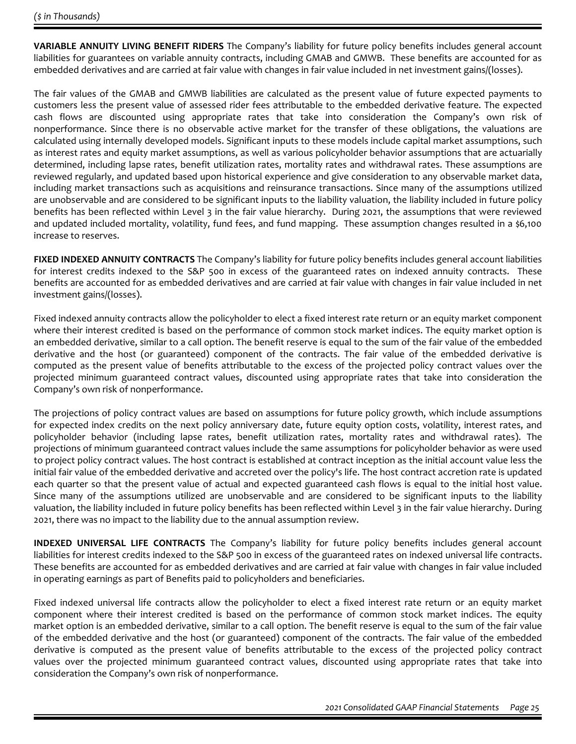*($ in Thousands)*

**VARIABLE ANNUITY LIVING BENEFIT RIDERS** The Company's liability for future policy benefits includes general account liabilities for guarantees on variable annuity contracts, including GMAB and GMWB. These benefits are accounted for as embedded derivatives and are carried at fair value with changes in fair value included in net investment gains/(losses).

The fair values of the GMAB and GMWB liabilities are calculated as the present value of future expected payments to customers less the present value of assessed rider fees attributable to the embedded derivative feature. The expected cash flows are discounted using appropriate rates that take into consideration the Company's own risk of nonperformance. Since there is no observable active market for the transfer of these obligations, the valuations are calculated using internally developed models. Significant inputs to these models include capital market assumptions, such as interest rates and equity market assumptions, as well as various policyholder behavior assumptions that are actuarially determined, including lapse rates, benefit utilization rates, mortality rates and withdrawal rates. These assumptions are reviewed regularly, and updated based upon historical experience and give consideration to any observable market data, including market transactions such as acquisitions and reinsurance transactions. Since many of the assumptions utilized are unobservable and are considered to be significant inputs to the liability valuation, the liability included in future policy benefits has been reflected within Level 3 in the fair value hierarchy. During 2021, the assumptions that were reviewed and updated included mortality, volatility, fund fees, and fund mapping. These assumption changes resulted in a $6,100 increase to reserves.

**FIXED INDEXED ANNUITY CONTRACTS** The Company's liability for future policy benefits includes general account liabilities for interest credits indexed to the S&P 500 in excess of the guaranteed rates on indexed annuity contracts. These benefits are accounted for as embedded derivatives and are carried at fair value with changes in fair value included in net investment gains/(losses).

Fixed indexed annuity contracts allow the policyholder to elect a fixed interest rate return or an equity market component where their interest credited is based on the performance of common stock market indices. The equity market option is an embedded derivative, similar to a call option. The benefit reserve is equal to the sum of the fair value of the embedded derivative and the host (or guaranteed) component of the contracts. The fair value of the embedded derivative is computed as the present value of benefits attributable to the excess of the projected policy contract values over the projected minimum guaranteed contract values, discounted using appropriate rates that take into consideration the Company's own risk of nonperformance.

The projections of policy contract values are based on assumptions for future policy growth, which include assumptions for expected index credits on the next policy anniversary date, future equity option costs, volatility, interest rates, and policyholder behavior (including lapse rates, benefit utilization rates, mortality rates and withdrawal rates). The projections of minimum guaranteed contract values include the same assumptions for policyholder behavior as were used to project policy contract values. The host contract is established at contract inception as the initial account value less the initial fair value of the embedded derivative and accreted over the policy's life. The host contract accretion rate is updated each quarter so that the present value of actual and expected guaranteed cash flows is equal to the initial host value. Since many of the assumptions utilized are unobservable and are considered to be significant inputs to the liability valuation, the liability included in future policy benefits has been reflected within Level 3 in the fair value hierarchy. During 2021, there was no impact to the liability due to the annual assumption review.

**INDEXED UNIVERSAL LIFE CONTRACTS** The Company's liability for future policy benefits includes general account liabilities for interest credits indexed to the S&P 500 in excess of the guaranteed rates on indexed universal life contracts. These benefits are accounted for as embedded derivatives and are carried at fair value with changes in fair value included in operating earnings as part of Benefits paid to policyholders and beneficiaries.

Fixed indexed universal life contracts allow the policyholder to elect a fixed interest rate return or an equity market component where their interest credited is based on the performance of common stock market indices. The equity market option is an embedded derivative, similar to a call option. The benefit reserve is equal to the sum of the fair value of the embedded derivative and the host (or guaranteed) component of the contracts. The fair value of the embedded derivative is computed as the present value of benefits attributable to the excess of the projected policy contract values over the projected minimum guaranteed contract values, discounted using appropriate rates that take into consideration the Company's own risk of nonperformance.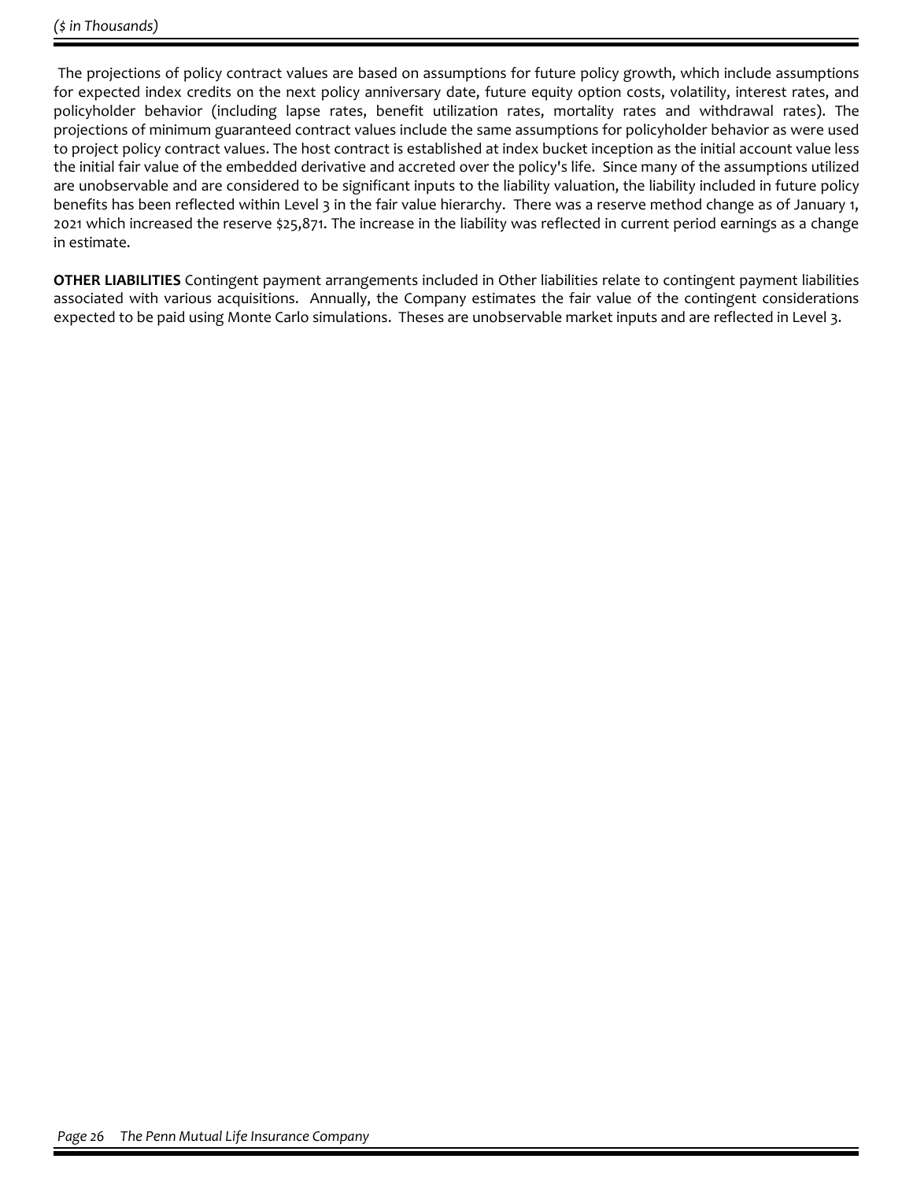The projections of policy contract values are based on assumptions for future policy growth, which include assumptions for expected index credits on the next policy anniversary date, future equity option costs, volatility, interest rates, and policyholder behavior (including lapse rates, benefit utilization rates, mortality rates and withdrawal rates). The projections of minimum guaranteed contract values include the same assumptions for policyholder behavior as were used to project policy contract values. The host contract is established at index bucket inception as the initial account value less the initial fair value of the embedded derivative and accreted over the policy's life. Since many of the assumptions utilized are unobservable and are considered to be significant inputs to the liability valuation, the liability included in future policy benefits has been reflected within Level 3 in the fair value hierarchy. There was a reserve method change as of January 1, 2021 which increased the reserve $25,871. The increase in the liability was reflected in current period earnings as a change in estimate.

**OTHER LIABILITIES** Contingent payment arrangements included in Other liabilities relate to contingent payment liabilities associated with various acquisitions. Annually, the Company estimates the fair value of the contingent considerations expected to be paid using Monte Carlo simulations. Theses are unobservable market inputs and are reflected in Level 3.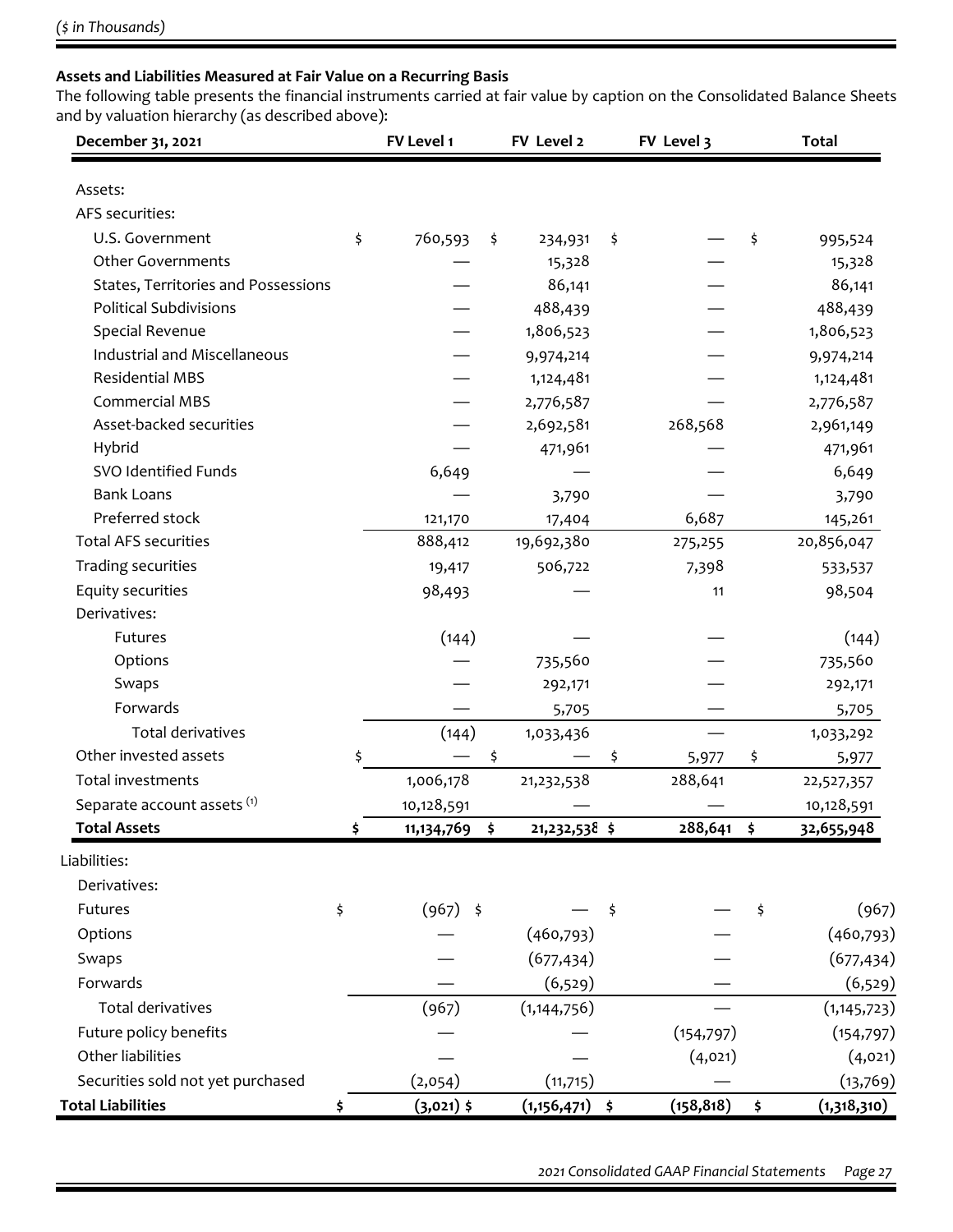($ in Thousands)

**Assets and Liabilities Measured at Fair Value on a Recurring Basis**

The following table presents the financial instruments carried at fair value by caption on the Consolidated Balance Sheets and by valuation hierarchy (as described above):

| December 31, 2021 | FV Level 1 | FV Level 2 | FV Level 3 | Total |
|---|---|---|---|---|
| Assets: | | | | |
| AFS securities: | | | | |
| U.S. Government | $ 760,593 | $ 234,931 | $ — | $ 995,524 |
| Other Governments | — | 15,328 | — | 15,328 |
| States, Territories and Possessions | — | 86,141 | — | 86,141 |
| Political Subdivisions | — | 488,439 | — | 488,439 |
| Special Revenue | — | 1,806,523 | — | 1,806,523 |
| Industrial and Miscellaneous | — | 9,974,214 | — | 9,974,214 |
| Residential MBS | — | 1,124,481 | — | 1,124,481 |
| Commercial MBS | — | 2,776,587 | — | 2,776,587 |
| Asset-backed securities | — | 2,692,581 | 268,568 | 2,961,149 |
| Hybrid | — | 471,961 | — | 471,961 |
| SVO Identified Funds | 6,649 | — | — | 6,649 |
| Bank Loans | — | 3,790 | — | 3,790 |
| Preferred stock | 121,170 | 17,404 | 6,687 | 145,261 |
| Total AFS securities | 888,412 | 19,692,380 | 275,255 | 20,856,047 |
| Trading securities | 19,417 | 506,722 | 7,398 | 533,537 |
| Equity securities | 98,493 | — | 11 | 98,504 |
| Derivatives: | | | | |
| Futures | (144) | — | — | (144) |
| Options | — | 735,560 | — | 735,560 |
| Swaps | — | 292,171 | — | 292,171 |
| Forwards | — | 5,705 | — | 5,705 |
| Total derivatives | (144) | 1,033,436 | — | 1,033,292 |
| Other invested assets | $ — | $ — | $ 5,977 | $ 5,977 |
| Total investments | 1,006,178 | 21,232,538 | 288,641 | 22,527,357 |
| Separate account assets [(1)] | 10,128,591 | — | — | 10,128,591 |
| **Total Assets** | **$ 11,134,769** | **$ 21,232,538** | **$ 288,641** | **$ 32,655,948** |
| Liabilities: | | | | |
| Derivatives: | | | | |
| Futures | $ (967) | $ — | $ — | $ (967) |
| Options | — | (460,793) | — | (460,793) |
| Swaps | — | (677,434) | — | (677,434) |
| Forwards | — | (6,529) | — | (6,529) |
| Total derivatives | (967) | (1,144,756) | — | (1,145,723) |
| Future policy benefits | — | — | (154,797) | (154,797) |
| Other liabilities | — | — | (4,021) | (4,021) |
| Securities sold not yet purchased | (2,054) | (11,715) | — | (13,769) |
| **Total Liabilities** | **$ (3,021)** | **$ (1,156,471)** | **$ (158,818)** | **$ (1,318,310)** |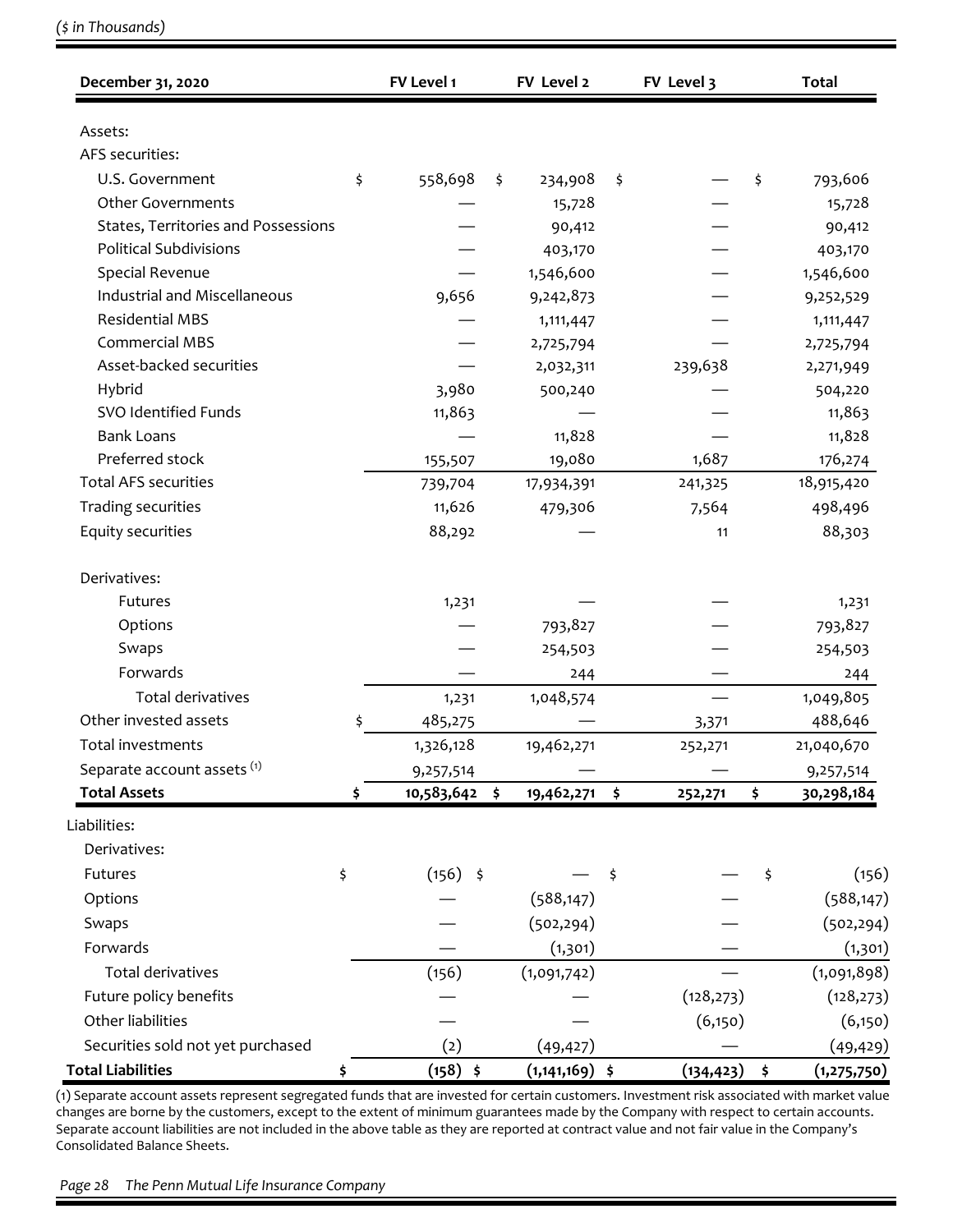*($ in Thousands)*

| December 31, 2020 | FV Level 1 | FV Level 2 | FV Level 3 | Total |
|---|---|---|---|---|
| Assets: | | | | |
| AFS securities: | | | | |
| U.S. Government | $ 558,698 | $ 234,908 | $ — | $ 793,606 |
| Other Governments | — | 15,728 | — | 15,728 |
| States, Territories and Possessions | — | 90,412 | — | 90,412 |
| Political Subdivisions | — | 403,170 | — | 403,170 |
| Special Revenue | — | 1,546,600 | — | 1,546,600 |
| Industrial and Miscellaneous | 9,656 | 9,242,873 | — | 9,252,529 |
| Residential MBS | — | 1,111,447 | — | 1,111,447 |
| Commercial MBS | — | 2,725,794 | — | 2,725,794 |
| Asset-backed securities | — | 2,032,311 | 239,638 | 2,271,949 |
| Hybrid | 3,980 | 500,240 | — | 504,220 |
| SVO Identified Funds | 11,863 | — | — | 11,863 |
| Bank Loans | — | 11,828 | — | 11,828 |
| Preferred stock | 155,507 | 19,080 | 1,687 | 176,274 |
| Total AFS securities | 739,704 | 17,934,391 | 241,325 | 18,915,420 |
| Trading securities | 11,626 | 479,306 | 7,564 | 498,496 |
| Equity securities | 88,292 | — | 11 | 88,303 |
| Derivatives: | | | | |
| Futures | 1,231 | — | — | 1,231 |
| Options | — | 793,827 | — | 793,827 |
| Swaps | — | 254,503 | — | 254,503 |
| Forwards | — | 244 | — | 244 |
| Total derivatives | 1,231 | 1,048,574 | — | 1,049,805 |
| Other invested assets | $ 485,275 | — | 3,371 | 488,646 |
| Total investments | 1,326,128 | 19,462,271 | 252,271 | 21,040,670 |
| Separate account assets [(1)] | 9,257,514 | — | — | 9,257,514 |
| **Total Assets** | **$ 10,583,642** | **$ 19,462,271** | **$ 252,271** | **$ 30,298,184** |
| Liabilities: | | | | |
| Derivatives: | | | | |
| Futures | $ (156) | $ — | $ — | $ (156) |
| Options | — | (588,147) | — | (588,147) |
| Swaps | — | (502,294) | — | (502,294) |
| Forwards | — | (1,301) | — | (1,301) |
| Total derivatives | (156) | (1,091,742) | — | (1,091,898) |
| Future policy benefits | — | — | (128,273) | (128,273) |
| Other liabilities | — | — | (6,150) | (6,150) |
| Securities sold not yet purchased | (2) | (49,427) | — | (49,429) |
| **Total Liabilities** | **$ (158)** | **$ (1,141,169)** | **$ (134,423)** | **$ (1,275,750)** |

(1) Separate account assets represent segregated funds that are invested for certain customers. Investment risk associated with market value changes are borne by the customers, except to the extent of minimum guarantees made by the Company with respect to certain accounts. Separate account liabilities are not included in the above table as they are reported at contract value and not fair value in the Company's Consolidated Balance Sheets.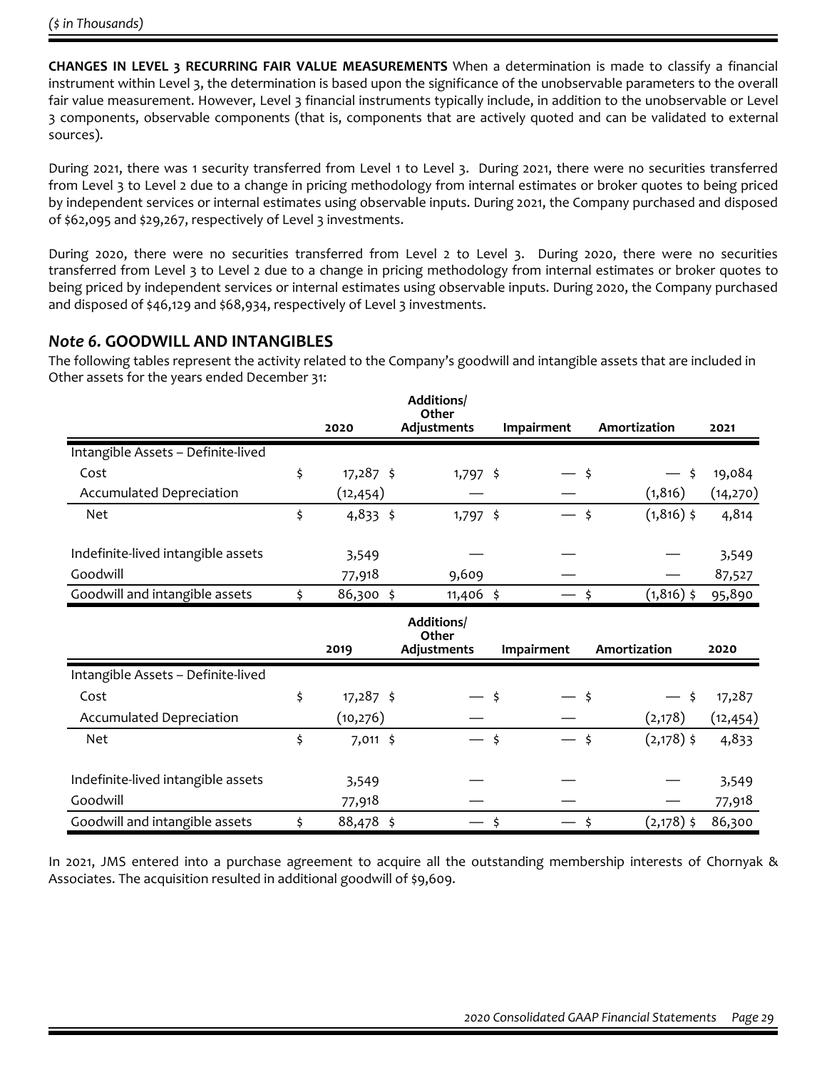*($ in Thousands)*

**CHANGES IN LEVEL 3 RECURRING FAIR VALUE MEASUREMENTS** When a determination is made to classify a financial instrument within Level 3, the determination is based upon the significance of the unobservable parameters to the overall fair value measurement. However, Level 3 financial instruments typically include, in addition to the unobservable or Level 3 components, observable components (that is, components that are actively quoted and can be validated to external sources).

During 2021, there was 1 security transferred from Level 1 to Level 3. During 2021, there were no securities transferred from Level 3 to Level 2 due to a change in pricing methodology from internal estimates or broker quotes to being priced by independent services or internal estimates using observable inputs. During 2021, the Company purchased and disposed of $62,095 and $29,267, respectively of Level 3 investments.

During 2020, there were no securities transferred from Level 2 to Level 3. During 2020, there were no securities transferred from Level 3 to Level 2 due to a change in pricing methodology from internal estimates or broker quotes to being priced by independent services or internal estimates using observable inputs. During 2020, the Company purchased and disposed of $46,129 and $68,934, respectively of Level 3 investments.

## *Note 6.* GOODWILL AND INTANGIBLES

The following tables represent the activity related to the Company's goodwill and intangible assets that are included in Other assets for the years ended December 31:

| | 2020 | Additions/ Other Adjustments | Impairment | Amortization | 2021 |
|---|---|---|---|---|---|
| Intangible Assets – Definite-lived | | | | | |
| Cost | $ 17,287 | $ 1,797 | $ — | $ — | $ 19,084 |
| Accumulated Depreciation | (12,454) | — | — | (1,816) | (14,270) |
| Net | $ 4,833 | $ 1,797 | $ — | $ (1,816) | $ 4,814 |
| Indefinite-lived intangible assets | 3,549 | — | — | — | 3,549 |
| Goodwill | 77,918 | 9,609 | — | — | 87,527 |
| Goodwill and intangible assets | $ 86,300 | $ 11,406 | $ — | $ (1,816) | $ 95,890 |

| | 2019 | Additions/ Other Adjustments | Impairment | Amortization | 2020 |
|---|---|---|---|---|---|
| Intangible Assets – Definite-lived | | | | | |
| Cost | $ 17,287 | $ — | $ — | $ — | $ 17,287 |
| Accumulated Depreciation | (10,276) | — | — | (2,178) | (12,454) |
| Net | $ 7,011 | $ — | $ — | $ (2,178) | $ 4,833 |
| Indefinite-lived intangible assets | 3,549 | — | — | — | 3,549 |
| Goodwill | 77,918 | — | — | — | 77,918 |
| Goodwill and intangible assets | $ 88,478 | $ — | $ — | $ (2,178) | $ 86,300 |

In 2021, JMS entered into a purchase agreement to acquire all the outstanding membership interests of Chornyak & Associates. The acquisition resulted in additional goodwill of $9,609.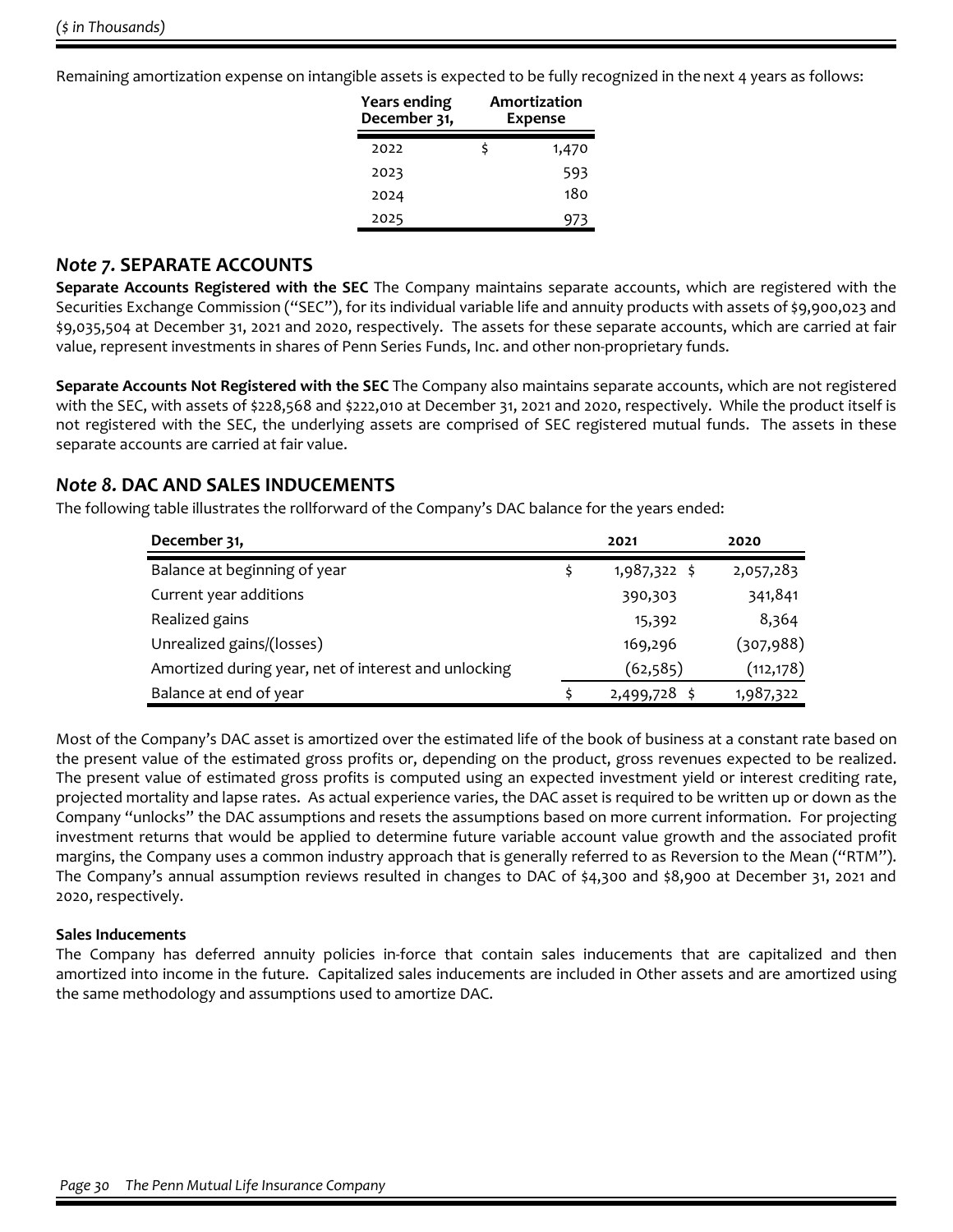($ in Thousands)

Remaining amortization expense on intangible assets is expected to be fully recognized in the next 4 years as follows:

| Years ending December 31, | Amortization Expense |
|---|---|
| 2022 | $ 1,470 |
| 2023 | 593 |
| 2024 | 180 |
| 2025 | 973 |

## *Note 7.* SEPARATE ACCOUNTS

**Separate Accounts Registered with the SEC** The Company maintains separate accounts, which are registered with the Securities Exchange Commission ("SEC"), for its individual variable life and annuity products with assets of $9,900,023 and $9,035,504 at December 31, 2021 and 2020, respectively. The assets for these separate accounts, which are carried at fair value, represent investments in shares of Penn Series Funds, Inc. and other non-proprietary funds.

**Separate Accounts Not Registered with the SEC** The Company also maintains separate accounts, which are not registered with the SEC, with assets of $228,568 and $222,010 at December 31, 2021 and 2020, respectively. While the product itself is not registered with the SEC, the underlying assets are comprised of SEC registered mutual funds. The assets in these separate accounts are carried at fair value.

## *Note 8.* DAC AND SALES INDUCEMENTS

The following table illustrates the rollforward of the Company's DAC balance for the years ended:

| December 31, | 2021 | 2020 |
|---|---|---|
| Balance at beginning of year | $ 1,987,322 | $ 2,057,283 |
| Current year additions | 390,303 | 341,841 |
| Realized gains | 15,392 | 8,364 |
| Unrealized gains/(losses) | 169,296 | (307,988) |
| Amortized during year, net of interest and unlocking | (62,585) | (112,178) |
| Balance at end of year | $ 2,499,728 | $ 1,987,322 |

Most of the Company's DAC asset is amortized over the estimated life of the book of business at a constant rate based on the present value of the estimated gross profits or, depending on the product, gross revenues expected to be realized. The present value of estimated gross profits is computed using an expected investment yield or interest crediting rate, projected mortality and lapse rates. As actual experience varies, the DAC asset is required to be written up or down as the Company "unlocks" the DAC assumptions and resets the assumptions based on more current information. For projecting investment returns that would be applied to determine future variable account value growth and the associated profit margins, the Company uses a common industry approach that is generally referred to as Reversion to the Mean ("RTM"). The Company's annual assumption reviews resulted in changes to DAC of $4,300 and $8,900 at December 31, 2021 and 2020, respectively.

**Sales Inducements**

The Company has deferred annuity policies in-force that contain sales inducements that are capitalized and then amortized into income in the future. Capitalized sales inducements are included in Other assets and are amortized using the same methodology and assumptions used to amortize DAC.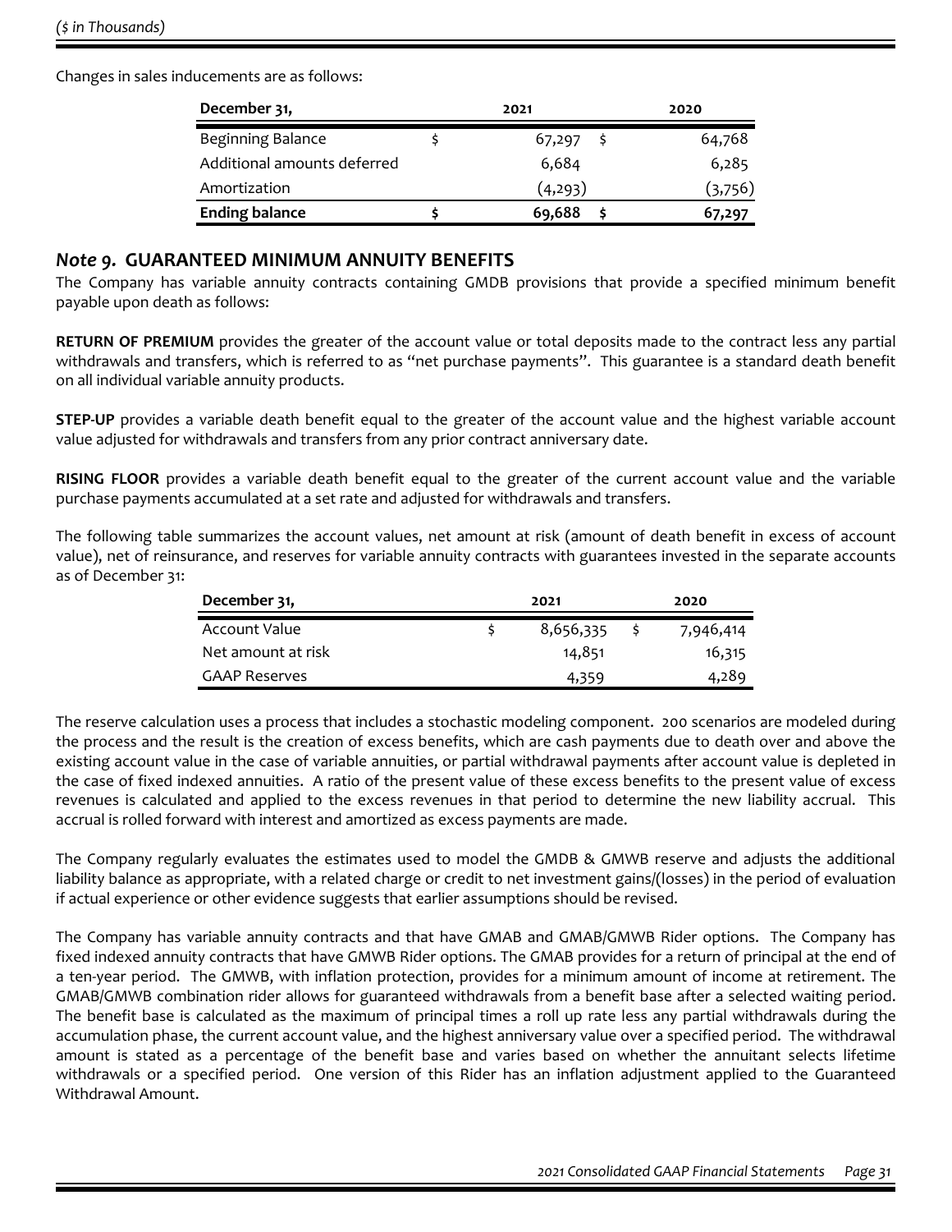*($ in Thousands)*

Changes in sales inducements are as follows:

| December 31, | 2021 | 2020 |
|---|---|---|
| Beginning Balance | $ 67,297 | $ 64,768 |
| Additional amounts deferred | 6,684 | 6,285 |
| Amortization | (4,293) | (3,756) |
| **Ending balance** | **$ 69,688** | **$ 67,297** |

## *Note 9.* GUARANTEED MINIMUM ANNUITY BENEFITS

The Company has variable annuity contracts containing GMDB provisions that provide a specified minimum benefit payable upon death as follows:

**RETURN OF PREMIUM** provides the greater of the account value or total deposits made to the contract less any partial withdrawals and transfers, which is referred to as "net purchase payments". This guarantee is a standard death benefit on all individual variable annuity products.

**STEP-UP** provides a variable death benefit equal to the greater of the account value and the highest variable account value adjusted for withdrawals and transfers from any prior contract anniversary date.

**RISING FLOOR** provides a variable death benefit equal to the greater of the current account value and the variable purchase payments accumulated at a set rate and adjusted for withdrawals and transfers.

The following table summarizes the account values, net amount at risk (amount of death benefit in excess of account value), net of reinsurance, and reserves for variable annuity contracts with guarantees invested in the separate accounts as of December 31:

| December 31, | 2021 | 2020 |
|---|---|---|
| Account Value | $ 8,656,335 | $ 7,946,414 |
| Net amount at risk | 14,851 | 16,315 |
| GAAP Reserves | 4,359 | 4,289 |

The reserve calculation uses a process that includes a stochastic modeling component. 200 scenarios are modeled during the process and the result is the creation of excess benefits, which are cash payments due to death over and above the existing account value in the case of variable annuities, or partial withdrawal payments after account value is depleted in the case of fixed indexed annuities. A ratio of the present value of these excess benefits to the present value of excess revenues is calculated and applied to the excess revenues in that period to determine the new liability accrual. This accrual is rolled forward with interest and amortized as excess payments are made.

The Company regularly evaluates the estimates used to model the GMDB & GMWB reserve and adjusts the additional liability balance as appropriate, with a related charge or credit to net investment gains/(losses) in the period of evaluation if actual experience or other evidence suggests that earlier assumptions should be revised.

The Company has variable annuity contracts and that have GMAB and GMAB/GMWB Rider options. The Company has fixed indexed annuity contracts that have GMWB Rider options. The GMAB provides for a return of principal at the end of a ten-year period. The GMWB, with inflation protection, provides for a minimum amount of income at retirement. The GMAB/GMWB combination rider allows for guaranteed withdrawals from a benefit base after a selected waiting period. The benefit base is calculated as the maximum of principal times a roll up rate less any partial withdrawals during the accumulation phase, the current account value, and the highest anniversary value over a specified period. The withdrawal amount is stated as a percentage of the benefit base and varies based on whether the annuitant selects lifetime withdrawals or a specified period. One version of this Rider has an inflation adjustment applied to the Guaranteed Withdrawal Amount.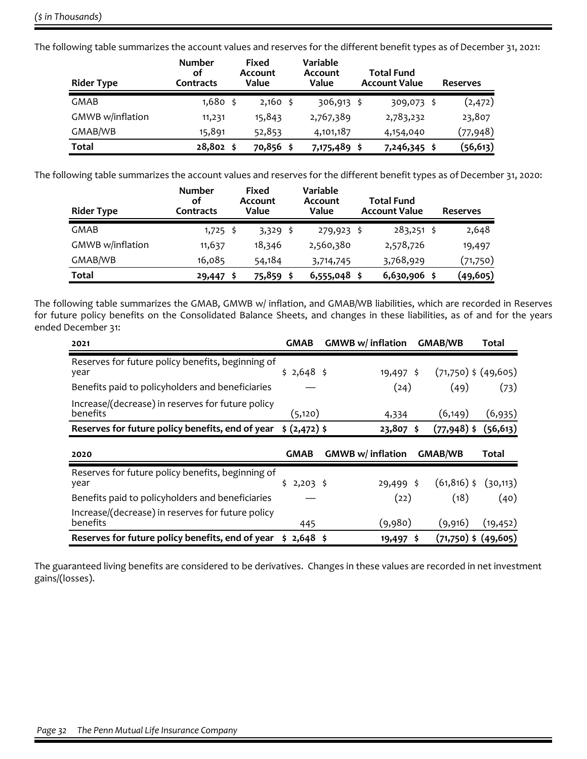*($ in Thousands)*

The following table summarizes the account values and reserves for the different benefit types as of December 31, 2021:

| Rider Type | Number of Contracts | Fixed Account Value | Variable Account Value | Total Fund Account Value | Reserves |
|---|---|---|---|---|---|
| GMAB | 1,680 | $ 2,160 | $ 306,913 | $ 309,073 | $ (2,472) |
| GMWB w/inflation | 11,231 | 15,843 | 2,767,389 | 2,783,232 | 23,807 |
| GMAB/WB | 15,891 | 52,853 | 4,101,187 | 4,154,040 | (77,948) |
| **Total** | **28,802** | **$ 70,856** | **$ 7,175,489** | **$ 7,246,345** | **$ (56,613)** |

The following table summarizes the account values and reserves for the different benefit types as of December 31, 2020:

| Rider Type | Number of Contracts | Fixed Account Value | Variable Account Value | Total Fund Account Value | Reserves |
|---|---|---|---|---|---|
| GMAB | 1,725 | $ 3,329 | $ 279,923 | $ 283,251 | $ 2,648 |
| GMWB w/inflation | 11,637 | 18,346 | 2,560,380 | 2,578,726 | 19,497 |
| GMAB/WB | 16,085 | 54,184 | 3,714,745 | 3,768,929 | (71,750) |
| **Total** | **29,447** | **$ 75,859** | **$ 6,555,048** | **$ 6,630,906** | **$ (49,605)** |

The following table summarizes the GMAB, GMWB w/ inflation, and GMAB/WB liabilities, which are recorded in Reserves for future policy benefits on the Consolidated Balance Sheets, and changes in these liabilities, as of and for the years ended December 31:

| 2021 | GMAB | GMWB w/ inflation | GMAB/WB | Total |
|---|---|---|---|---|
| Reserves for future policy benefits, beginning of year | $ 2,648 | $ 19,497 | $ (71,750) | $ (49,605) |
| Benefits paid to policyholders and beneficiaries | — | (24) | (49) | (73) |
| Increase/(decrease) in reserves for future policy benefits | (5,120) | 4,334 | (6,149) | (6,935) |
| **Reserves for future policy benefits, end of year** | **$ (2,472)** | **$ 23,807** | **$ (77,948)** | **$ (56,613)** |

| 2020 | GMAB | GMWB w/ inflation | GMAB/WB | Total |
|---|---|---|---|---|
| Reserves for future policy benefits, beginning of year | $ 2,203 | $ 29,499 | $ (61,816) | $ (30,113) |
| Benefits paid to policyholders and beneficiaries | — | (22) | (18) | (40) |
| Increase/(decrease) in reserves for future policy benefits | 445 | (9,980) | (9,916) | (19,452) |
| **Reserves for future policy benefits, end of year** | **$ 2,648** | **$ 19,497** | **$ (71,750)** | **$ (49,605)** |

The guaranteed living benefits are considered to be derivatives. Changes in these values are recorded in net investment gains/(losses).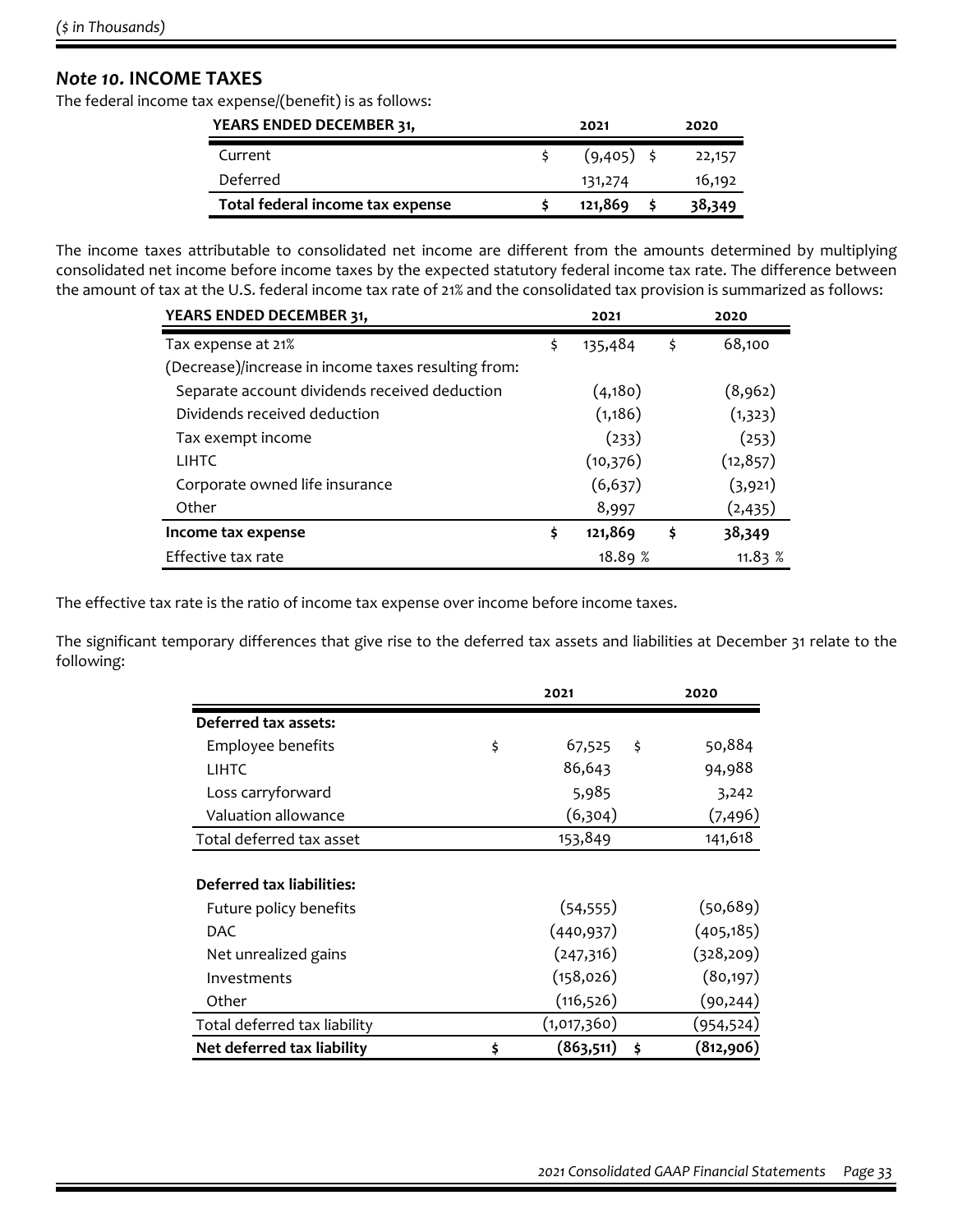*($ in Thousands)*

## *Note 10.* INCOME TAXES

The federal income tax expense/(benefit) is as follows:

| YEARS ENDED DECEMBER 31, | 2021 | 2020 |
|---|---|---|
| Current | $ (9,405) | $ 22,157 |
| Deferred | 131,274 | 16,192 |
| **Total federal income tax expense** | **$ 121,869** | **$ 38,349** |

The income taxes attributable to consolidated net income are different from the amounts determined by multiplying consolidated net income before income taxes by the expected statutory federal income tax rate. The difference between the amount of tax at the U.S. federal income tax rate of 21% and the consolidated tax provision is summarized as follows:

| YEARS ENDED DECEMBER 31, | 2021 | 2020 |
|---|---|---|
| Tax expense at 21% | $ 135,484 | $ 68,100 |
| (Decrease)/increase in income taxes resulting from: | | |
| Separate account dividends received deduction | (4,180) | (8,962) |
| Dividends received deduction | (1,186) | (1,323) |
| Tax exempt income | (233) | (253) |
| LIHTC | (10,376) | (12,857) |
| Corporate owned life insurance | (6,637) | (3,921) |
| Other | 8,997 | (2,435) |
| **Income tax expense** | **$ 121,869** | **$ 38,349** |
| Effective tax rate | 18.89 % | 11.83 % |

The effective tax rate is the ratio of income tax expense over income before income taxes.

The significant temporary differences that give rise to the deferred tax assets and liabilities at December 31 relate to the following:

| | 2021 | 2020 |
|---|---|---|
| **Deferred tax assets:** | | |
| Employee benefits | $ 67,525 | $ 50,884 |
| LIHTC | 86,643 | 94,988 |
| Loss carryforward | 5,985 | 3,242 |
| Valuation allowance | (6,304) | (7,496) |
| Total deferred tax asset | 153,849 | 141,618 |
| | | |
| **Deferred tax liabilities:** | | |
| Future policy benefits | (54,555) | (50,689) |
| DAC | (440,937) | (405,185) |
| Net unrealized gains | (247,316) | (328,209) |
| Investments | (158,026) | (80,197) |
| Other | (116,526) | (90,244) |
| Total deferred tax liability | (1,017,360) | (954,524) |
| **Net deferred tax liability** | **$ (863,511)** | **$ (812,906)** |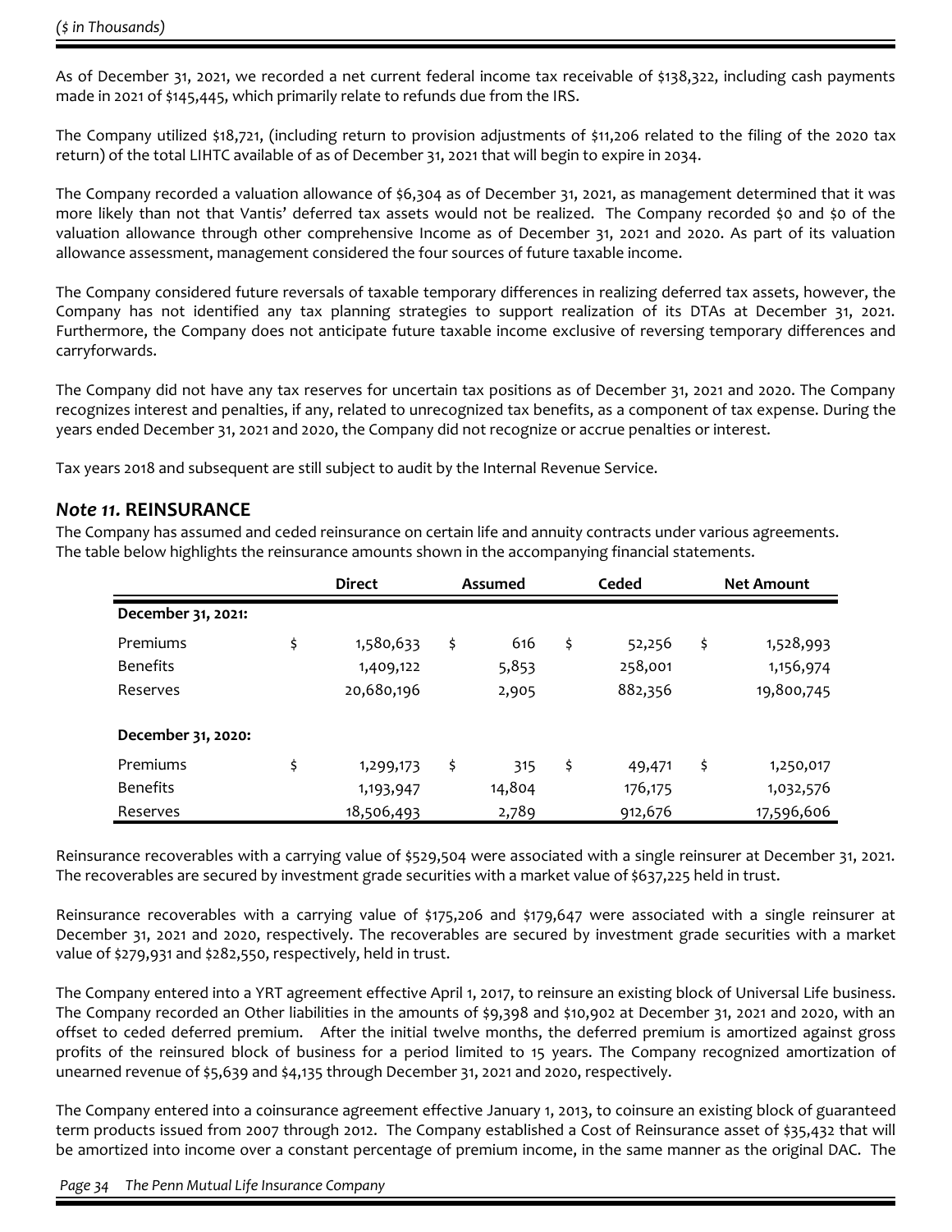*($ in Thousands)*

As of December 31, 2021, we recorded a net current federal income tax receivable of $138,322, including cash payments made in 2021 of $145,445, which primarily relate to refunds due from the IRS.

The Company utilized $18,721, (including return to provision adjustments of $11,206 related to the filing of the 2020 tax return) of the total LIHTC available of as of December 31, 2021 that will begin to expire in 2034.

The Company recorded a valuation allowance of $6,304 as of December 31, 2021, as management determined that it was more likely than not that Vantis' deferred tax assets would not be realized. The Company recorded $0 and $0 of the valuation allowance through other comprehensive Income as of December 31, 2021 and 2020. As part of its valuation allowance assessment, management considered the four sources of future taxable income.

The Company considered future reversals of taxable temporary differences in realizing deferred tax assets, however, the Company has not identified any tax planning strategies to support realization of its DTAs at December 31, 2021. Furthermore, the Company does not anticipate future taxable income exclusive of reversing temporary differences and carryforwards.

The Company did not have any tax reserves for uncertain tax positions as of December 31, 2021 and 2020. The Company recognizes interest and penalties, if any, related to unrecognized tax benefits, as a component of tax expense. During the years ended December 31, 2021 and 2020, the Company did not recognize or accrue penalties or interest.

Tax years 2018 and subsequent are still subject to audit by the Internal Revenue Service.

## *Note 11.* REINSURANCE

The Company has assumed and ceded reinsurance on certain life and annuity contracts under various agreements. The table below highlights the reinsurance amounts shown in the accompanying financial statements.

| | Direct | Assumed | Ceded | Net Amount |
|---|---|---|---|---|
| **December 31, 2021:** | | | | |
| Premiums | $ 1,580,633 | $ 616 | $ 52,256 | $ 1,528,993 |
| Benefits | 1,409,122 | 5,853 | 258,001 | 1,156,974 |
| Reserves | 20,680,196 | 2,905 | 882,356 | 19,800,745 |
| **December 31, 2020:** | | | | |
| Premiums | $ 1,299,173 | $ 315 | $ 49,471 | $ 1,250,017 |
| Benefits | 1,193,947 | 14,804 | 176,175 | 1,032,576 |
| Reserves | 18,506,493 | 2,789 | 912,676 | 17,596,606 |

Reinsurance recoverables with a carrying value of $529,504 were associated with a single reinsurer at December 31, 2021. The recoverables are secured by investment grade securities with a market value of $637,225 held in trust.

Reinsurance recoverables with a carrying value of $175,206 and $179,647 were associated with a single reinsurer at December 31, 2021 and 2020, respectively. The recoverables are secured by investment grade securities with a market value of $279,931 and $282,550, respectively, held in trust.

The Company entered into a YRT agreement effective April 1, 2017, to reinsure an existing block of Universal Life business. The Company recorded an Other liabilities in the amounts of $9,398 and $10,902 at December 31, 2021 and 2020, with an offset to ceded deferred premium. After the initial twelve months, the deferred premium is amortized against gross profits of the reinsured block of business for a period limited to 15 years. The Company recognized amortization of unearned revenue of $5,639 and $4,135 through December 31, 2021 and 2020, respectively.

The Company entered into a coinsurance agreement effective January 1, 2013, to coinsure an existing block of guaranteed term products issued from 2007 through 2012. The Company established a Cost of Reinsurance asset of $35,432 that will be amortized into income over a constant percentage of premium income, in the same manner as the original DAC. The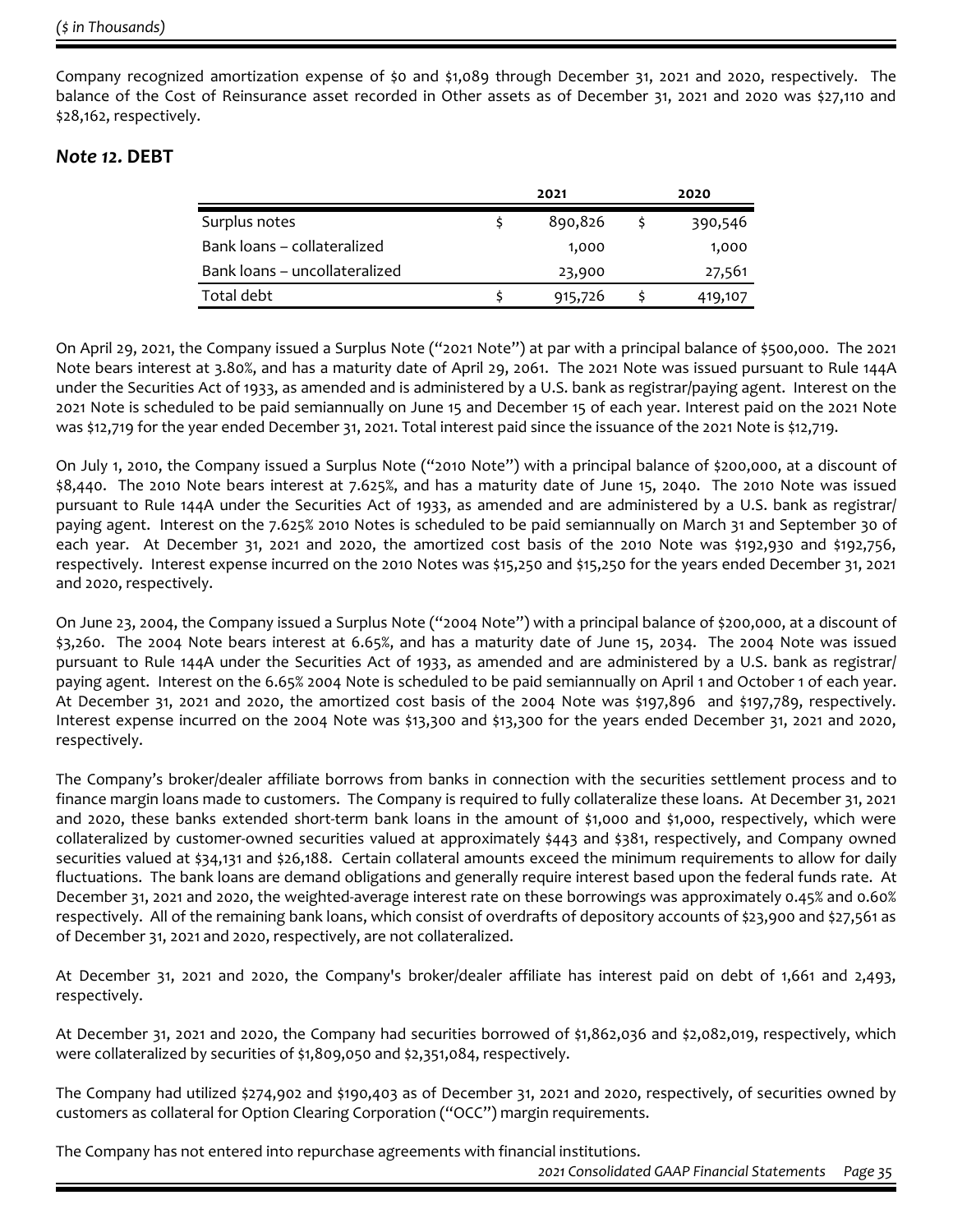Company recognized amortization expense of $0 and $1,089 through December 31, 2021 and 2020, respectively. The balance of the Cost of Reinsurance asset recorded in Other assets as of December 31, 2021 and 2020 was $27,110 and $28,162, respectively.

## *Note 12.* DEBT

| | 2021 | 2020 |
|---|---|---|
| Surplus notes | $ 890,826 | $ 390,546 |
| Bank loans – collateralized | 1,000 | 1,000 |
| Bank loans – uncollateralized | 23,900 | 27,561 |
| Total debt | $ 915,726 | $ 419,107 |

On April 29, 2021, the Company issued a Surplus Note ("2021 Note") at par with a principal balance of $500,000. The 2021 Note bears interest at 3.80%, and has a maturity date of April 29, 2061. The 2021 Note was issued pursuant to Rule 144A under the Securities Act of 1933, as amended and is administered by a U.S. bank as registrar/paying agent. Interest on the 2021 Note is scheduled to be paid semiannually on June 15 and December 15 of each year. Interest paid on the 2021 Note was $12,719 for the year ended December 31, 2021. Total interest paid since the issuance of the 2021 Note is $12,719.

On July 1, 2010, the Company issued a Surplus Note ("2010 Note") with a principal balance of $200,000, at a discount of $8,440. The 2010 Note bears interest at 7.625%, and has a maturity date of June 15, 2040. The 2010 Note was issued pursuant to Rule 144A under the Securities Act of 1933, as amended and are administered by a U.S. bank as registrar/ paying agent. Interest on the 7.625% 2010 Notes is scheduled to be paid semiannually on March 31 and September 30 of each year. At December 31, 2021 and 2020, the amortized cost basis of the 2010 Note was $192,930 and $192,756, respectively. Interest expense incurred on the 2010 Notes was $15,250 and $15,250 for the years ended December 31, 2021 and 2020, respectively.

On June 23, 2004, the Company issued a Surplus Note ("2004 Note") with a principal balance of $200,000, at a discount of $3,260. The 2004 Note bears interest at 6.65%, and has a maturity date of June 15, 2034. The 2004 Note was issued pursuant to Rule 144A under the Securities Act of 1933, as amended and are administered by a U.S. bank as registrar/ paying agent. Interest on the 6.65% 2004 Note is scheduled to be paid semiannually on April 1 and October 1 of each year. At December 31, 2021 and 2020, the amortized cost basis of the 2004 Note was $197,896 and $197,789, respectively. Interest expense incurred on the 2004 Note was $13,300 and $13,300 for the years ended December 31, 2021 and 2020, respectively.

The Company's broker/dealer affiliate borrows from banks in connection with the securities settlement process and to finance margin loans made to customers. The Company is required to fully collateralize these loans. At December 31, 2021 and 2020, these banks extended short-term bank loans in the amount of $1,000 and $1,000, respectively, which were collateralized by customer-owned securities valued at approximately $443 and $381, respectively, and Company owned securities valued at $34,131 and $26,188. Certain collateral amounts exceed the minimum requirements to allow for daily fluctuations. The bank loans are demand obligations and generally require interest based upon the federal funds rate. At December 31, 2021 and 2020, the weighted-average interest rate on these borrowings was approximately 0.45% and 0.60% respectively. All of the remaining bank loans, which consist of overdrafts of depository accounts of $23,900 and $27,561 as of December 31, 2021 and 2020, respectively, are not collateralized.

At December 31, 2021 and 2020, the Company's broker/dealer affiliate has interest paid on debt of 1,661 and 2,493, respectively.

At December 31, 2021 and 2020, the Company had securities borrowed of $1,862,036 and $2,082,019, respectively, which were collateralized by securities of $1,809,050 and $2,351,084, respectively.

The Company had utilized $274,902 and $190,403 as of December 31, 2021 and 2020, respectively, of securities owned by customers as collateral for Option Clearing Corporation ("OCC") margin requirements.

The Company has not entered into repurchase agreements with financial institutions.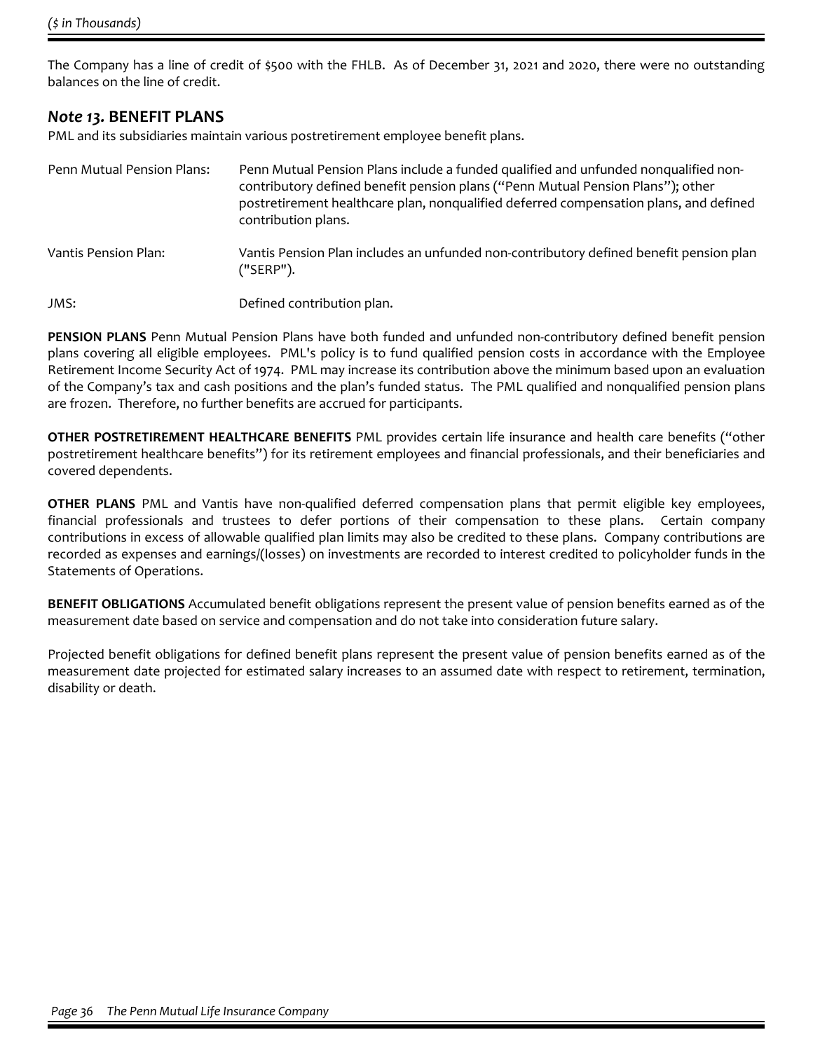The Company has a line of credit of $500 with the FHLB. As of December 31, 2021 and 2020, there were no outstanding balances on the line of credit.

## *Note 13.* BENEFIT PLANS

PML and its subsidiaries maintain various postretirement employee benefit plans.

| | |
|---|---|
| Penn Mutual Pension Plans: | Penn Mutual Pension Plans include a funded qualified and unfunded nonqualified non-contributory defined benefit pension plans ("Penn Mutual Pension Plans"); other postretirement healthcare plan, nonqualified deferred compensation plans, and defined contribution plans. |
| Vantis Pension Plan: | Vantis Pension Plan includes an unfunded non-contributory defined benefit pension plan ("SERP"). |
| JMS: | Defined contribution plan. |

**PENSION PLANS** Penn Mutual Pension Plans have both funded and unfunded non-contributory defined benefit pension plans covering all eligible employees. PML's policy is to fund qualified pension costs in accordance with the Employee Retirement Income Security Act of 1974. PML may increase its contribution above the minimum based upon an evaluation of the Company's tax and cash positions and the plan's funded status. The PML qualified and nonqualified pension plans are frozen. Therefore, no further benefits are accrued for participants.

**OTHER POSTRETIREMENT HEALTHCARE BENEFITS** PML provides certain life insurance and health care benefits ("other postretirement healthcare benefits") for its retirement employees and financial professionals, and their beneficiaries and covered dependents.

**OTHER PLANS** PML and Vantis have non-qualified deferred compensation plans that permit eligible key employees, financial professionals and trustees to defer portions of their compensation to these plans. Certain company contributions in excess of allowable qualified plan limits may also be credited to these plans. Company contributions are recorded as expenses and earnings/(losses) on investments are recorded to interest credited to policyholder funds in the Statements of Operations.

**BENEFIT OBLIGATIONS** Accumulated benefit obligations represent the present value of pension benefits earned as of the measurement date based on service and compensation and do not take into consideration future salary.

Projected benefit obligations for defined benefit plans represent the present value of pension benefits earned as of the measurement date projected for estimated salary increases to an assumed date with respect to retirement, termination, disability or death.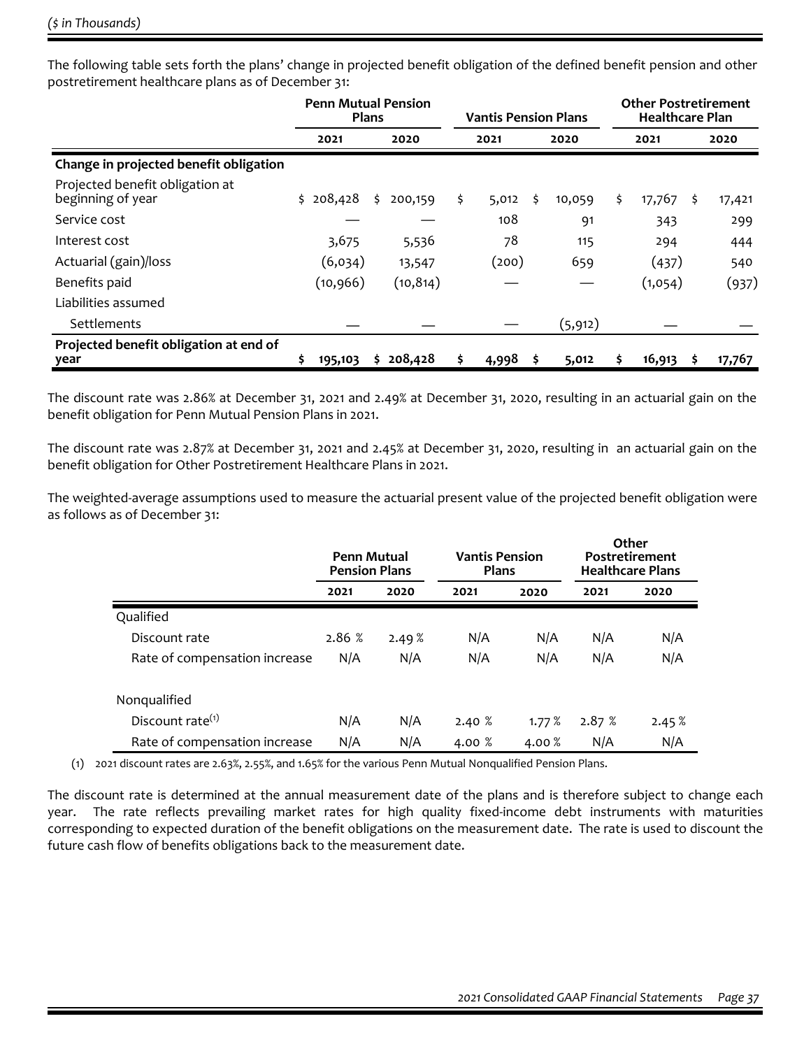*($ in Thousands)*

The following table sets forth the plans' change in projected benefit obligation of the defined benefit pension and other postretirement healthcare plans as of December 31:

| | Penn Mutual Pension Plans | | Vantis Pension Plans | | Other Postretirement Healthcare Plan | |
|---|---|---|---|---|---|---|
| | 2021 | 2020 | 2021 | 2020 | 2021 | 2020 |
| **Change in projected benefit obligation** | | | | | | |
| Projected benefit obligation at beginning of year | $ 208,428 | $ 200,159 | $ 5,012 | $ 10,059 | $ 17,767 | $ 17,421 |
| Service cost | — | — | 108 | 91 | 343 | 299 |
| Interest cost | 3,675 | 5,536 | 78 | 115 | 294 | 444 |
| Actuarial (gain)/loss | (6,034) | 13,547 | (200) | 659 | (437) | 540 |
| Benefits paid | (10,966) | (10,814) | — | — | (1,054) | (937) |
| Liabilities assumed | | | | | | |
| Settlements | — | — | — | (5,912) | — | — |
| **Projected benefit obligation at end of year** | **$ 195,103** | **$ 208,428** | **$ 4,998** | **$ 5,012** | **$ 16,913** | **$ 17,767** |

The discount rate was 2.86% at December 31, 2021 and 2.49% at December 31, 2020, resulting in an actuarial gain on the benefit obligation for Penn Mutual Pension Plans in 2021.

The discount rate was 2.87% at December 31, 2021 and 2.45% at December 31, 2020, resulting in an actuarial gain on the benefit obligation for Other Postretirement Healthcare Plans in 2021.

The weighted-average assumptions used to measure the actuarial present value of the projected benefit obligation were as follows as of December 31:

| | Penn Mutual Pension Plans | | Vantis Pension Plans | | Other Postretirement Healthcare Plans | |
|---|---|---|---|---|---|---|
| | 2021 | 2020 | 2021 | 2020 | 2021 | 2020 |
| Qualified | | | | | | |
| Discount rate | 2.86 % | 2.49 % | N/A | N/A | N/A | N/A |
| Rate of compensation increase | N/A | N/A | N/A | N/A | N/A | N/A |
| Nonqualified | | | | | | |
| Discount rate[(1)] | N/A | N/A | 2.40 % | 1.77 % | 2.87 % | 2.45 % |
| Rate of compensation increase | N/A | N/A | 4.00 % | 4.00 % | N/A | N/A |

(1) 2021 discount rates are 2.63%, 2.55%, and 1.65% for the various Penn Mutual Nonqualified Pension Plans.

The discount rate is determined at the annual measurement date of the plans and is therefore subject to change each year. The rate reflects prevailing market rates for high quality fixed-income debt instruments with maturities corresponding to expected duration of the benefit obligations on the measurement date. The rate is used to discount the future cash flow of benefits obligations back to the measurement date.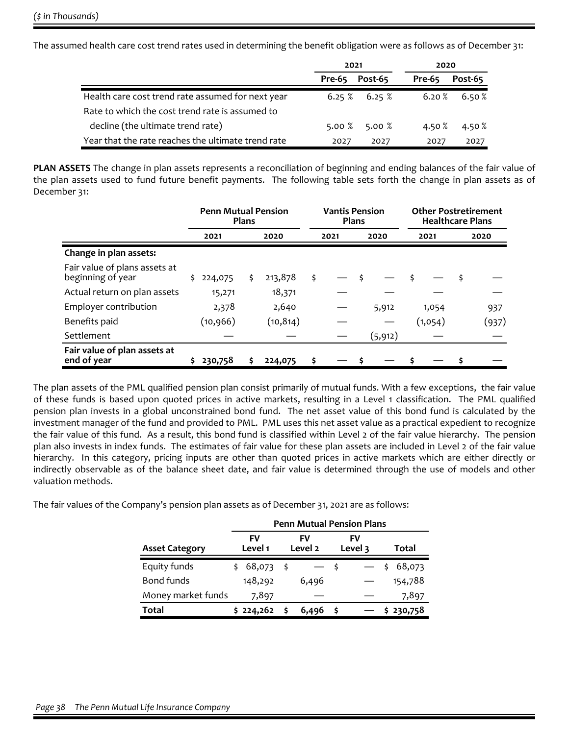*($ in Thousands)*

The assumed health care cost trend rates used in determining the benefit obligation were as follows as of December 31:

| | 2021 | | 2020 | |
|---|---|---|---|---|
| | Pre-65 | Post-65 | Pre-65 | Post-65 |
| Health care cost trend rate assumed for next year | 6.25 % | 6.25 % | 6.20 % | 6.50 % |
| Rate to which the cost trend rate is assumed to decline (the ultimate trend rate) | 5.00 % | 5.00 % | 4.50 % | 4.50 % |
| Year that the rate reaches the ultimate trend rate | 2027 | 2027 | 2027 | 2027 |

**PLAN ASSETS** The change in plan assets represents a reconciliation of beginning and ending balances of the fair value of the plan assets used to fund future benefit payments. The following table sets forth the change in plan assets as of December 31:

| | Penn Mutual Pension Plans | | Vantis Pension Plans | | Other Postretirement Healthcare Plans | |
|---|---|---|---|---|---|---|
| | 2021 | 2020 | 2021 | 2020 | 2021 | 2020 |
| **Change in plan assets:** | | | | | | |
| Fair value of plans assets at beginning of year | $ 224,075 | $ 213,878 | $ — | $ — | $ — | $ — |
| Actual return on plan assets | 15,271 | 18,371 | — | — | — | — |
| Employer contribution | 2,378 | 2,640 | — | 5,912 | 1,054 | 937 |
| Benefits paid | (10,966) | (10,814) | — | — | (1,054) | (937) |
| Settlement | — | — | — | (5,912) | — | — |
| **Fair value of plan assets at end of year** | **$ 230,758** | **$ 224,075** | **$ —** | **$ —** | **$ —** | **$ —** |

The plan assets of the PML qualified pension plan consist primarily of mutual funds. With a few exceptions, the fair value of these funds is based upon quoted prices in active markets, resulting in a Level 1 classification. The PML qualified pension plan invests in a global unconstrained bond fund. The net asset value of this bond fund is calculated by the investment manager of the fund and provided to PML. PML uses this net asset value as a practical expedient to recognize the fair value of this fund. As a result, this bond fund is classified within Level 2 of the fair value hierarchy. The pension plan also invests in index funds. The estimates of fair value for these plan assets are included in Level 2 of the fair value hierarchy. In this category, pricing inputs are other than quoted prices in active markets which are either directly or indirectly observable as of the balance sheet date, and fair value is determined through the use of models and other valuation methods.

The fair values of the Company's pension plan assets as of December 31, 2021 are as follows:

| | Penn Mutual Pension Plans | | | |
|---|---|---|---|---|
| **Asset Category** | FV Level 1 | FV Level 2 | FV Level 3 | Total |
| Equity funds | $ 68,073 | $ — | $ — | $ 68,073 |
| Bond funds | 148,292 | 6,496 | — | 154,788 |
| Money market funds | 7,897 | — | — | 7,897 |
| **Total** | **$ 224,262** | **$ 6,496** | **$ —** | **$ 230,758** |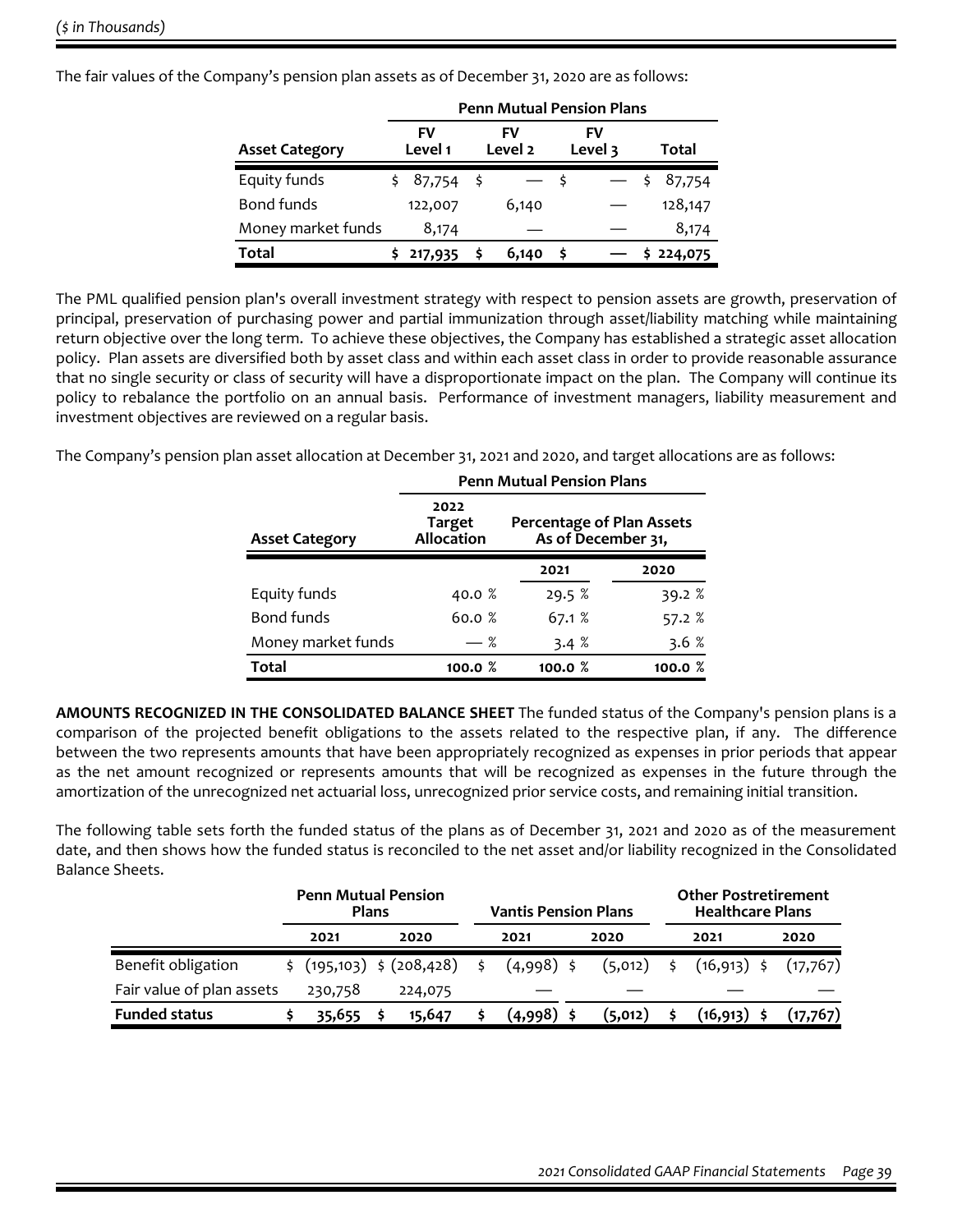*($ in Thousands)*

The fair values of the Company's pension plan assets as of December 31, 2020 are as follows:

| | Penn Mutual Pension Plans | | | |
|---|---|---|---|---|
| **Asset Category** | **FV Level 1** | **FV Level 2** | **FV Level 3** | **Total** |
| Equity funds | $ 87,754 | $ — | $ — | $ 87,754 |
| Bond funds | 122,007 | 6,140 | — | 128,147 |
| Money market funds | 8,174 | — | — | 8,174 |
| **Total** | **$ 217,935** | **$ 6,140** | **$ —** | **$ 224,075** |

The PML qualified pension plan's overall investment strategy with respect to pension assets are growth, preservation of principal, preservation of purchasing power and partial immunization through asset/liability matching while maintaining return objective over the long term. To achieve these objectives, the Company has established a strategic asset allocation policy. Plan assets are diversified both by asset class and within each asset class in order to provide reasonable assurance that no single security or class of security will have a disproportionate impact on the plan. The Company will continue its policy to rebalance the portfolio on an annual basis. Performance of investment managers, liability measurement and investment objectives are reviewed on a regular basis.

The Company's pension plan asset allocation at December 31, 2021 and 2020, and target allocations are as follows:

| | Penn Mutual Pension Plans | | |
|---|---|---|---|
| **Asset Category** | **2022 Target Allocation** | **Percentage of Plan Assets As of December 31,** | |
| | | **2021** | **2020** |
| Equity funds | 40.0 % | 29.5 % | 39.2 % |
| Bond funds | 60.0 % | 67.1 % | 57.2 % |
| Money market funds | — % | 3.4 % | 3.6 % |
| **Total** | **100.0 %** | **100.0 %** | **100.0 %** |

**AMOUNTS RECOGNIZED IN THE CONSOLIDATED BALANCE SHEET** The funded status of the Company's pension plans is a comparison of the projected benefit obligations to the assets related to the respective plan, if any. The difference between the two represents amounts that have been appropriately recognized as expenses in prior periods that appear as the net amount recognized or represents amounts that will be recognized as expenses in the future through the amortization of the unrecognized net actuarial loss, unrecognized prior service costs, and remaining initial transition.

The following table sets forth the funded status of the plans as of December 31, 2021 and 2020 as of the measurement date, and then shows how the funded status is reconciled to the net asset and/or liability recognized in the Consolidated Balance Sheets.

| | Penn Mutual Pension Plans | | Vantis Pension Plans | | Other Postretirement Healthcare Plans | |
|---|---|---|---|---|---|---|
| | **2021** | **2020** | **2021** | **2020** | **2021** | **2020** |
| Benefit obligation | $ (195,103) | $ (208,428) | $ (4,998) | $ (5,012) | $ (16,913) | $ (17,767) |
| Fair value of plan assets | 230,758 | 224,075 | — | — | — | — |
| **Funded status** | **$ 35,655** | **$ 15,647** | **$ (4,998)** | **$ (5,012)** | **$ (16,913)** | **$ (17,767)** |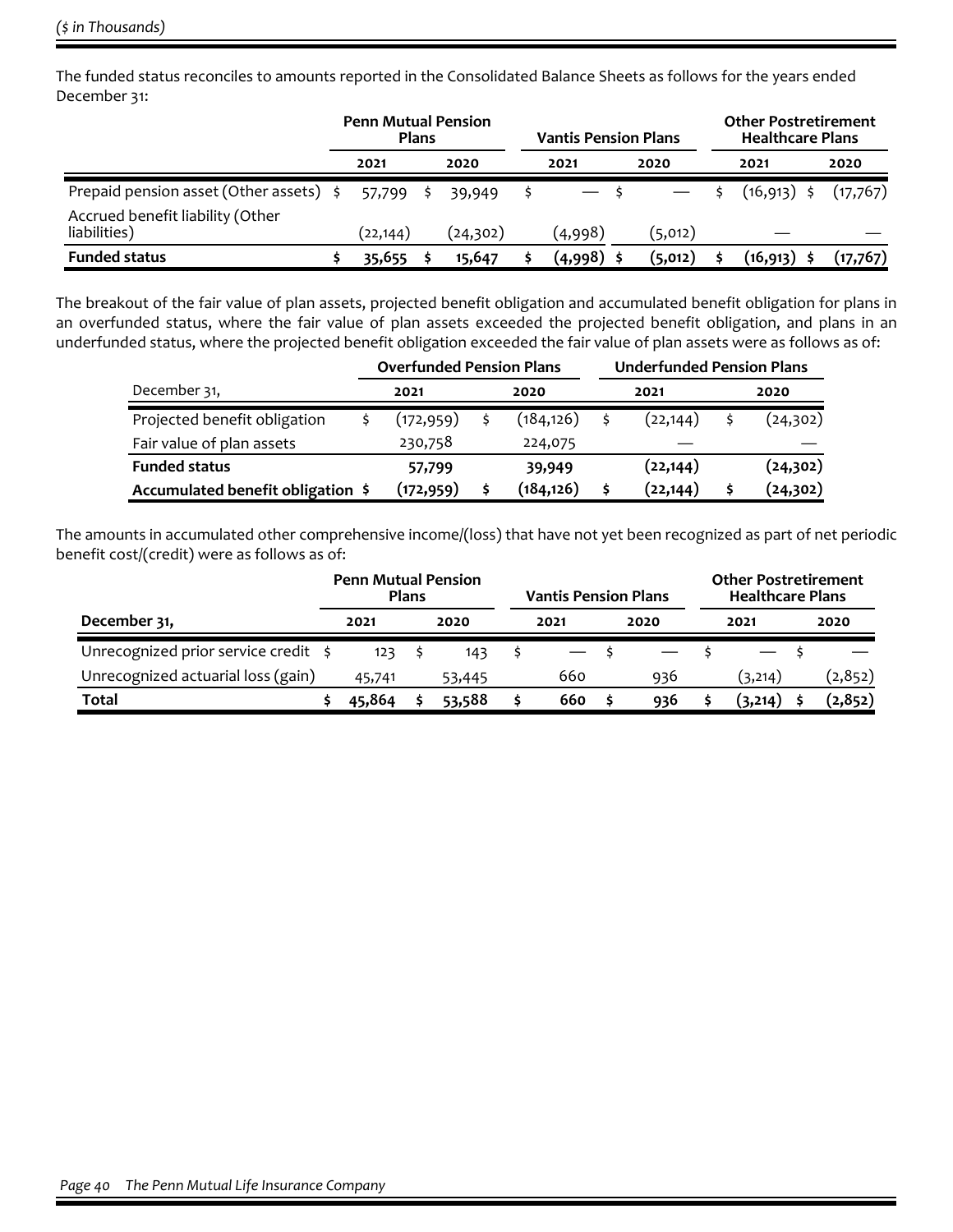*($ in Thousands)*

The funded status reconciles to amounts reported in the Consolidated Balance Sheets as follows for the years ended December 31:

| | Penn Mutual Pension Plans | | Vantis Pension Plans | | Other Postretirement Healthcare Plans | |
|---|---|---|---|---|---|---|
| | 2021 | 2020 | 2021 | 2020 | 2021 | 2020 |
| Prepaid pension asset (Other assets) | $ 57,799 | $ 39,949 | $ — | $ — | $ (16,913) | $ (17,767) |
| Accrued benefit liability (Other liabilities) | (22,144) | (24,302) | (4,998) | (5,012) | — | — |
| **Funded status** | **$ 35,655** | **$ 15,647** | **$ (4,998)** | **$ (5,012)** | **$ (16,913)** | **$ (17,767)** |

The breakout of the fair value of plan assets, projected benefit obligation and accumulated benefit obligation for plans in an overfunded status, where the fair value of plan assets exceeded the projected benefit obligation, and plans in an underfunded status, where the projected benefit obligation exceeded the fair value of plan assets were as follows as of:

| | Overfunded Pension Plans | | Underfunded Pension Plans | |
|---|---|---|---|---|
| December 31, | 2021 | 2020 | 2021 | 2020 |
| Projected benefit obligation | $ (172,959) | $ (184,126) | $ (22,144) | $ (24,302) |
| Fair value of plan assets | 230,758 | 224,075 | — | — |
| **Funded status** | **57,799** | **39,949** | **(22,144)** | **(24,302)** |
| **Accumulated benefit obligation** | **$ (172,959)** | **$ (184,126)** | **$ (22,144)** | **$ (24,302)** |

The amounts in accumulated other comprehensive income/(loss) that have not yet been recognized as part of net periodic benefit cost/(credit) were as follows as of:

| | Penn Mutual Pension Plans | | Vantis Pension Plans | | Other Postretirement Healthcare Plans | |
|---|---|---|---|---|---|---|
| **December 31,** | 2021 | 2020 | 2021 | 2020 | 2021 | 2020 |
| Unrecognized prior service credit | $ 123 | $ 143 | $ — | $ — | $ — | $ — |
| Unrecognized actuarial loss (gain) | 45,741 | 53,445 | 660 | 936 | (3,214) | (2,852) |
| **Total** | **$ 45,864** | **$ 53,588** | **$ 660** | **$ 936** | **$ (3,214)** | **$ (2,852)** |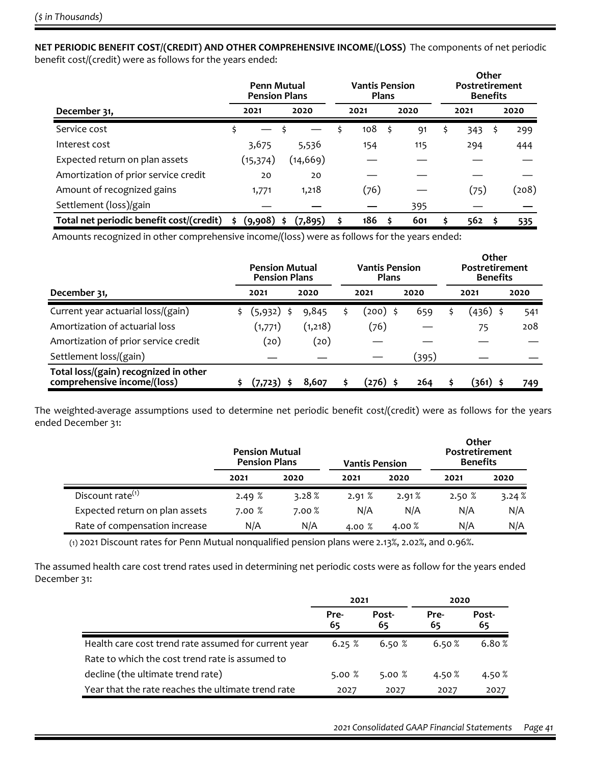*($ in Thousands)*

**NET PERIODIC BENEFIT COST/(CREDIT) AND OTHER COMPREHENSIVE INCOME/(LOSS)** The components of net periodic benefit cost/(credit) were as follows for the years ended:

| | Penn Mutual Pension Plans | | Vantis Pension Plans | | Other Postretirement Benefits | |
|---|---|---|---|---|---|---|
| **December 31,** | **2021** | **2020** | **2021** | **2020** | **2021** | **2020** |
| Service cost | $ — | $ — | $ 108 | $ 91 | $ 343 | $ 299 |
| Interest cost | 3,675 | 5,536 | 154 | 115 | 294 | 444 |
| Expected return on plan assets | (15,374) | (14,669) | — | — | — | — |
| Amortization of prior service credit | 20 | 20 | — | — | — | — |
| Amount of recognized gains | 1,771 | 1,218 | (76) | — | (75) | (208) |
| Settlement (loss)/gain | — | — | — | 395 | — | — |
| **Total net periodic benefit cost/(credit)** | **$ (9,908)** | **$ (7,895)** | **$ 186** | **$ 601** | **$ 562** | **$ 535** |

Amounts recognized in other comprehensive income/(loss) were as follows for the years ended:

| | Pension Mutual Pension Plans | | Vantis Pension Plans | | Other Postretirement Benefits | |
|---|---|---|---|---|---|---|
| **December 31,** | **2021** | **2020** | **2021** | **2020** | **2021** | **2020** |
| Current year actuarial loss/(gain) | $ (5,932) | $ 9,845 | $ (200) | $ 659 | $ (436) | $ 541 |
| Amortization of actuarial loss | (1,771) | (1,218) | (76) | — | 75 | 208 |
| Amortization of prior service credit | (20) | (20) | — | — | — | — |
| Settlement loss/(gain) | — | — | — | (395) | — | — |
| **Total loss/(gain) recognized in other comprehensive income/(loss)** | **$ (7,723)** | **$ 8,607** | **$ (276)** | **$ 264** | **$ (361)** | **$ 749** |

The weighted-average assumptions used to determine net periodic benefit cost/(credit) were as follows for the years ended December 31:

| | Pension Mutual Pension Plans | | Vantis Pension | | Other Postretirement Benefits | |
|---|---|---|---|---|---|---|
| | **2021** | **2020** | **2021** | **2020** | **2021** | **2020** |
| Discount rate(1) | 2.49 % | 3.28 % | 2.91 % | 2.91 % | 2.50 % | 3.24 % |
| Expected return on plan assets | 7.00 % | 7.00 % | N/A | N/A | N/A | N/A |
| Rate of compensation increase | N/A | N/A | 4.00 % | 4.00 % | N/A | N/A |

(1) 2021 Discount rates for Penn Mutual nonqualified pension plans were 2.13%, 2.02%, and 0.96%.

The assumed health care cost trend rates used in determining net periodic costs were as follow for the years ended December 31:

| | 2021 | | 2020 | |
|---|---|---|---|---|
| | **Pre-65** | **Post-65** | **Pre-65** | **Post-65** |
| Health care cost trend rate assumed for current year | 6.25 % | 6.50 % | 6.50 % | 6.80 % |
| Rate to which the cost trend rate is assumed to decline (the ultimate trend rate) | 5.00 % | 5.00 % | 4.50 % | 4.50 % |
| Year that the rate reaches the ultimate trend rate | 2027 | 2027 | 2027 | 2027 |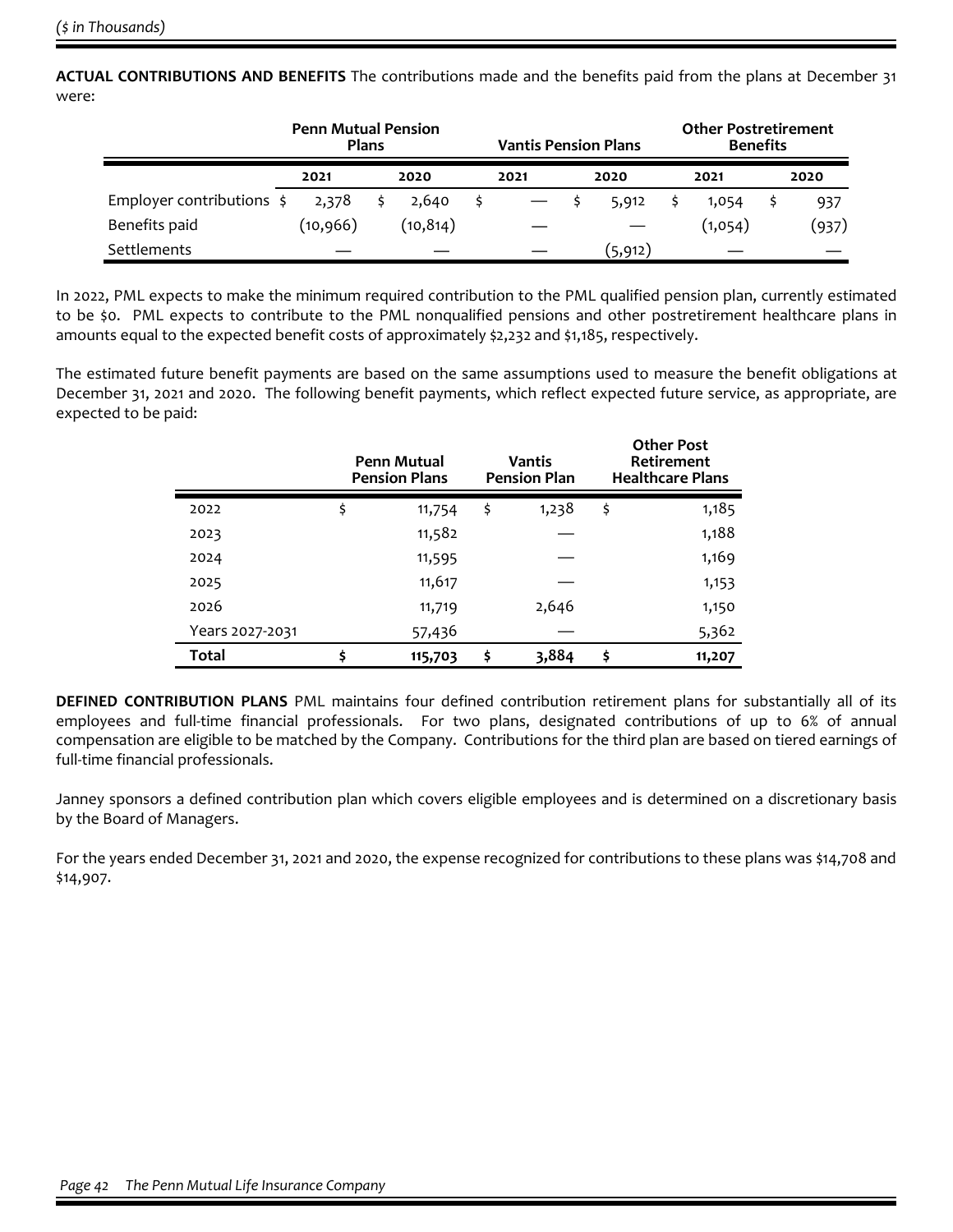*($ in Thousands)*

**ACTUAL CONTRIBUTIONS AND BENEFITS** The contributions made and the benefits paid from the plans at December 31 were:

| | Penn Mutual Pension Plans | | Vantis Pension Plans | | Other Postretirement Benefits | |
|---|---|---|---|---|---|---|
| | 2021 | 2020 | 2021 | 2020 | 2021 | 2020 |
| Employer contributions | $ 2,378 | $ 2,640 | $ — | $ 5,912 | $ 1,054 | $ 937 |
| Benefits paid | (10,966) | (10,814) | — | — | (1,054) | (937) |
| Settlements | — | — | — | (5,912) | — | — |

In 2022, PML expects to make the minimum required contribution to the PML qualified pension plan, currently estimated to be $0. PML expects to contribute to the PML nonqualified pensions and other postretirement healthcare plans in amounts equal to the expected benefit costs of approximately $2,232 and $1,185, respectively.

The estimated future benefit payments are based on the same assumptions used to measure the benefit obligations at December 31, 2021 and 2020. The following benefit payments, which reflect expected future service, as appropriate, are expected to be paid:

| | Penn Mutual Pension Plans | Vantis Pension Plan | Other Post Retirement Healthcare Plans |
|---|---|---|---|
| 2022 | $ 11,754 | $ 1,238 | $ 1,185 |
| 2023 | 11,582 | — | 1,188 |
| 2024 | 11,595 | — | 1,169 |
| 2025 | 11,617 | — | 1,153 |
| 2026 | 11,719 | 2,646 | 1,150 |
| Years 2027-2031 | 57,436 | — | 5,362 |
| **Total** | **$ 115,703** | **$ 3,884** | **$ 11,207** |

**DEFINED CONTRIBUTION PLANS** PML maintains four defined contribution retirement plans for substantially all of its employees and full-time financial professionals. For two plans, designated contributions of up to 6% of annual compensation are eligible to be matched by the Company. Contributions for the third plan are based on tiered earnings of full-time financial professionals.

Janney sponsors a defined contribution plan which covers eligible employees and is determined on a discretionary basis by the Board of Managers.

For the years ended December 31, 2021 and 2020, the expense recognized for contributions to these plans was $14,708 and $14,907.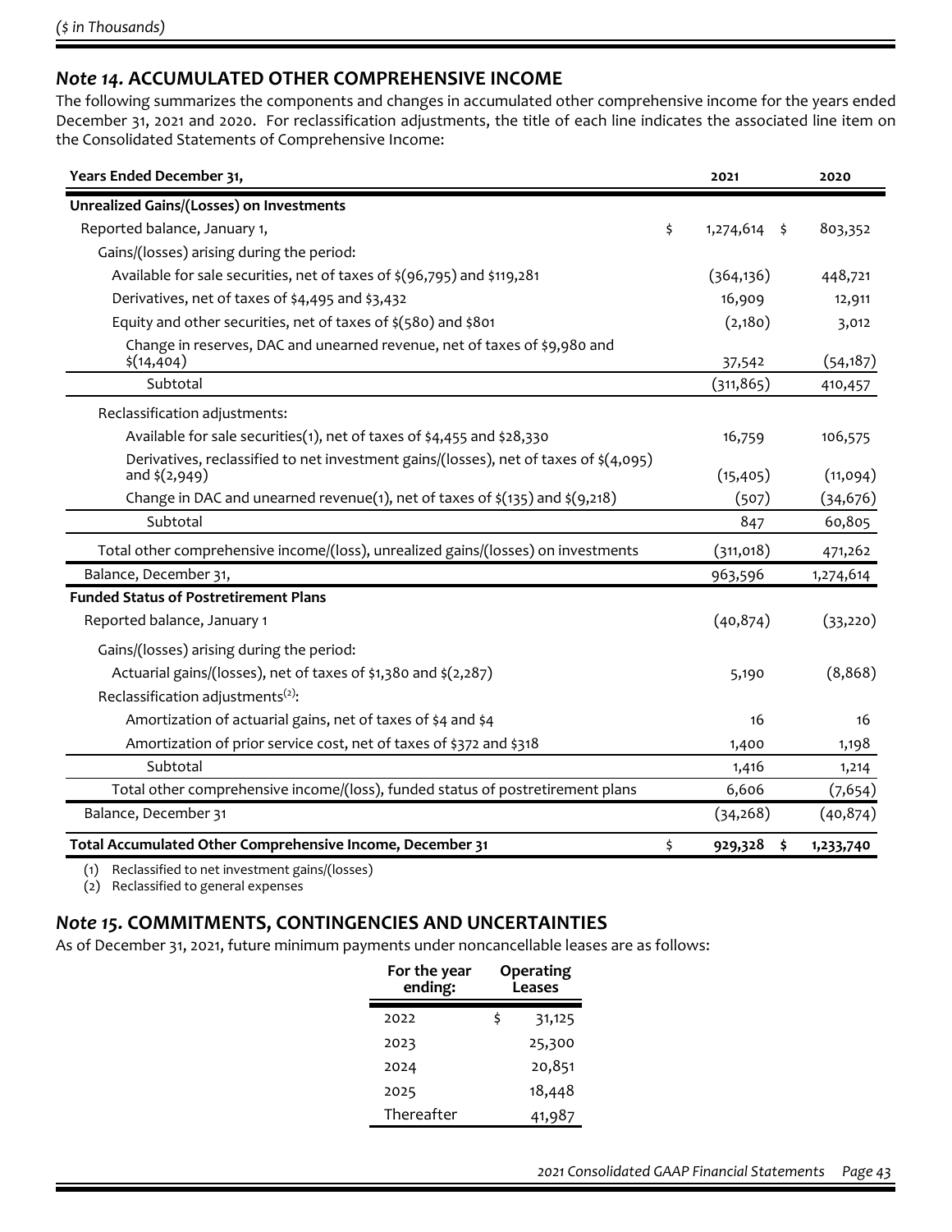*($ in Thousands)*

## *Note 14.* ACCUMULATED OTHER COMPREHENSIVE INCOME

The following summarizes the components and changes in accumulated other comprehensive income for the years ended December 31, 2021 and 2020. For reclassification adjustments, the title of each line indicates the associated line item on the Consolidated Statements of Comprehensive Income:

| Years Ended December 31, | 2021 | 2020 |
|---|---|---|
| **Unrealized Gains/(Losses) on Investments** | | |
| Reported balance, January 1, | $ 1,274,614 | $ 803,352 |
| Gains/(losses) arising during the period: | | |
| Available for sale securities, net of taxes of $(96,795) and $119,281 | (364,136) | 448,721 |
| Derivatives, net of taxes of $4,495 and $3,432 | 16,909 | 12,911 |
| Equity and other securities, net of taxes of $(580) and $801 | (2,180) | 3,012 |
| Change in reserves, DAC and unearned revenue, net of taxes of $9,980 and $(14,404) | 37,542 | (54,187) |
| Subtotal | (311,865) | 410,457 |
| Reclassification adjustments: | | |
| Available for sale securities(1), net of taxes of $4,455 and $28,330 | 16,759 | 106,575 |
| Derivatives, reclassified to net investment gains/(losses), net of taxes of $(4,095) and $(2,949) | (15,405) | (11,094) |
| Change in DAC and unearned revenue(1), net of taxes of $(135) and $(9,218) | (507) | (34,676) |
| Subtotal | 847 | 60,805 |
| Total other comprehensive income/(loss), unrealized gains/(losses) on investments | (311,018) | 471,262 |
| Balance, December 31, | 963,596 | 1,274,614 |
| **Funded Status of Postretirement Plans** | | |
| Reported balance, January 1 | (40,874) | (33,220) |
| Gains/(losses) arising during the period: | | |
| Actuarial gains/(losses), net of taxes of $1,380 and $(2,287) | 5,190 | (8,868) |
| Reclassification adjustments(2): | | |
| Amortization of actuarial gains, net of taxes of $4 and $4 | 16 | 16 |
| Amortization of prior service cost, net of taxes of $372 and $318 | 1,400 | 1,198 |
| Subtotal | 1,416 | 1,214 |
| Total other comprehensive income/(loss), funded status of postretirement plans | 6,606 | (7,654) |
| Balance, December 31 | (34,268) | (40,874) |
| **Total Accumulated Other Comprehensive Income, December 31** | **$ 929,328** | **$ 1,233,740** |

(1) Reclassified to net investment gains/(losses)
(2) Reclassified to general expenses

## *Note 15.* COMMITMENTS, CONTINGENCIES AND UNCERTAINTIES

As of December 31, 2021, future minimum payments under noncancellable leases are as follows:

| For the year ending: | Operating Leases |
|---|---|
| 2022 | $ 31,125 |
| 2023 | 25,300 |
| 2024 | 20,851 |
| 2025 | 18,448 |
| Thereafter | 41,987 |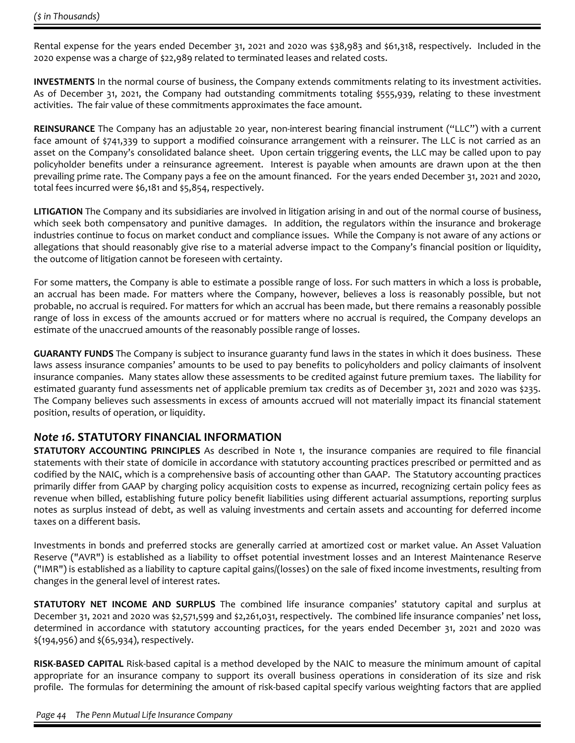Rental expense for the years ended December 31, 2021 and 2020 was $38,983 and $61,318, respectively. Included in the 2020 expense was a charge of $22,989 related to terminated leases and related costs.

**INVESTMENTS** In the normal course of business, the Company extends commitments relating to its investment activities. As of December 31, 2021, the Company had outstanding commitments totaling $555,939, relating to these investment activities. The fair value of these commitments approximates the face amount.

**REINSURANCE** The Company has an adjustable 20 year, non-interest bearing financial instrument ("LLC") with a current face amount of $741,339 to support a modified coinsurance arrangement with a reinsurer. The LLC is not carried as an asset on the Company's consolidated balance sheet. Upon certain triggering events, the LLC may be called upon to pay policyholder benefits under a reinsurance agreement. Interest is payable when amounts are drawn upon at the then prevailing prime rate. The Company pays a fee on the amount financed. For the years ended December 31, 2021 and 2020, total fees incurred were $6,181 and $5,854, respectively.

**LITIGATION** The Company and its subsidiaries are involved in litigation arising in and out of the normal course of business, which seek both compensatory and punitive damages. In addition, the regulators within the insurance and brokerage industries continue to focus on market conduct and compliance issues. While the Company is not aware of any actions or allegations that should reasonably give rise to a material adverse impact to the Company's financial position or liquidity, the outcome of litigation cannot be foreseen with certainty.

For some matters, the Company is able to estimate a possible range of loss. For such matters in which a loss is probable, an accrual has been made. For matters where the Company, however, believes a loss is reasonably possible, but not probable, no accrual is required. For matters for which an accrual has been made, but there remains a reasonably possible range of loss in excess of the amounts accrued or for matters where no accrual is required, the Company develops an estimate of the unaccrued amounts of the reasonably possible range of losses.

**GUARANTY FUNDS** The Company is subject to insurance guaranty fund laws in the states in which it does business. These laws assess insurance companies' amounts to be used to pay benefits to policyholders and policy claimants of insolvent insurance companies. Many states allow these assessments to be credited against future premium taxes. The liability for estimated guaranty fund assessments net of applicable premium tax credits as of December 31, 2021 and 2020 was $235. The Company believes such assessments in excess of amounts accrued will not materially impact its financial statement position, results of operation, or liquidity.

## *Note 16.* STATUTORY FINANCIAL INFORMATION

**STATUTORY ACCOUNTING PRINCIPLES** As described in Note 1, the insurance companies are required to file financial statements with their state of domicile in accordance with statutory accounting practices prescribed or permitted and as codified by the NAIC, which is a comprehensive basis of accounting other than GAAP. The Statutory accounting practices primarily differ from GAAP by charging policy acquisition costs to expense as incurred, recognizing certain policy fees as revenue when billed, establishing future policy benefit liabilities using different actuarial assumptions, reporting surplus notes as surplus instead of debt, as well as valuing investments and certain assets and accounting for deferred income taxes on a different basis.

Investments in bonds and preferred stocks are generally carried at amortized cost or market value. An Asset Valuation Reserve ("AVR") is established as a liability to offset potential investment losses and an Interest Maintenance Reserve ("IMR") is established as a liability to capture capital gains/(losses) on the sale of fixed income investments, resulting from changes in the general level of interest rates.

**STATUTORY NET INCOME AND SURPLUS** The combined life insurance companies' statutory capital and surplus at December 31, 2021 and 2020 was $2,571,599 and $2,261,031, respectively. The combined life insurance companies' net loss, determined in accordance with statutory accounting practices, for the years ended December 31, 2021 and 2020 was $(194,956) and $(65,934), respectively.

**RISK-BASED CAPITAL** Risk-based capital is a method developed by the NAIC to measure the minimum amount of capital appropriate for an insurance company to support its overall business operations in consideration of its size and risk profile. The formulas for determining the amount of risk-based capital specify various weighting factors that are applied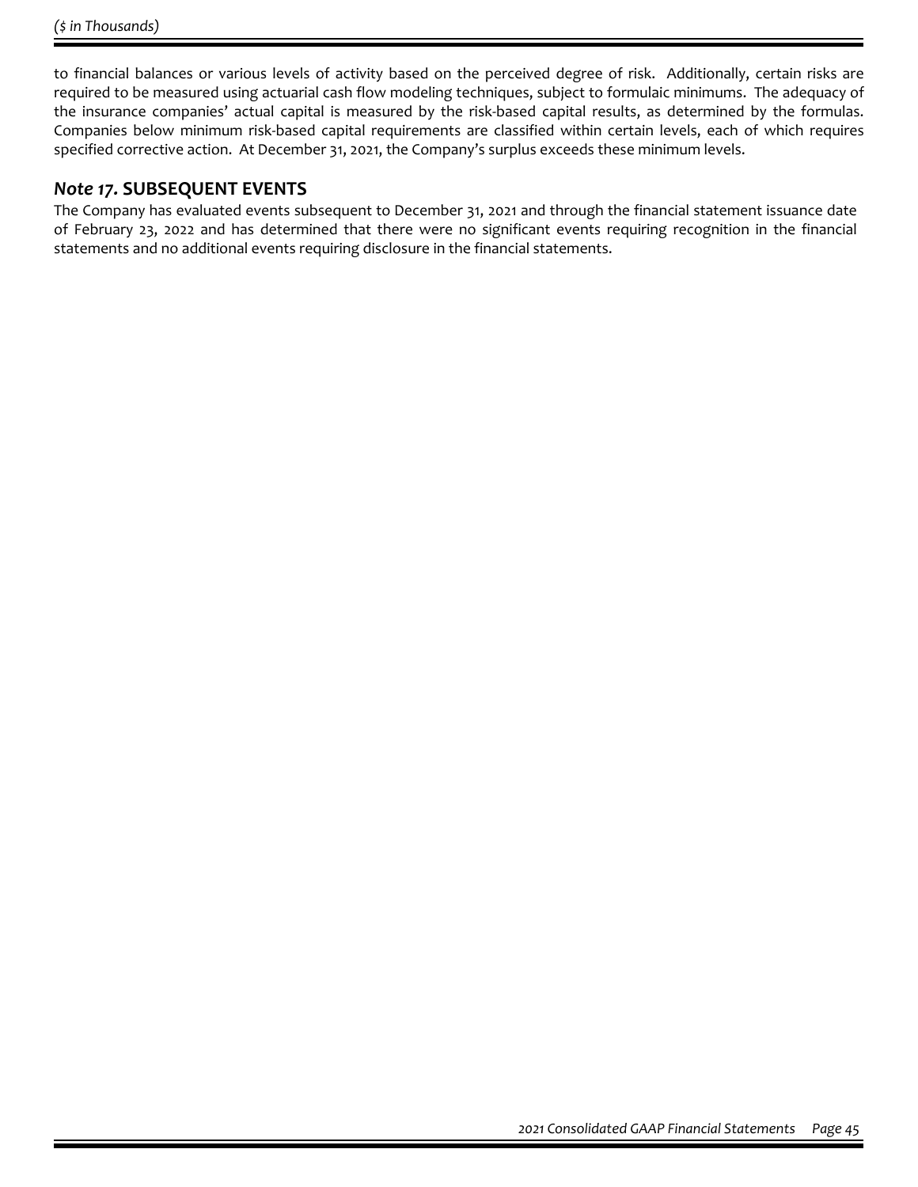to financial balances or various levels of activity based on the perceived degree of risk. Additionally, certain risks are required to be measured using actuarial cash flow modeling techniques, subject to formulaic minimums. The adequacy of the insurance companies' actual capital is measured by the risk-based capital results, as determined by the formulas. Companies below minimum risk-based capital requirements are classified within certain levels, each of which requires specified corrective action. At December 31, 2021, the Company's surplus exceeds these minimum levels.

## *Note 17.* SUBSEQUENT EVENTS

The Company has evaluated events subsequent to December 31, 2021 and through the financial statement issuance date of February 23, 2022 and has determined that there were no significant events requiring recognition in the financial statements and no additional events requiring disclosure in the financial statements.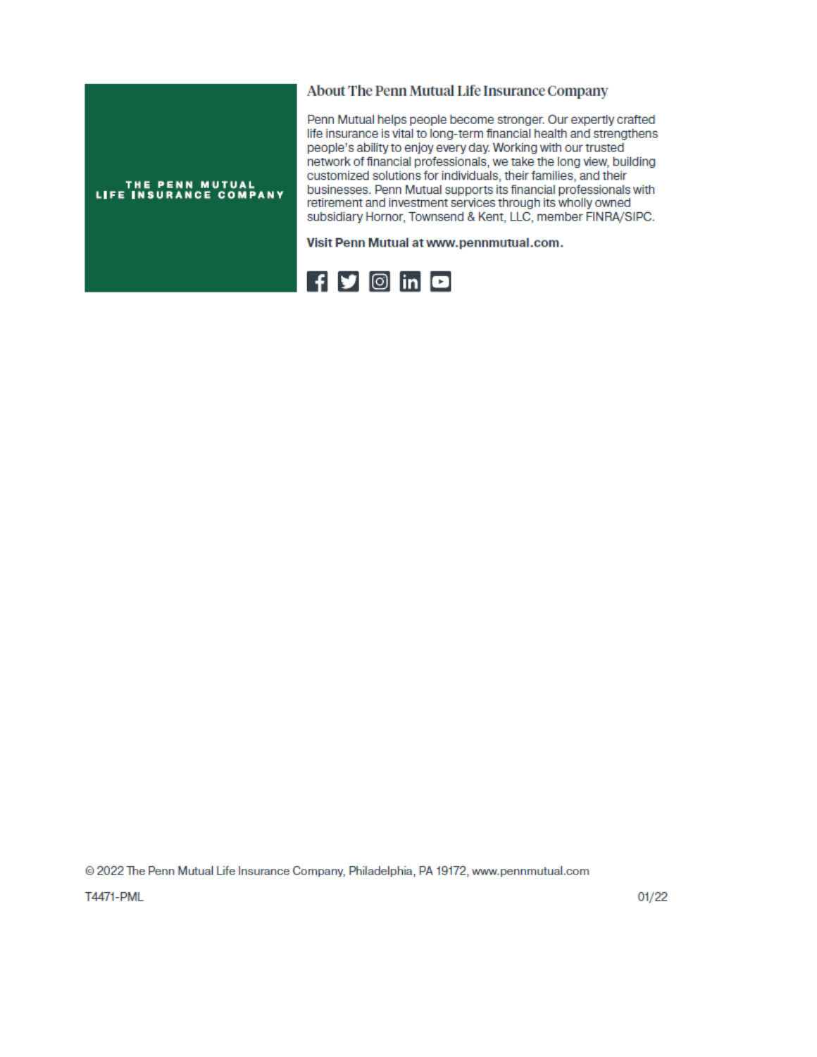THE PENN MUTUAL
LIFE INSURANCE COMPANY

## About The Penn Mutual Life Insurance Company

Penn Mutual helps people become stronger. Our expertly crafted life insurance is vital to long-term financial health and strengthens people's ability to enjoy every day. Working with our trusted network of financial professionals, we take the long view, building customized solutions for individuals, their families, and their businesses. Penn Mutual supports its financial professionals with retirement and investment services through its wholly owned subsidiary Hornor, Townsend & Kent, LLC, member FINRA/SIPC.

**Visit Penn Mutual at www.pennmutual.com.**

© 2022 The Penn Mutual Life Insurance Company, Philadelphia, PA 19172, www.pennmutual.com

T4471-PML 01/22